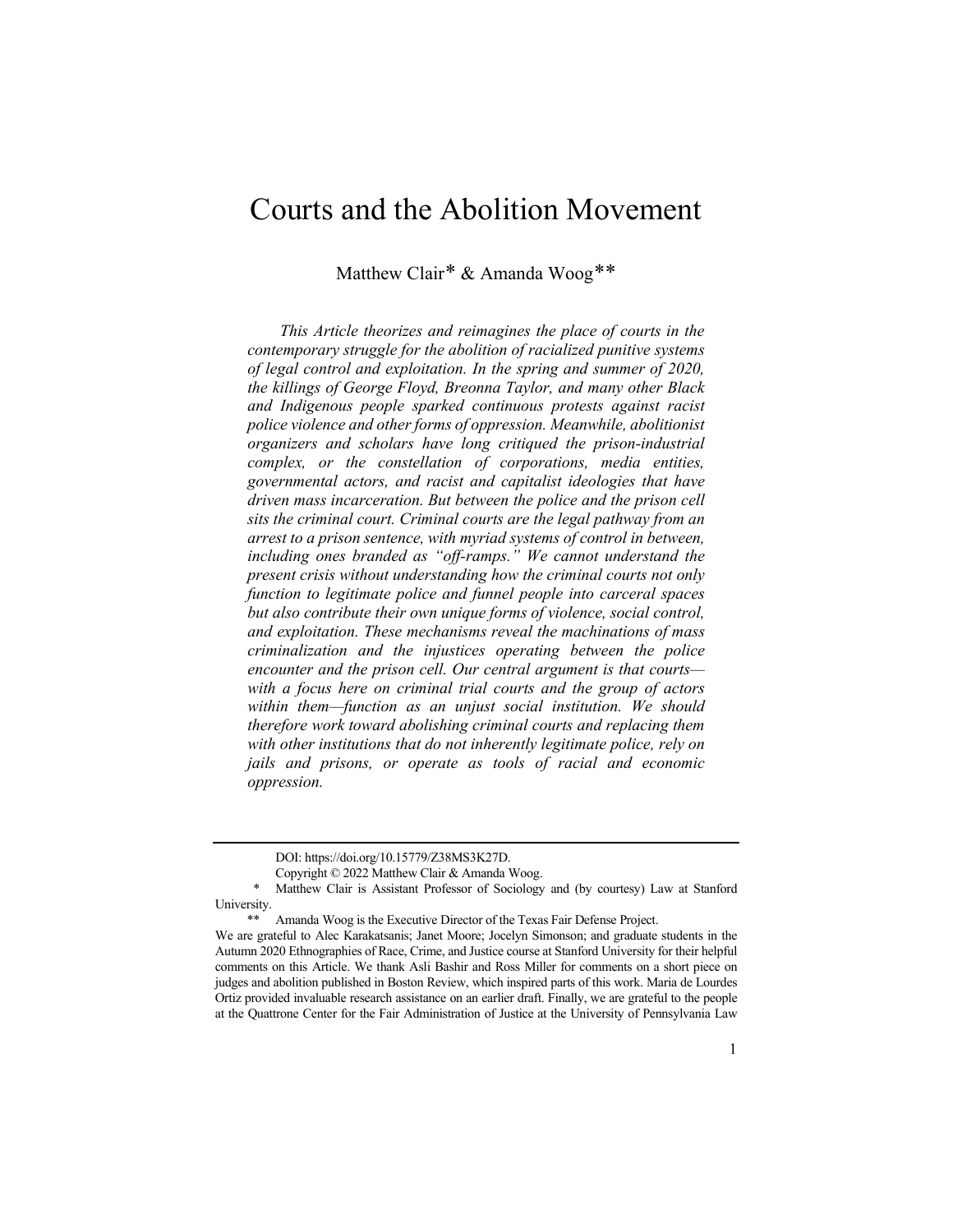# Courts and the Abolition Movement

Matthew Clair* & Amanda Woog**

*This Article theorizes and reimagines the place of courts in the contemporary struggle for the abolition of racialized punitive systems of legal control and exploitation. In the spring and summer of 2020, the killings of George Floyd, Breonna Taylor, and many other Black and Indigenous people sparked continuous protests against racist police violence and other forms of oppression. Meanwhile, abolitionist organizers and scholars have long critiqued the prison-industrial complex, or the constellation of corporations, media entities, governmental actors, and racist and capitalist ideologies that have driven mass incarceration. But between the police and the prison cell sits the criminal court. Criminal courts are the legal pathway from an arrest to a prison sentence, with myriad systems of control in between, including ones branded as "off-ramps." We cannot understand the present crisis without understanding how the criminal courts not only function to legitimate police and funnel people into carceral spaces but also contribute their own unique forms of violence, social control, and exploitation. These mechanisms reveal the machinations of mass criminalization and the injustices operating between the police encounter and the prison cell. Our central argument is that courts—with a focus here on criminal trial courts and the group of actors within them—function as an unjust social institution. We should therefore work toward abolishing criminal courts and replacing them with other institutions that do not inherently legitimate police, rely on jails and prisons, or operate as tools of racial and economic oppression.*

---

DOI: https://doi.org/10.15779/Z38MS3K27D.

Copyright © 2022 Matthew Clair & Amanda Woog.

\* Matthew Clair is Assistant Professor of Sociology and (by courtesy) Law at Stanford University.

\*\* Amanda Woog is the Executive Director of the Texas Fair Defense Project.

We are grateful to Alec Karakatsanis; Janet Moore; Jocelyn Simonson; and graduate students in the Autumn 2020 Ethnographies of Race, Crime, and Justice course at Stanford University for their helpful comments on this Article. We thank Asli Bashir and Ross Miller for comments on a short piece on judges and abolition published in Boston Review, which inspired parts of this work. Maria de Lourdes Ortiz provided invaluable research assistance on an earlier draft. Finally, we are grateful to the people at the Quattrone Center for the Fair Administration of Justice at the University of Pennsylvania Law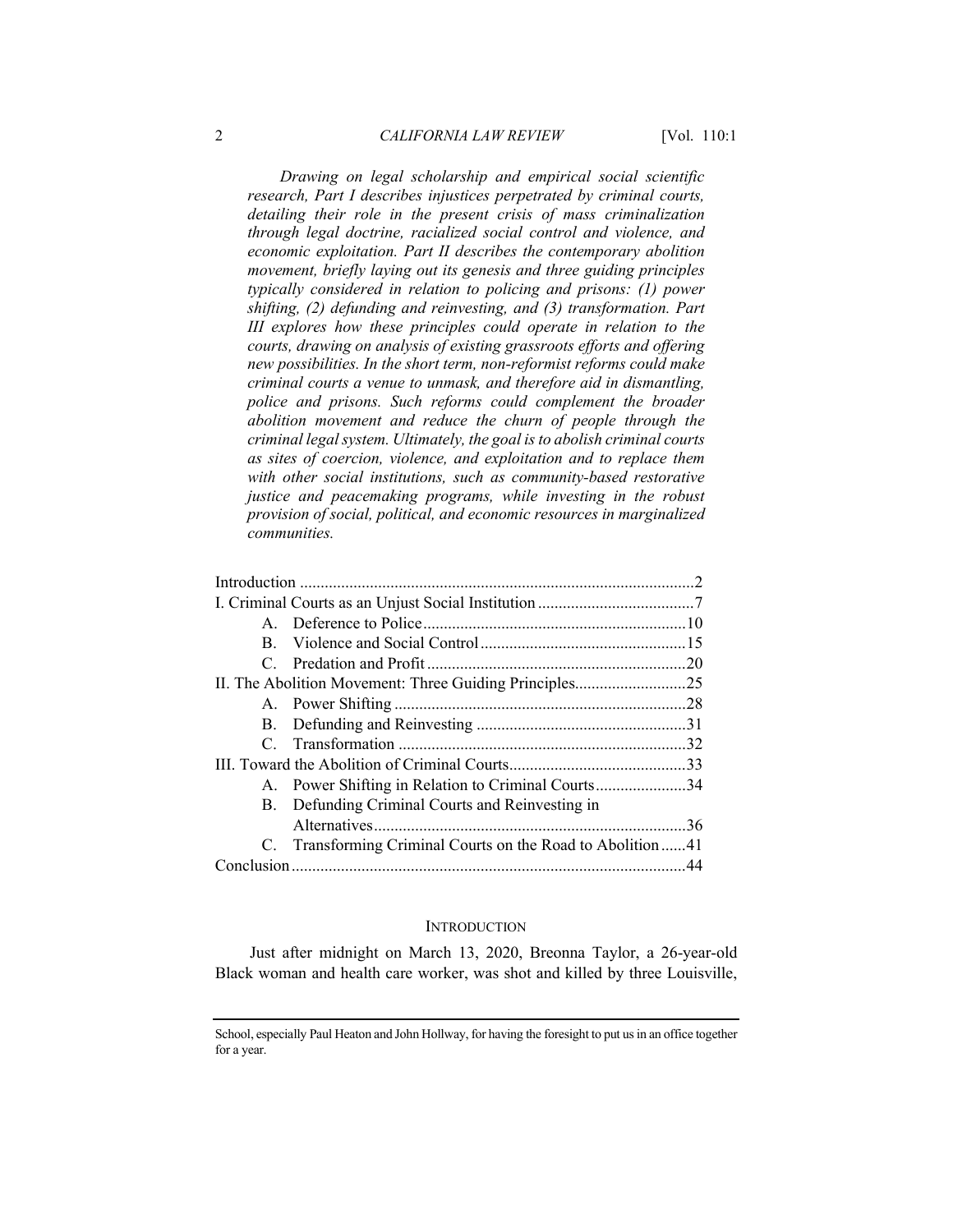*Drawing on legal scholarship and empirical social scientific research, Part I describes injustices perpetrated by criminal courts, detailing their role in the present crisis of mass criminalization through legal doctrine, racialized social control and violence, and economic exploitation. Part II describes the contemporary abolition movement, briefly laying out its genesis and three guiding principles typically considered in relation to policing and prisons: (1) power shifting, (2) defunding and reinvesting, and (3) transformation. Part III explores how these principles could operate in relation to the courts, drawing on analysis of existing grassroots efforts and offering new possibilities. In the short term, non-reformist reforms could make criminal courts a venue to unmask, and therefore aid in dismantling, police and prisons. Such reforms could complement the broader abolition movement and reduce the churn of people through the criminal legal system. Ultimately, the goal is to abolish criminal courts as sites of coercion, violence, and exploitation and to replace them with other social institutions, such as community-based restorative justice and peacemaking programs, while investing in the robust provision of social, political, and economic resources in marginalized communities.*

| | |
|---|---|
| Introduction | 2 |
| I. Criminal Courts as an Unjust Social Institution | 7 |
| A. Deference to Police | 10 |
| B. Violence and Social Control | 15 |
| C. Predation and Profit | 20 |
| II. The Abolition Movement: Three Guiding Principles | 25 |
| A. Power Shifting | 28 |
| B. Defunding and Reinvesting | 31 |
| C. Transformation | 32 |
| III. Toward the Abolition of Criminal Courts | 33 |
| A. Power Shifting in Relation to Criminal Courts | 34 |
| B. Defunding Criminal Courts and Reinvesting in Alternatives | 36 |
| C. Transforming Criminal Courts on the Road to Abolition | 41 |
| Conclusion | 44 |

## INTRODUCTION

Just after midnight on March 13, 2020, Breonna Taylor, a 26-year-old Black woman and health care worker, was shot and killed by three Louisville,

School, especially Paul Heaton and John Hollway, for having the foresight to put us in an office together for a year.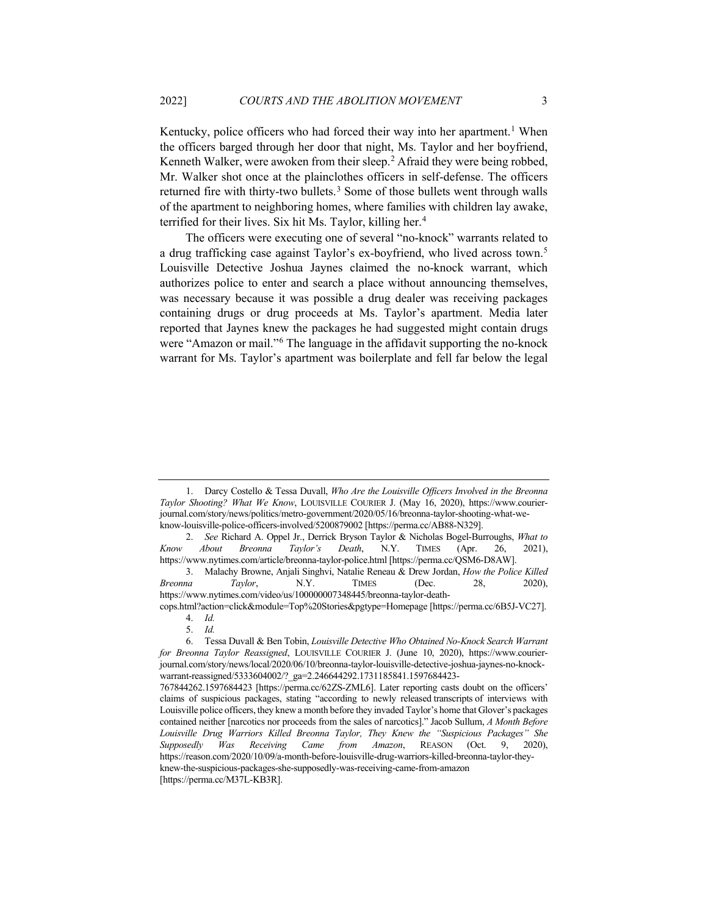Kentucky, police officers who had forced their way into her apartment.[1] When the officers barged through her door that night, Ms. Taylor and her boyfriend, Kenneth Walker, were awoken from their sleep.[2] Afraid they were being robbed, Mr. Walker shot once at the plainclothes officers in self-defense. The officers returned fire with thirty-two bullets.[3] Some of those bullets went through walls of the apartment to neighboring homes, where families with children lay awake, terrified for their lives. Six hit Ms. Taylor, killing her.[4]

The officers were executing one of several "no-knock" warrants related to a drug trafficking case against Taylor's ex-boyfriend, who lived across town.[5] Louisville Detective Joshua Jaynes claimed the no-knock warrant, which authorizes police to enter and search a place without announcing themselves, was necessary because it was possible a drug dealer was receiving packages containing drugs or drug proceeds at Ms. Taylor's apartment. Media later reported that Jaynes knew the packages he had suggested might contain drugs were "Amazon or mail."[6] The language in the affidavit supporting the no-knock warrant for Ms. Taylor's apartment was boilerplate and fell far below the legal

---

1. Darcy Costello & Tessa Duvall, *Who Are the Louisville Officers Involved in the Breonna Taylor Shooting? What We Know*, LOUISVILLE COURIER J. (May 16, 2020), https://www.courier-journal.com/story/news/politics/metro-government/2020/05/16/breonna-taylor-shooting-what-we-know-louisville-police-officers-involved/5200879002 [https://perma.cc/AB88-N329].

2. *See* Richard A. Oppel Jr., Derrick Bryson Taylor & Nicholas Bogel-Burroughs, *What to Know About Breonna Taylor's Death*, N.Y. TIMES (Apr. 26, 2021), https://www.nytimes.com/article/breonna-taylor-police.html [https://perma.cc/QSM6-D8AW].

3. Malachy Browne, Anjali Singhvi, Natalie Reneau & Drew Jordan, *How the Police Killed Breonna Taylor*, N.Y. TIMES (Dec. 28, 2020), https://www.nytimes.com/video/us/100000007348445/breonna-taylor-death-cops.html?action=click&module=Top%20Stories&pgtype=Homepage [https://perma.cc/6B5J-VC27].

4. *Id.*

5. *Id.*

6. Tessa Duvall & Ben Tobin, *Louisville Detective Who Obtained No-Knock Search Warrant for Breonna Taylor Reassigned*, LOUISVILLE COURIER J. (June 10, 2020), https://www.courier-journal.com/story/news/local/2020/06/10/breonna-taylor-louisville-detective-joshua-jaynes-no-knock-warrant-reassigned/5333604002/?_ga=2.246644292.1731185841.1597684423-767844262.1597684423 [https://perma.cc/62ZS-ZML6]. Later reporting casts doubt on the officers' claims of suspicious packages, stating "according to newly released transcripts of interviews with Louisville police officers, they knew a month before they invaded Taylor's home that Glover's packages contained neither [narcotics nor proceeds from the sales of narcotics]." Jacob Sullum, *A Month Before Louisville Drug Warriors Killed Breonna Taylor, They Knew the "Suspicious Packages" She Supposedly Was Receiving Came from Amazon*, REASON (Oct. 9, 2020), https://reason.com/2020/10/09/a-month-before-louisville-drug-warriors-killed-breonna-taylor-they-knew-the-suspicious-packages-she-supposedly-was-receiving-came-from-amazon [https://perma.cc/M37L-KB3R].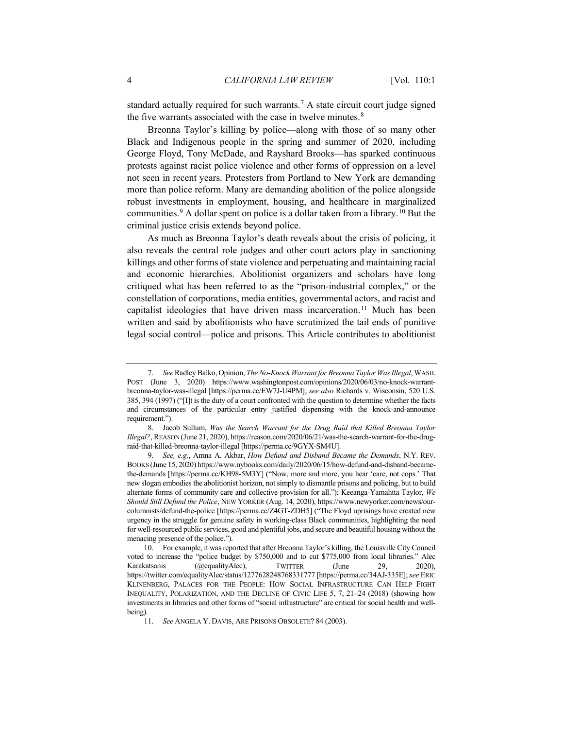standard actually required for such warrants.[7] A state circuit court judge signed the five warrants associated with the case in twelve minutes.[8]

Breonna Taylor's killing by police—along with those of so many other Black and Indigenous people in the spring and summer of 2020, including George Floyd, Tony McDade, and Rayshard Brooks—has sparked continuous protests against racist police violence and other forms of oppression on a level not seen in recent years. Protesters from Portland to New York are demanding more than police reform. Many are demanding abolition of the police alongside robust investments in employment, housing, and healthcare in marginalized communities.[9] A dollar spent on police is a dollar taken from a library.[10] But the criminal justice crisis extends beyond police.

As much as Breonna Taylor's death reveals about the crisis of policing, it also reveals the central role judges and other court actors play in sanctioning killings and other forms of state violence and perpetuating and maintaining racial and economic hierarchies. Abolitionist organizers and scholars have long critiqued what has been referred to as the "prison-industrial complex," or the constellation of corporations, media entities, governmental actors, and racist and capitalist ideologies that have driven mass incarceration.[11] Much has been written and said by abolitionists who have scrutinized the tail ends of punitive legal social control—police and prisons. This Article contributes to abolitionist

---

7. *See* Radley Balko, Opinion, *The No-Knock Warrant for Breonna Taylor Was Illegal*, WASH. POST (June 3, 2020) https://www.washingtonpost.com/opinions/2020/06/03/no-knock-warrant-breonna-taylor-was-illegal [https://perma.cc/EW7J-U4PM]; *see also* Richards v. Wisconsin, 520 U.S. 385, 394 (1997) ("[I]t is the duty of a court confronted with the question to determine whether the facts and circumstances of the particular entry justified dispensing with the knock-and-announce requirement.").

8. Jacob Sullum, *Was the Search Warrant for the Drug Raid that Killed Breonna Taylor Illegal?*, REASON (June 21, 2020), https://reason.com/2020/06/21/was-the-search-warrant-for-the-drug-raid-that-killed-breonna-taylor-illegal [https://perma.cc/9GYX-SM4U].

9. *See, e.g.*, Amna A. Akbar, *How Defund and Disband Became the Demands*, N.Y. REV. BOOKS (June 15, 2020) https://www.nybooks.com/daily/2020/06/15/how-defund-and-disband-became-the-demands [https://perma.cc/KH98-5M3Y] ("Now, more and more, you hear 'care, not cops.' That new slogan embodies the abolitionist horizon, not simply to dismantle prisons and policing, but to build alternate forms of community care and collective provision for all."); Keeanga-Yamahtta Taylor, *We Should Still Defund the Police*, NEW YORKER (Aug. 14, 2020), https://www.newyorker.com/news/our-columnists/defund-the-police [https://perma.cc/Z4GT-ZDH5] ("The Floyd uprisings have created new urgency in the struggle for genuine safety in working-class Black communities, highlighting the need for well-resourced public services, good and plentiful jobs, and secure and beautiful housing without the menacing presence of the police.").

10. For example, it was reported that after Breonna Taylor's killing, the Louisville City Council voted to increase the "police budget by $750,000 and to cut $775,000 from local libraries." Alec Karakatsanis (@equalityAlec), TWITTER (June 29, 2020), https://twitter.com/equalityAlec/status/1277628248768331777 [https://perma.cc/34AJ-335E]; *see* ERIC KLINENBERG, PALACES FOR THE PEOPLE: HOW SOCIAL INFRASTRUCTURE CAN HELP FIGHT INEQUALITY, POLARIZATION, AND THE DECLINE OF CIVIC LIFE 5, 7, 21–24 (2018) (showing how investments in libraries and other forms of "social infrastructure" are critical for social health and well-being).

11. *See* ANGELA Y. DAVIS, ARE PRISONS OBSOLETE? 84 (2003).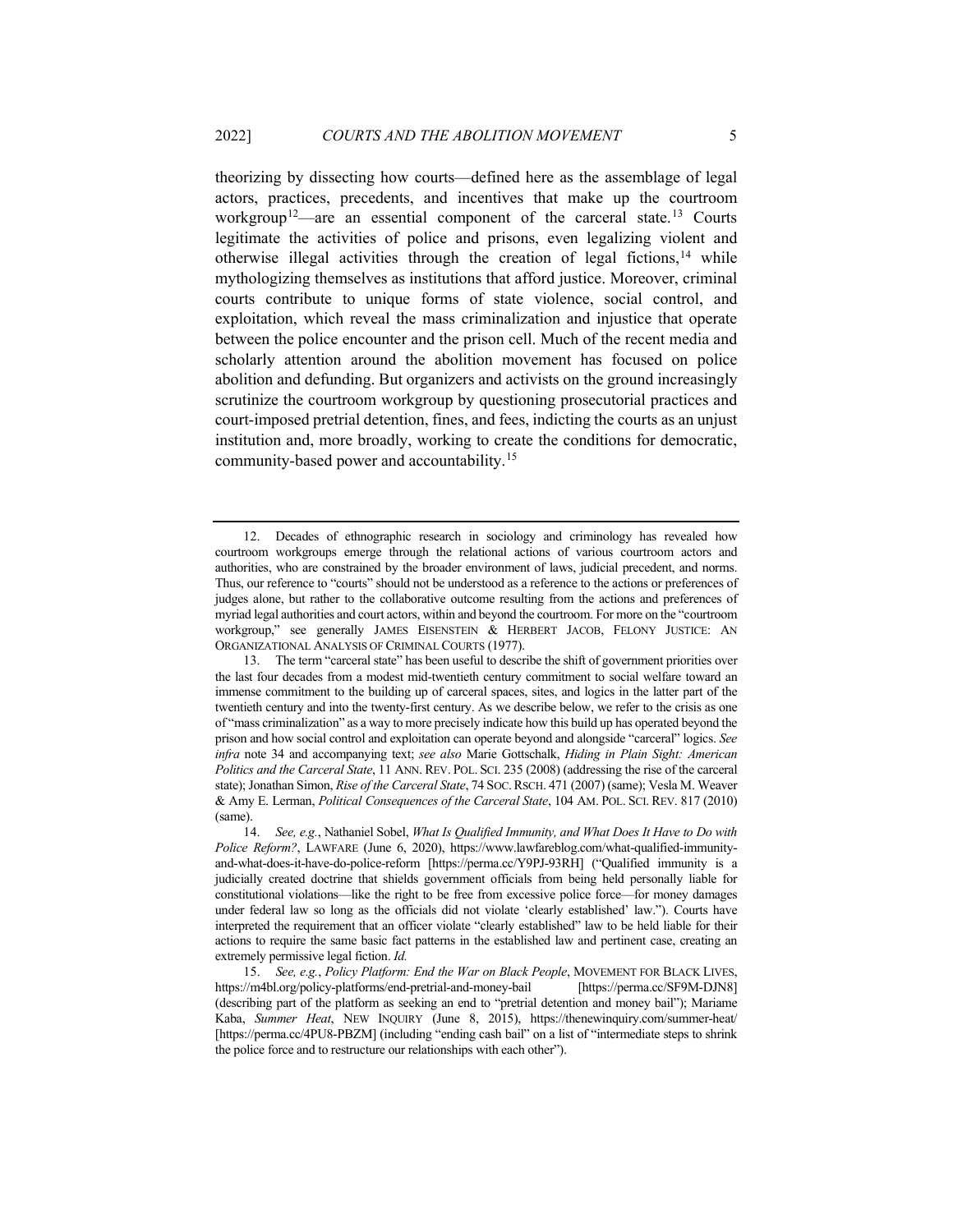theorizing by dissecting how courts—defined here as the assemblage of legal actors, practices, precedents, and incentives that make up the courtroom workgroup[12]—are an essential component of the carceral state.[13] Courts legitimate the activities of police and prisons, even legalizing violent and otherwise illegal activities through the creation of legal fictions,[14] while mythologizing themselves as institutions that afford justice. Moreover, criminal courts contribute to unique forms of state violence, social control, and exploitation, which reveal the mass criminalization and injustice that operate between the police encounter and the prison cell. Much of the recent media and scholarly attention around the abolition movement has focused on police abolition and defunding. But organizers and activists on the ground increasingly scrutinize the courtroom workgroup by questioning prosecutorial practices and court-imposed pretrial detention, fines, and fees, indicting the courts as an unjust institution and, more broadly, working to create the conditions for democratic, community-based power and accountability.[15]

---

12. Decades of ethnographic research in sociology and criminology has revealed how courtroom workgroups emerge through the relational actions of various courtroom actors and authorities, who are constrained by the broader environment of laws, judicial precedent, and norms. Thus, our reference to "courts" should not be understood as a reference to the actions or preferences of judges alone, but rather to the collaborative outcome resulting from the actions and preferences of myriad legal authorities and court actors, within and beyond the courtroom. For more on the "courtroom workgroup," see generally JAMES EISENSTEIN & HERBERT JACOB, FELONY JUSTICE: AN ORGANIZATIONAL ANALYSIS OF CRIMINAL COURTS (1977).

13. The term "carceral state" has been useful to describe the shift of government priorities over the last four decades from a modest mid-twentieth century commitment to social welfare toward an immense commitment to the building up of carceral spaces, sites, and logics in the latter part of the twentieth century and into the twenty-first century. As we describe below, we refer to the crisis as one of "mass criminalization" as a way to more precisely indicate how this build up has operated beyond the prison and how social control and exploitation can operate beyond and alongside "carceral" logics. *See infra* note 34 and accompanying text; *see also* Marie Gottschalk, *Hiding in Plain Sight: American Politics and the Carceral State*, 11 ANN. REV. POL. SCI. 235 (2008) (addressing the rise of the carceral state); Jonathan Simon, *Rise of the Carceral State*, 74 SOC. RSCH. 471 (2007) (same); Vesla M. Weaver & Amy E. Lerman, *Political Consequences of the Carceral State*, 104 AM. POL. SCI. REV. 817 (2010) (same).

14. *See, e.g.*, Nathaniel Sobel, *What Is Qualified Immunity, and What Does It Have to Do with Police Reform?*, LAWFARE (June 6, 2020), https://www.lawfareblog.com/what-qualified-immunity-and-what-does-it-have-do-police-reform [https://perma.cc/Y9PJ-93RH] ("Qualified immunity is a judicially created doctrine that shields government officials from being held personally liable for constitutional violations—like the right to be free from excessive police force—for money damages under federal law so long as the officials did not violate 'clearly established' law."). Courts have interpreted the requirement that an officer violate "clearly established" law to be held liable for their actions to require the same basic fact patterns in the established law and pertinent case, creating an extremely permissive legal fiction. *Id.*

15. *See, e.g.*, *Policy Platform: End the War on Black People*, MOVEMENT FOR BLACK LIVES, https://m4bl.org/policy-platforms/end-pretrial-and-money-bail [https://perma.cc/SF9M-DJN8] (describing part of the platform as seeking an end to "pretrial detention and money bail"); Mariame Kaba, *Summer Heat*, NEW INQUIRY (June 8, 2015), https://thenewinquiry.com/summer-heat/ [https://perma.cc/4PU8-PBZM] (including "ending cash bail" on a list of "intermediate steps to shrink the police force and to restructure our relationships with each other").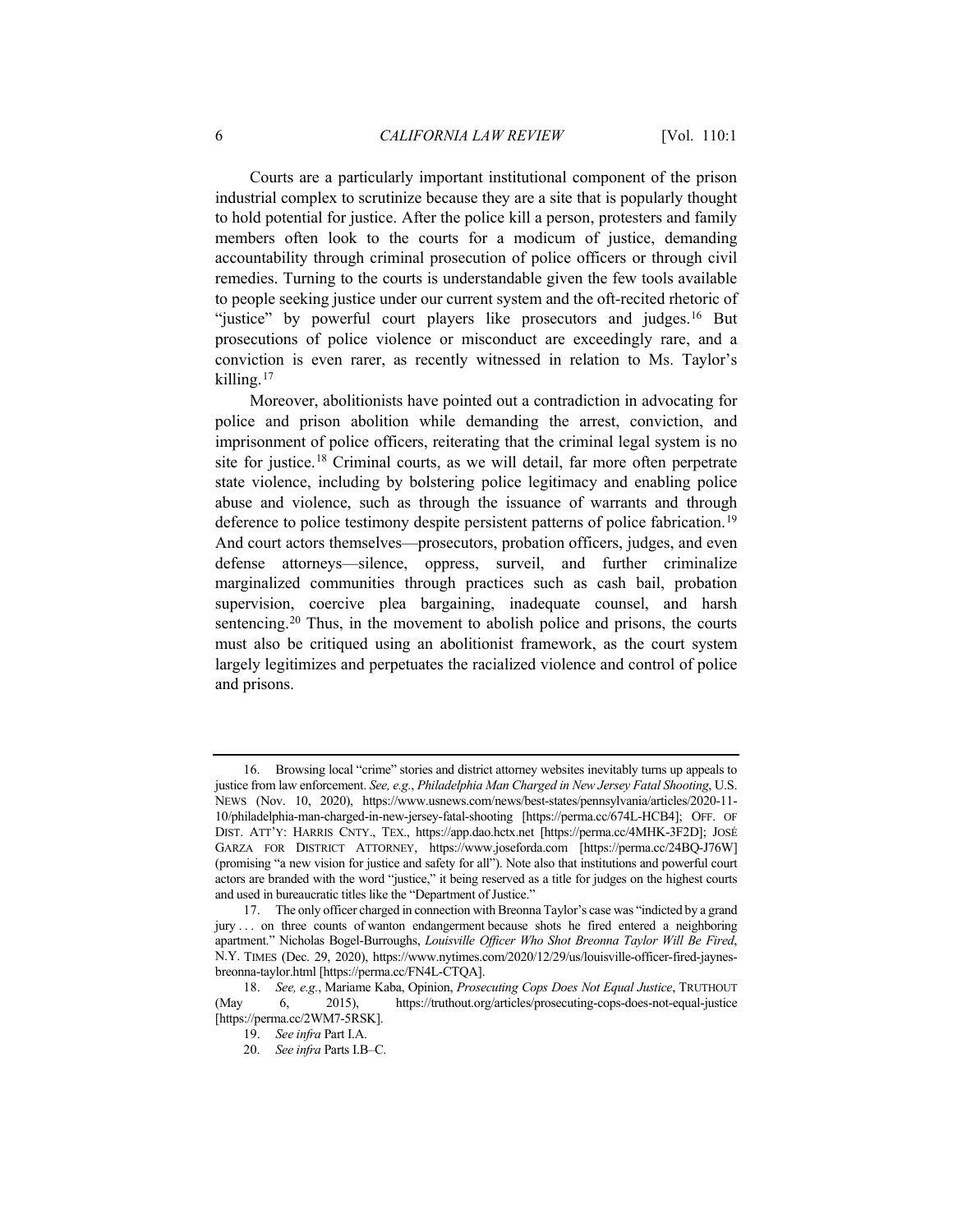Courts are a particularly important institutional component of the prison industrial complex to scrutinize because they are a site that is popularly thought to hold potential for justice. After the police kill a person, protesters and family members often look to the courts for a modicum of justice, demanding accountability through criminal prosecution of police officers or through civil remedies. Turning to the courts is understandable given the few tools available to people seeking justice under our current system and the oft-recited rhetoric of "justice" by powerful court players like prosecutors and judges.[16] But prosecutions of police violence or misconduct are exceedingly rare, and a conviction is even rarer, as recently witnessed in relation to Ms. Taylor's killing.[17]

Moreover, abolitionists have pointed out a contradiction in advocating for police and prison abolition while demanding the arrest, conviction, and imprisonment of police officers, reiterating that the criminal legal system is no site for justice.[18] Criminal courts, as we will detail, far more often perpetrate state violence, including by bolstering police legitimacy and enabling police abuse and violence, such as through the issuance of warrants and through deference to police testimony despite persistent patterns of police fabrication.[19] And court actors themselves—prosecutors, probation officers, judges, and even defense attorneys—silence, oppress, surveil, and further criminalize marginalized communities through practices such as cash bail, probation supervision, coercive plea bargaining, inadequate counsel, and harsh sentencing.[20] Thus, in the movement to abolish police and prisons, the courts must also be critiqued using an abolitionist framework, as the court system largely legitimizes and perpetuates the racialized violence and control of police and prisons.

---

16. Browsing local "crime" stories and district attorney websites inevitably turns up appeals to justice from law enforcement. *See, e.g.*, *Philadelphia Man Charged in New Jersey Fatal Shooting*, U.S. NEWS (Nov. 10, 2020), https://www.usnews.com/news/best-states/pennsylvania/articles/2020-11-10/philadelphia-man-charged-in-new-jersey-fatal-shooting [https://perma.cc/674L-HCB4]; OFF. OF DIST. ATT'Y: HARRIS CNTY., TEX., https://app.dao.hctx.net [https://perma.cc/4MHK-3F2D]; JOSÉ GARZA FOR DISTRICT ATTORNEY, https://www.joseforda.com [https://perma.cc/24BQ-J76W] (promising "a new vision for justice and safety for all"). Note also that institutions and powerful court actors are branded with the word "justice," it being reserved as a title for judges on the highest courts and used in bureaucratic titles like the "Department of Justice."

17. The only officer charged in connection with Breonna Taylor's case was "indicted by a grand jury . . . on three counts of wanton endangerment because shots he fired entered a neighboring apartment." Nicholas Bogel-Burroughs, *Louisville Officer Who Shot Breonna Taylor Will Be Fired*, N.Y. TIMES (Dec. 29, 2020), https://www.nytimes.com/2020/12/29/us/louisville-officer-fired-jaynes-breonna-taylor.html [https://perma.cc/FN4L-CTQA].

18. *See, e.g.*, Mariame Kaba, Opinion, *Prosecuting Cops Does Not Equal Justice*, TRUTHOUT (May 6, 2015), https://truthout.org/articles/prosecuting-cops-does-not-equal-justice [https://perma.cc/2WM7-5RSK].

19. *See infra* Part I.A.

20. *See infra* Parts I.B–C.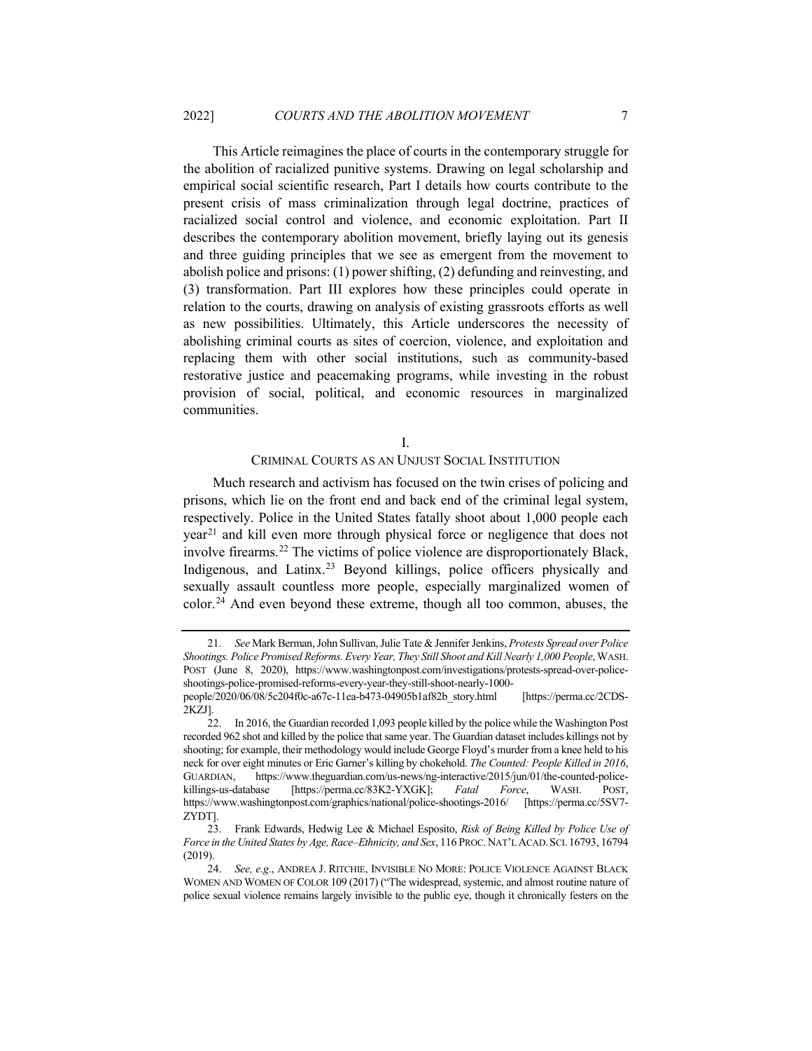This Article reimagines the place of courts in the contemporary struggle for the abolition of racialized punitive systems. Drawing on legal scholarship and empirical social scientific research, Part I details how courts contribute to the present crisis of mass criminalization through legal doctrine, practices of racialized social control and violence, and economic exploitation. Part II describes the contemporary abolition movement, briefly laying out its genesis and three guiding principles that we see as emergent from the movement to abolish police and prisons: (1) power shifting, (2) defunding and reinvesting, and (3) transformation. Part III explores how these principles could operate in relation to the courts, drawing on analysis of existing grassroots efforts as well as new possibilities. Ultimately, this Article underscores the necessity of abolishing criminal courts as sites of coercion, violence, and exploitation and replacing them with other social institutions, such as community-based restorative justice and peacemaking programs, while investing in the robust provision of social, political, and economic resources in marginalized communities.

## I.
## CRIMINAL COURTS AS AN UNJUST SOCIAL INSTITUTION

Much research and activism has focused on the twin crises of policing and prisons, which lie on the front end and back end of the criminal legal system, respectively. Police in the United States fatally shoot about 1,000 people each year[21] and kill even more through physical force or negligence that does not involve firearms.[22] The victims of police violence are disproportionately Black, Indigenous, and Latinx.[23] Beyond killings, police officers physically and sexually assault countless more people, especially marginalized women of color.[24] And even beyond these extreme, though all too common, abuses, the

---

21. *See* Mark Berman, John Sullivan, Julie Tate & Jennifer Jenkins, *Protests Spread over Police Shootings. Police Promised Reforms. Every Year, They Still Shoot and Kill Nearly 1,000 People*, WASH. POST (June 8, 2020), https://www.washingtonpost.com/investigations/protests-spread-over-police-shootings-police-promised-reforms-every-year-they-still-shoot-nearly-1000-people/2020/06/08/5c204f0c-a67c-11ea-b473-04905b1af82b_story.html [https://perma.cc/2CDS-2KZJ].

22. In 2016, the Guardian recorded 1,093 people killed by the police while the Washington Post recorded 962 shot and killed by the police that same year. The Guardian dataset includes killings not by shooting; for example, their methodology would include George Floyd's murder from a knee held to his neck for over eight minutes or Eric Garner's killing by chokehold. *The Counted: People Killed in 2016*, GUARDIAN, https://www.theguardian.com/us-news/ng-interactive/2015/jun/01/the-counted-police-killings-us-database [https://perma.cc/83K2-YXGK]; *Fatal Force*, WASH. POST, https://www.washingtonpost.com/graphics/national/police-shootings-2016/ [https://perma.cc/5SV7-ZYDT].

23. Frank Edwards, Hedwig Lee & Michael Esposito, *Risk of Being Killed by Police Use of Force in the United States by Age, Race–Ethnicity, and Sex*, 116 PROC. NAT'L ACAD. SCI. 16793, 16794 (2019).

24. *See, e.g.*, ANDREA J. RITCHIE, INVISIBLE NO MORE: POLICE VIOLENCE AGAINST BLACK WOMEN AND WOMEN OF COLOR 109 (2017) ("The widespread, systemic, and almost routine nature of police sexual violence remains largely invisible to the public eye, though it chronically festers on the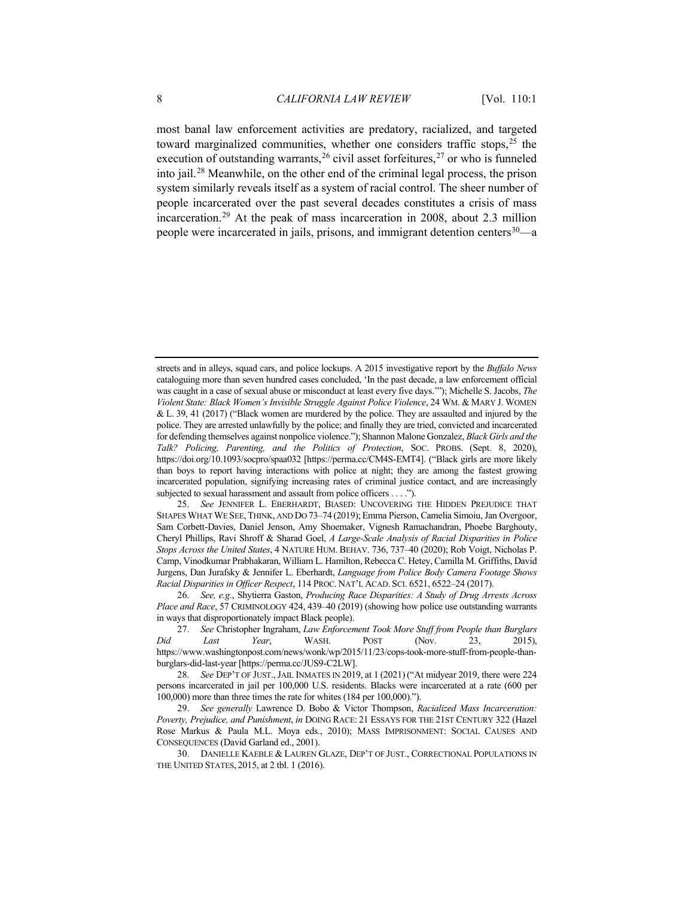most banal law enforcement activities are predatory, racialized, and targeted toward marginalized communities, whether one considers traffic stops,[25] the execution of outstanding warrants,[26] civil asset forfeitures,[27] or who is funneled into jail.[28] Meanwhile, on the other end of the criminal legal process, the prison system similarly reveals itself as a system of racial control. The sheer number of people incarcerated over the past several decades constitutes a crisis of mass incarceration.[29] At the peak of mass incarceration in 2008, about 2.3 million people were incarcerated in jails, prisons, and immigrant detention centers[30]—a

---

streets and in alleys, squad cars, and police lockups. A 2015 investigative report by the *Buffalo News* cataloguing more than seven hundred cases concluded, 'In the past decade, a law enforcement official was caught in a case of sexual abuse or misconduct at least every five days.'"); Michelle S. Jacobs, *The Violent State: Black Women's Invisible Struggle Against Police Violence*, 24 WM. & MARY J. WOMEN & L. 39, 41 (2017) ("Black women are murdered by the police. They are assaulted and injured by the police. They are arrested unlawfully by the police; and finally they are tried, convicted and incarcerated for defending themselves against nonpolice violence."); Shannon Malone Gonzalez, *Black Girls and the Talk? Policing, Parenting, and the Politics of Protection*, SOC. PROBS. (Sept. 8, 2020), https://doi.org/10.1093/socpro/spaa032 [https://perma.cc/CM4S-EMT4]. ("Black girls are more likely than boys to report having interactions with police at night; they are among the fastest growing incarcerated population, signifying increasing rates of criminal justice contact, and are increasingly subjected to sexual harassment and assault from police officers . . . .").

25. *See* JENNIFER L. EBERHARDT, BIASED: UNCOVERING THE HIDDEN PREJUDICE THAT SHAPES WHAT WE SEE, THINK, AND DO 73–74 (2019); Emma Pierson, Camelia Simoiu, Jan Overgoor, Sam Corbett-Davies, Daniel Jenson, Amy Shoemaker, Vignesh Ramachandran, Phoebe Barghouty, Cheryl Phillips, Ravi Shroff & Sharad Goel, *A Large-Scale Analysis of Racial Disparities in Police Stops Across the United States*, 4 NATURE HUM. BEHAV. 736, 737–40 (2020); Rob Voigt, Nicholas P. Camp, Vinodkumar Prabhakaran, William L. Hamilton, Rebecca C. Hetey, Camilla M. Griffiths, David Jurgens, Dan Jurafsky & Jennifer L. Eberhardt, *Language from Police Body Camera Footage Shows Racial Disparities in Officer Respect*, 114 PROC. NAT'L ACAD. SCI. 6521, 6522–24 (2017).

26. *See, e.g.*, Shytierra Gaston, *Producing Race Disparities: A Study of Drug Arrests Across Place and Race*, 57 CRIMINOLOGY 424, 439–40 (2019) (showing how police use outstanding warrants in ways that disproportionately impact Black people).

27. *See* Christopher Ingraham, *Law Enforcement Took More Stuff from People than Burglars Did Last Year*, WASH. POST (Nov. 23, 2015), https://www.washingtonpost.com/news/wonk/wp/2015/11/23/cops-took-more-stuff-from-people-than-burglars-did-last-year [https://perma.cc/JUS9-C2LW].

28. *See* DEP'T OF JUST., JAIL INMATES IN 2019, at 1 (2021) ("At midyear 2019, there were 224 persons incarcerated in jail per 100,000 U.S. residents. Blacks were incarcerated at a rate (600 per 100,000) more than three times the rate for whites (184 per 100,000).").

29. *See generally* Lawrence D. Bobo & Victor Thompson, *Racialized Mass Incarceration: Poverty, Prejudice, and Punishment*, *in* DOING RACE: 21 ESSAYS FOR THE 21ST CENTURY 322 (Hazel Rose Markus & Paula M.L. Moya eds., 2010); MASS IMPRISONMENT: SOCIAL CAUSES AND CONSEQUENCES (David Garland ed., 2001).

30. DANIELLE KAEBLE & LAUREN GLAZE, DEP'T OF JUST., CORRECTIONAL POPULATIONS IN THE UNITED STATES, 2015, at 2 tbl. 1 (2016).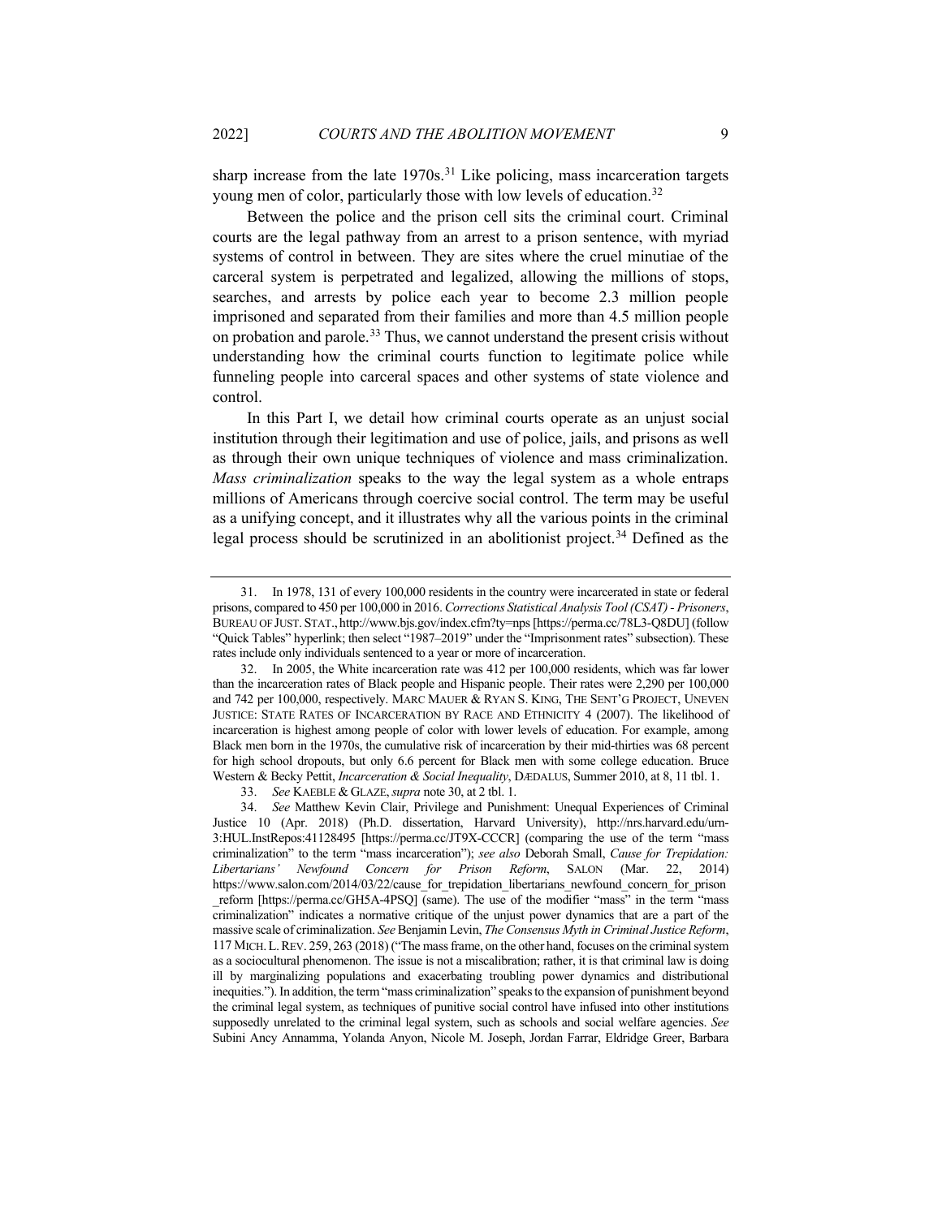sharp increase from the late 1970s.[31] Like policing, mass incarceration targets young men of color, particularly those with low levels of education.[32]

Between the police and the prison cell sits the criminal court. Criminal courts are the legal pathway from an arrest to a prison sentence, with myriad systems of control in between. They are sites where the cruel minutiae of the carceral system is perpetrated and legalized, allowing the millions of stops, searches, and arrests by police each year to become 2.3 million people imprisoned and separated from their families and more than 4.5 million people on probation and parole.[33] Thus, we cannot understand the present crisis without understanding how the criminal courts function to legitimate police while funneling people into carceral spaces and other systems of state violence and control.

In this Part I, we detail how criminal courts operate as an unjust social institution through their legitimation and use of police, jails, and prisons as well as through their own unique techniques of violence and mass criminalization. *Mass criminalization* speaks to the way the legal system as a whole entraps millions of Americans through coercive social control. The term may be useful as a unifying concept, and it illustrates why all the various points in the criminal legal process should be scrutinized in an abolitionist project.[34] Defined as the

---

31. In 1978, 131 of every 100,000 residents in the country were incarcerated in state or federal prisons, compared to 450 per 100,000 in 2016. *Corrections Statistical Analysis Tool (CSAT) - Prisoners*, BUREAU OF JUST. STAT., http://www.bjs.gov/index.cfm?ty=nps [https://perma.cc/78L3-Q8DU] (follow "Quick Tables" hyperlink; then select "1987–2019" under the "Imprisonment rates" subsection). These rates include only individuals sentenced to a year or more of incarceration.

32. In 2005, the White incarceration rate was 412 per 100,000 residents, which was far lower than the incarceration rates of Black people and Hispanic people. Their rates were 2,290 per 100,000 and 742 per 100,000, respectively. MARC MAUER & RYAN S. KING, THE SENT'G PROJECT, UNEVEN JUSTICE: STATE RATES OF INCARCERATION BY RACE AND ETHNICITY 4 (2007). The likelihood of incarceration is highest among people of color with lower levels of education. For example, among Black men born in the 1970s, the cumulative risk of incarceration by their mid-thirties was 68 percent for high school dropouts, but only 6.6 percent for Black men with some college education. Bruce Western & Becky Pettit, *Incarceration & Social Inequality*, DÆDALUS, Summer 2010, at 8, 11 tbl. 1.

33. *See* KAEBLE & GLAZE, *supra* note 30, at 2 tbl. 1.

34. *See* Matthew Kevin Clair, Privilege and Punishment: Unequal Experiences of Criminal Justice 10 (Apr. 2018) (Ph.D. dissertation, Harvard University), http://nrs.harvard.edu/urn-3:HUL.InstRepos:41128495 [https://perma.cc/JT9X-CCCR] (comparing the use of the term "mass criminalization" to the term "mass incarceration"); *see also* Deborah Small, *Cause for Trepidation: Libertarians' Newfound Concern for Prison Reform*, SALON (Mar. 22, 2014) https://www.salon.com/2014/03/22/cause_for_trepidation_libertarians_newfound_concern_for_prison_reform [https://perma.cc/GH5A-4PSQ] (same). The use of the modifier "mass" in the term "mass criminalization" indicates a normative critique of the unjust power dynamics that are a part of the massive scale of criminalization. *See* Benjamin Levin, *The Consensus Myth in Criminal Justice Reform*, 117 MICH. L. REV. 259, 263 (2018) ("The mass frame, on the other hand, focuses on the criminal system as a sociocultural phenomenon. The issue is not a miscalibration; rather, it is that criminal law is doing ill by marginalizing populations and exacerbating troubling power dynamics and distributional inequities."). In addition, the term "mass criminalization" speaks to the expansion of punishment beyond the criminal legal system, as techniques of punitive social control have infused into other institutions supposedly unrelated to the criminal legal system, such as schools and social welfare agencies. *See* Subini Ancy Annamma, Yolanda Anyon, Nicole M. Joseph, Jordan Farrar, Eldridge Greer, Barbara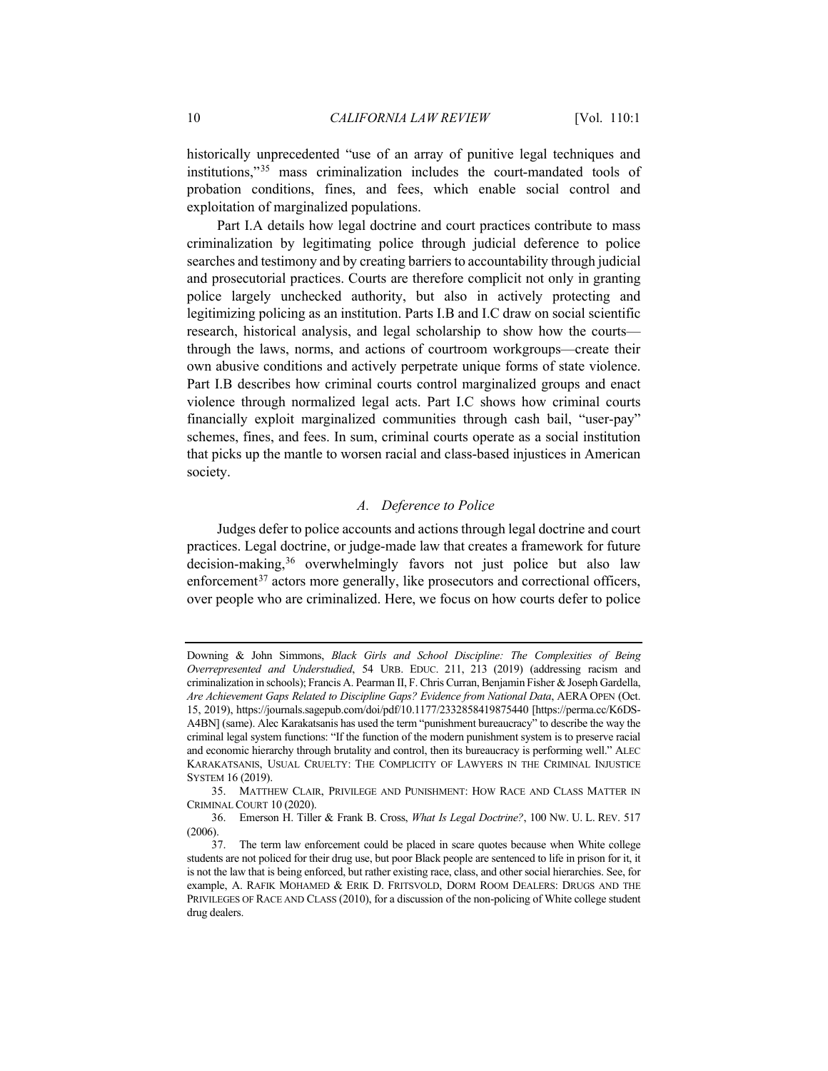historically unprecedented "use of an array of punitive legal techniques and institutions,"[35] mass criminalization includes the court-mandated tools of probation conditions, fines, and fees, which enable social control and exploitation of marginalized populations.

Part I.A details how legal doctrine and court practices contribute to mass criminalization by legitimating police through judicial deference to police searches and testimony and by creating barriers to accountability through judicial and prosecutorial practices. Courts are therefore complicit not only in granting police largely unchecked authority, but also in actively protecting and legitimizing policing as an institution. Parts I.B and I.C draw on social scientific research, historical analysis, and legal scholarship to show how the courts—through the laws, norms, and actions of courtroom workgroups—create their own abusive conditions and actively perpetrate unique forms of state violence. Part I.B describes how criminal courts control marginalized groups and enact violence through normalized legal acts. Part I.C shows how criminal courts financially exploit marginalized communities through cash bail, "user-pay" schemes, fines, and fees. In sum, criminal courts operate as a social institution that picks up the mantle to worsen racial and class-based injustices in American society.

### *A. Deference to Police*

Judges defer to police accounts and actions through legal doctrine and court practices. Legal doctrine, or judge-made law that creates a framework for future decision-making,[36] overwhelmingly favors not just police but also law enforcement[37] actors more generally, like prosecutors and correctional officers, over people who are criminalized. Here, we focus on how courts defer to police

---

Downing & John Simmons, *Black Girls and School Discipline: The Complexities of Being Overrepresented and Understudied*, 54 URB. EDUC. 211, 213 (2019) (addressing racism and criminalization in schools); Francis A. Pearman II, F. Chris Curran, Benjamin Fisher & Joseph Gardella, *Are Achievement Gaps Related to Discipline Gaps? Evidence from National Data*, AERA OPEN (Oct. 15, 2019), https://journals.sagepub.com/doi/pdf/10.1177/2332858419875440 [https://perma.cc/K6DS-A4BN] (same). Alec Karakatsanis has used the term "punishment bureaucracy" to describe the way the criminal legal system functions: "If the function of the modern punishment system is to preserve racial and economic hierarchy through brutality and control, then its bureaucracy is performing well." ALEC KARAKATSANIS, USUAL CRUELTY: THE COMPLICITY OF LAWYERS IN THE CRIMINAL INJUSTICE SYSTEM 16 (2019).

35. MATTHEW CLAIR, PRIVILEGE AND PUNISHMENT: HOW RACE AND CLASS MATTER IN CRIMINAL COURT 10 (2020).

36. Emerson H. Tiller & Frank B. Cross, *What Is Legal Doctrine?*, 100 NW. U. L. REV. 517 (2006).

37. The term law enforcement could be placed in scare quotes because when White college students are not policed for their drug use, but poor Black people are sentenced to life in prison for it, it is not the law that is being enforced, but rather existing race, class, and other social hierarchies. See, for example, A. RAFIK MOHAMED & ERIK D. FRITSVOLD, DORM ROOM DEALERS: DRUGS AND THE PRIVILEGES OF RACE AND CLASS (2010), for a discussion of the non-policing of White college student drug dealers.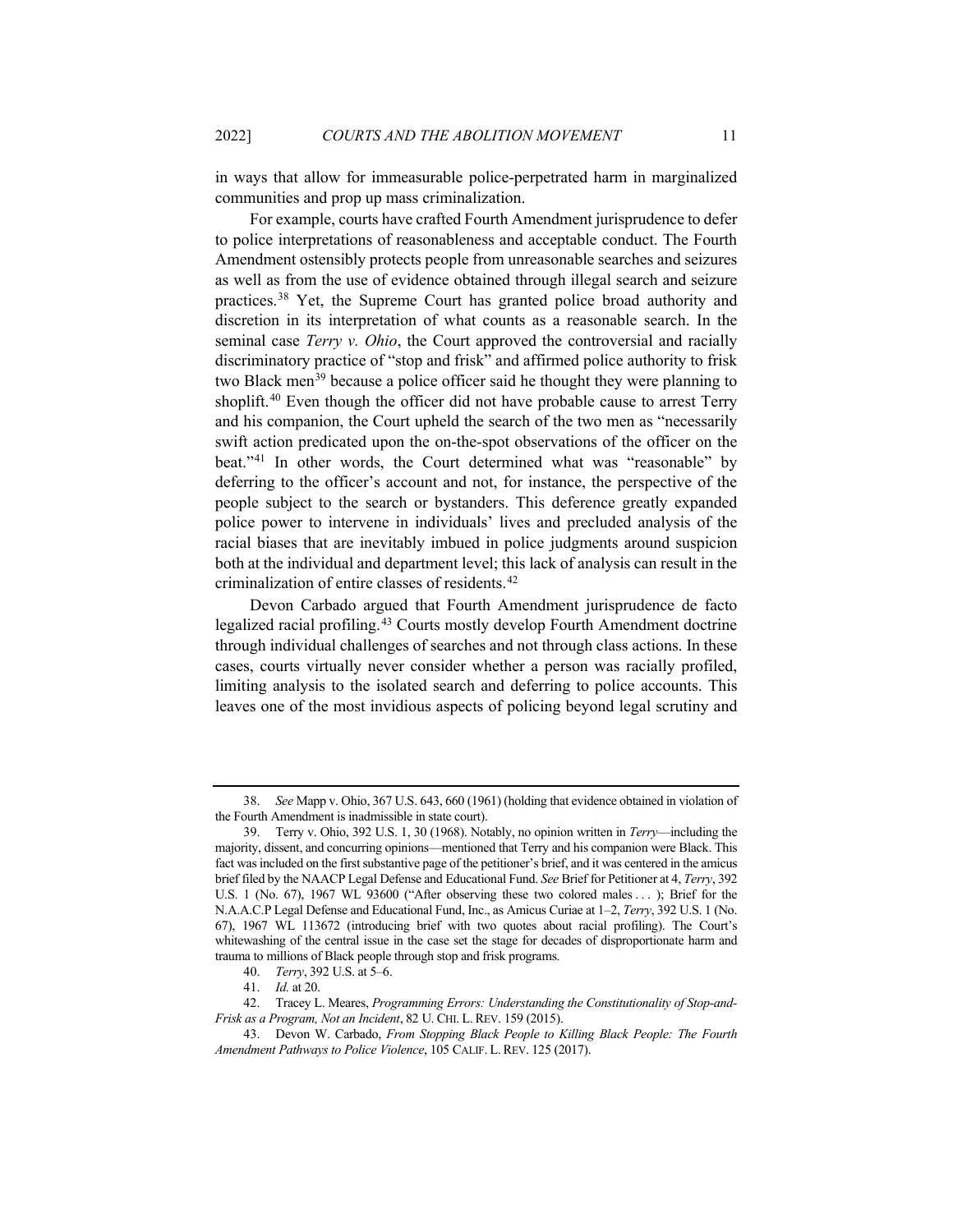in ways that allow for immeasurable police-perpetrated harm in marginalized communities and prop up mass criminalization.

For example, courts have crafted Fourth Amendment jurisprudence to defer to police interpretations of reasonableness and acceptable conduct. The Fourth Amendment ostensibly protects people from unreasonable searches and seizures as well as from the use of evidence obtained through illegal search and seizure practices.[38] Yet, the Supreme Court has granted police broad authority and discretion in its interpretation of what counts as a reasonable search. In the seminal case *Terry v. Ohio*, the Court approved the controversial and racially discriminatory practice of "stop and frisk" and affirmed police authority to frisk two Black men[39] because a police officer said he thought they were planning to shoplift.[40] Even though the officer did not have probable cause to arrest Terry and his companion, the Court upheld the search of the two men as "necessarily swift action predicated upon the on-the-spot observations of the officer on the beat."[41] In other words, the Court determined what was "reasonable" by deferring to the officer's account and not, for instance, the perspective of the people subject to the search or bystanders. This deference greatly expanded police power to intervene in individuals' lives and precluded analysis of the racial biases that are inevitably imbued in police judgments around suspicion both at the individual and department level; this lack of analysis can result in the criminalization of entire classes of residents.[42]

Devon Carbado argued that Fourth Amendment jurisprudence de facto legalized racial profiling.[43] Courts mostly develop Fourth Amendment doctrine through individual challenges of searches and not through class actions. In these cases, courts virtually never consider whether a person was racially profiled, limiting analysis to the isolated search and deferring to police accounts. This leaves one of the most invidious aspects of policing beyond legal scrutiny and

---

38. *See* Mapp v. Ohio, 367 U.S. 643, 660 (1961) (holding that evidence obtained in violation of the Fourth Amendment is inadmissible in state court).

39. Terry v. Ohio, 392 U.S. 1, 30 (1968). Notably, no opinion written in *Terry*—including the majority, dissent, and concurring opinions—mentioned that Terry and his companion were Black. This fact was included on the first substantive page of the petitioner's brief, and it was centered in the amicus brief filed by the NAACP Legal Defense and Educational Fund. *See* Brief for Petitioner at 4, *Terry*, 392 U.S. 1 (No. 67), 1967 WL 93600 ("After observing these two colored males . . . ); Brief for the N.A.A.C.P Legal Defense and Educational Fund, Inc., as Amicus Curiae at 1–2, *Terry*, 392 U.S. 1 (No. 67), 1967 WL 113672 (introducing brief with two quotes about racial profiling). The Court's whitewashing of the central issue in the case set the stage for decades of disproportionate harm and trauma to millions of Black people through stop and frisk programs.

40. *Terry*, 392 U.S. at 5–6.

41. *Id.* at 20.

42. Tracey L. Meares, *Programming Errors: Understanding the Constitutionality of Stop-and-Frisk as a Program, Not an Incident*, 82 U. CHI. L. REV. 159 (2015).

43. Devon W. Carbado, *From Stopping Black People to Killing Black People: The Fourth Amendment Pathways to Police Violence*, 105 CALIF. L. REV. 125 (2017).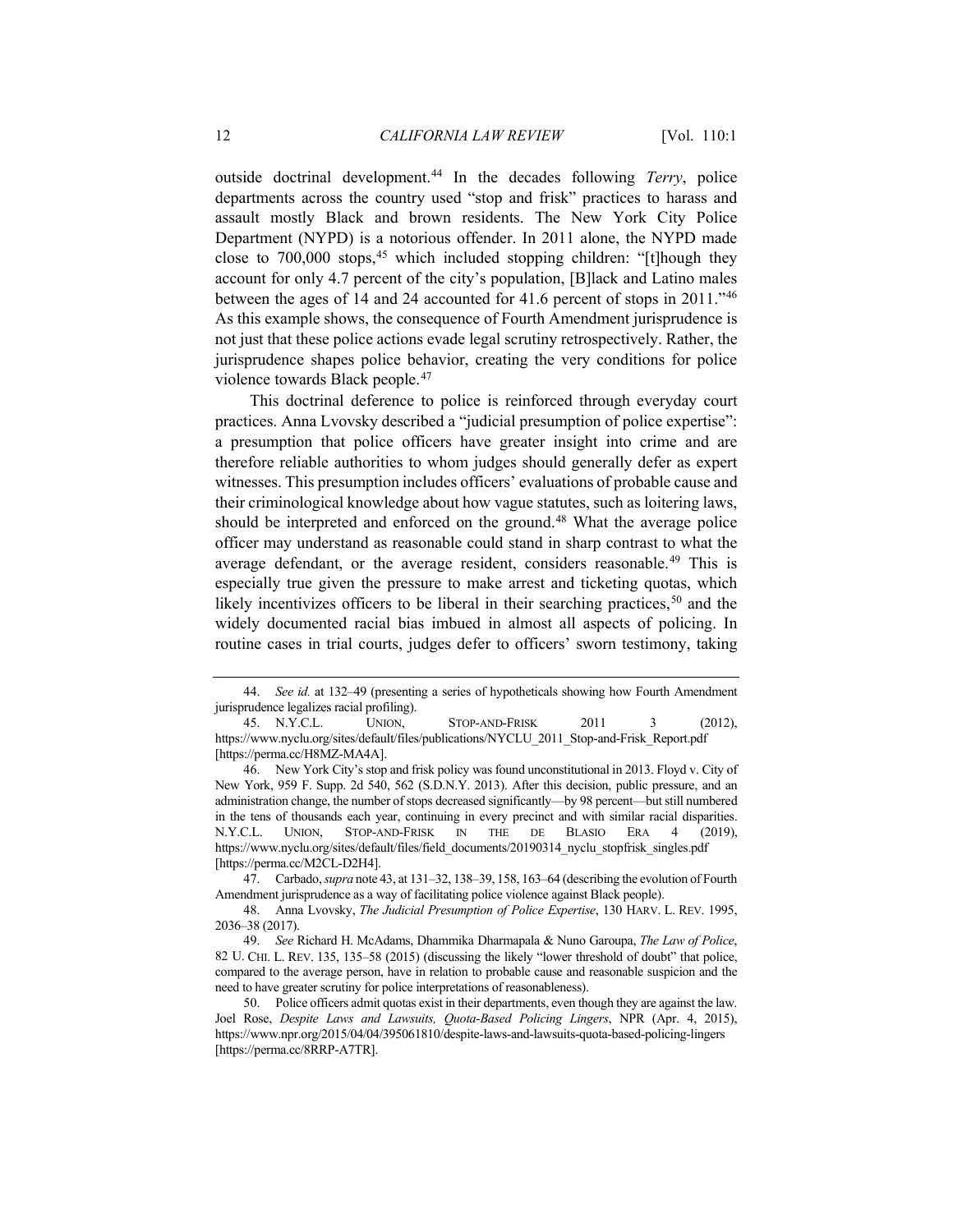outside doctrinal development.[44] In the decades following *Terry*, police departments across the country used "stop and frisk" practices to harass and assault mostly Black and brown residents. The New York City Police Department (NYPD) is a notorious offender. In 2011 alone, the NYPD made close to 700,000 stops,[45] which included stopping children: "[t]hough they account for only 4.7 percent of the city's population, [B]lack and Latino males between the ages of 14 and 24 accounted for 41.6 percent of stops in 2011."[46] As this example shows, the consequence of Fourth Amendment jurisprudence is not just that these police actions evade legal scrutiny retrospectively. Rather, the jurisprudence shapes police behavior, creating the very conditions for police violence towards Black people.[47]

This doctrinal deference to police is reinforced through everyday court practices. Anna Lvovsky described a "judicial presumption of police expertise": a presumption that police officers have greater insight into crime and are therefore reliable authorities to whom judges should generally defer as expert witnesses. This presumption includes officers' evaluations of probable cause and their criminological knowledge about how vague statutes, such as loitering laws, should be interpreted and enforced on the ground.[48] What the average police officer may understand as reasonable could stand in sharp contrast to what the average defendant, or the average resident, considers reasonable.[49] This is especially true given the pressure to make arrest and ticketing quotas, which likely incentivizes officers to be liberal in their searching practices,[50] and the widely documented racial bias imbued in almost all aspects of policing. In routine cases in trial courts, judges defer to officers' sworn testimony, taking

---

44. *See id.* at 132–49 (presenting a series of hypotheticals showing how Fourth Amendment jurisprudence legalizes racial profiling).

45. N.Y.C.L. UNION, STOP-AND-FRISK 2011 3 (2012), https://www.nyclu.org/sites/default/files/publications/NYCLU_2011_Stop-and-Frisk_Report.pdf [https://perma.cc/H8MZ-MA4A].

46. New York City's stop and frisk policy was found unconstitutional in 2013. Floyd v. City of New York, 959 F. Supp. 2d 540, 562 (S.D.N.Y. 2013). After this decision, public pressure, and an administration change, the number of stops decreased significantly—by 98 percent—but still numbered in the tens of thousands each year, continuing in every precinct and with similar racial disparities. N.Y.C.L. UNION, STOP-AND-FRISK IN THE DE BLASIO ERA 4 (2019), https://www.nyclu.org/sites/default/files/field_documents/20190314_nyclu_stopfrisk_singles.pdf [https://perma.cc/M2CL-D2H4].

47. Carbado, *supra* note 43, at 131–32, 138–39, 158, 163–64 (describing the evolution of Fourth Amendment jurisprudence as a way of facilitating police violence against Black people).

48. Anna Lvovsky, *The Judicial Presumption of Police Expertise*, 130 HARV. L. REV. 1995, 2036–38 (2017).

49. *See* Richard H. McAdams, Dhammika Dharmapala & Nuno Garoupa, *The Law of Police*, 82 U. CHI. L. REV. 135, 135–58 (2015) (discussing the likely "lower threshold of doubt" that police, compared to the average person, have in relation to probable cause and reasonable suspicion and the need to have greater scrutiny for police interpretations of reasonableness).

50. Police officers admit quotas exist in their departments, even though they are against the law. Joel Rose, *Despite Laws and Lawsuits, Quota-Based Policing Lingers*, NPR (Apr. 4, 2015), https://www.npr.org/2015/04/04/395061810/despite-laws-and-lawsuits-quota-based-policing-lingers [https://perma.cc/8RRP-A7TR].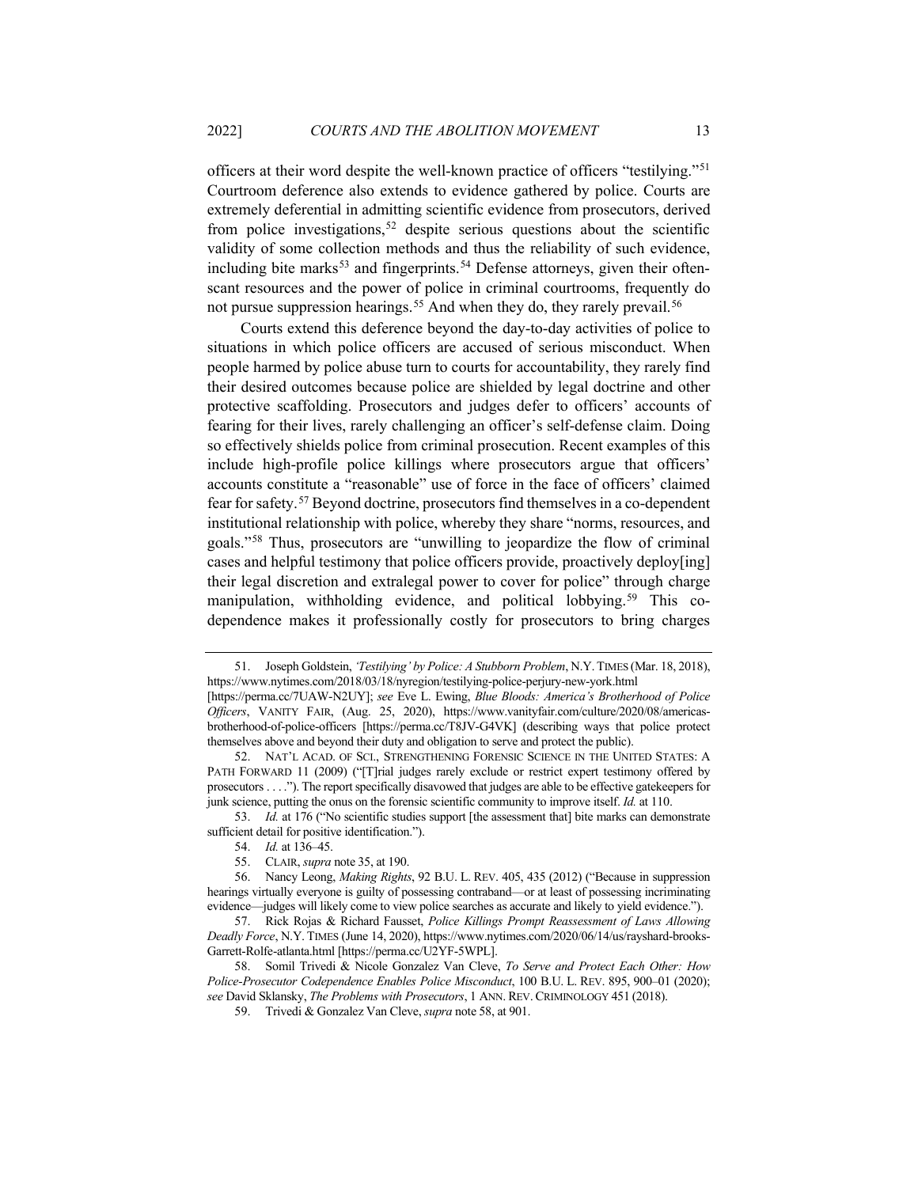officers at their word despite the well-known practice of officers "testilying."[51] Courtroom deference also extends to evidence gathered by police. Courts are extremely deferential in admitting scientific evidence from prosecutors, derived from police investigations,[52] despite serious questions about the scientific validity of some collection methods and thus the reliability of such evidence, including bite marks[53] and fingerprints.[54] Defense attorneys, given their often-scant resources and the power of police in criminal courtrooms, frequently do not pursue suppression hearings.[55] And when they do, they rarely prevail.[56]

Courts extend this deference beyond the day-to-day activities of police to situations in which police officers are accused of serious misconduct. When people harmed by police abuse turn to courts for accountability, they rarely find their desired outcomes because police are shielded by legal doctrine and other protective scaffolding. Prosecutors and judges defer to officers' accounts of fearing for their lives, rarely challenging an officer's self-defense claim. Doing so effectively shields police from criminal prosecution. Recent examples of this include high-profile police killings where prosecutors argue that officers' accounts constitute a "reasonable" use of force in the face of officers' claimed fear for safety.[57] Beyond doctrine, prosecutors find themselves in a co-dependent institutional relationship with police, whereby they share "norms, resources, and goals."[58] Thus, prosecutors are "unwilling to jeopardize the flow of criminal cases and helpful testimony that police officers provide, proactively deploy[ing] their legal discretion and extralegal power to cover for police" through charge manipulation, withholding evidence, and political lobbying.[59] This co-dependence makes it professionally costly for prosecutors to bring charges

---

51. Joseph Goldstein, *'Testilying' by Police: A Stubborn Problem*, N.Y. TIMES (Mar. 18, 2018), https://www.nytimes.com/2018/03/18/nyregion/testilying-police-perjury-new-york.html [https://perma.cc/7UAW-N2UY]; *see* Eve L. Ewing, *Blue Bloods: America's Brotherhood of Police Officers*, VANITY FAIR, (Aug. 25, 2020), https://www.vanityfair.com/culture/2020/08/americas-brotherhood-of-police-officers [https://perma.cc/T8JV-G4VK] (describing ways that police protect themselves above and beyond their duty and obligation to serve and protect the public).

52. NAT'L ACAD. OF SCI., STRENGTHENING FORENSIC SCIENCE IN THE UNITED STATES: A PATH FORWARD 11 (2009) ("[T]rial judges rarely exclude or restrict expert testimony offered by prosecutors . . . ."). The report specifically disavowed that judges are able to be effective gatekeepers for junk science, putting the onus on the forensic scientific community to improve itself. *Id.* at 110.

53. *Id.* at 176 ("No scientific studies support [the assessment that] bite marks can demonstrate sufficient detail for positive identification.").

54. *Id.* at 136–45.

55. CLAIR, *supra* note 35, at 190.

56. Nancy Leong, *Making Rights*, 92 B.U. L. REV. 405, 435 (2012) ("Because in suppression hearings virtually everyone is guilty of possessing contraband—or at least of possessing incriminating evidence—judges will likely come to view police searches as accurate and likely to yield evidence.").

57. Rick Rojas & Richard Fausset, *Police Killings Prompt Reassessment of Laws Allowing Deadly Force*, N.Y. TIMES (June 14, 2020), https://www.nytimes.com/2020/06/14/us/rayshard-brooks-Garrett-Rolfe-atlanta.html [https://perma.cc/U2YF-5WPL].

58. Somil Trivedi & Nicole Gonzalez Van Cleve, *To Serve and Protect Each Other: How Police-Prosecutor Codependence Enables Police Misconduct*, 100 B.U. L. REV. 895, 900–01 (2020); *see* David Sklansky, *The Problems with Prosecutors*, 1 ANN. REV. CRIMINOLOGY 451 (2018).

59. Trivedi & Gonzalez Van Cleve, *supra* note 58, at 901.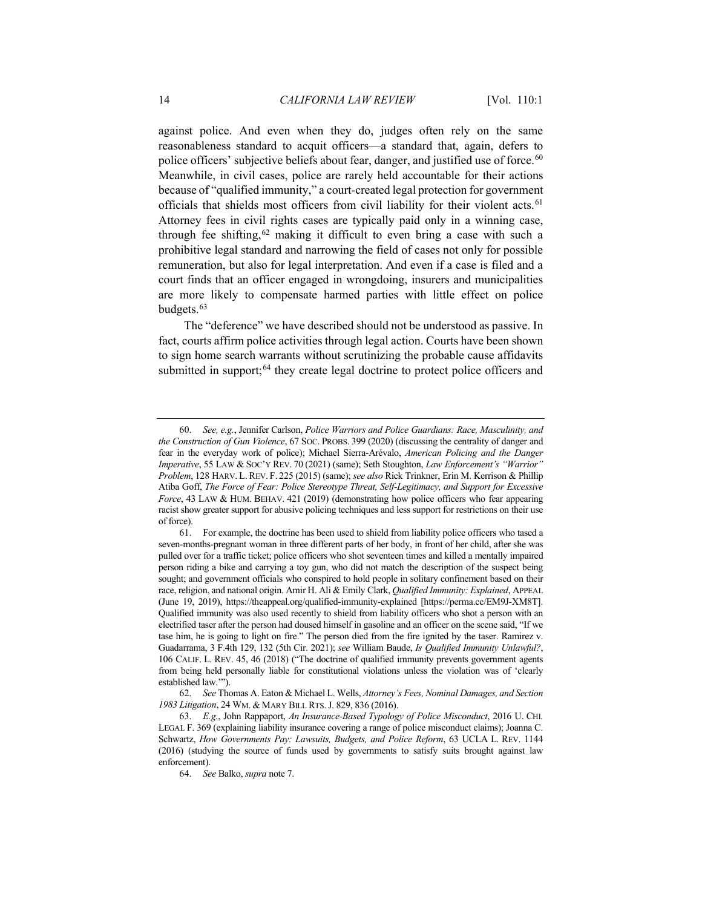against police. And even when they do, judges often rely on the same reasonableness standard to acquit officers—a standard that, again, defers to police officers' subjective beliefs about fear, danger, and justified use of force.[60] Meanwhile, in civil cases, police are rarely held accountable for their actions because of "qualified immunity," a court-created legal protection for government officials that shields most officers from civil liability for their violent acts.[61] Attorney fees in civil rights cases are typically paid only in a winning case, through fee shifting,[62] making it difficult to even bring a case with such a prohibitive legal standard and narrowing the field of cases not only for possible remuneration, but also for legal interpretation. And even if a case is filed and a court finds that an officer engaged in wrongdoing, insurers and municipalities are more likely to compensate harmed parties with little effect on police budgets.[63]

The "deference" we have described should not be understood as passive. In fact, courts affirm police activities through legal action. Courts have been shown to sign home search warrants without scrutinizing the probable cause affidavits submitted in support;[64] they create legal doctrine to protect police officers and

---

60. *See, e.g.*, Jennifer Carlson, *Police Warriors and Police Guardians: Race, Masculinity, and the Construction of Gun Violence*, 67 SOC. PROBS. 399 (2020) (discussing the centrality of danger and fear in the everyday work of police); Michael Sierra-Arévalo, *American Policing and the Danger Imperative*, 55 LAW & SOC'Y REV. 70 (2021) (same); Seth Stoughton, *Law Enforcement's "Warrior" Problem*, 128 HARV. L. REV. F. 225 (2015) (same); *see also* Rick Trinkner, Erin M. Kerrison & Phillip Atiba Goff, *The Force of Fear: Police Stereotype Threat, Self-Legitimacy, and Support for Excessive Force*, 43 LAW & HUM. BEHAV. 421 (2019) (demonstrating how police officers who fear appearing racist show greater support for abusive policing techniques and less support for restrictions on their use of force).

61. For example, the doctrine has been used to shield from liability police officers who tased a seven-months-pregnant woman in three different parts of her body, in front of her child, after she was pulled over for a traffic ticket; police officers who shot seventeen times and killed a mentally impaired person riding a bike and carrying a toy gun, who did not match the description of the suspect being sought; and government officials who conspired to hold people in solitary confinement based on their race, religion, and national origin. Amir H. Ali & Emily Clark, *Qualified Immunity: Explained*, APPEAL (June 19, 2019), https://theappeal.org/qualified-immunity-explained [https://perma.cc/EM9J-XM8T]. Qualified immunity was also used recently to shield from liability officers who shot a person with an electrified taser after the person had doused himself in gasoline and an officer on the scene said, "If we tase him, he is going to light on fire." The person died from the fire ignited by the taser. Ramirez v. Guadarrama, 3 F.4th 129, 132 (5th Cir. 2021); *see* William Baude, *Is Qualified Immunity Unlawful?*, 106 CALIF. L. REV. 45, 46 (2018) ("The doctrine of qualified immunity prevents government agents from being held personally liable for constitutional violations unless the violation was of 'clearly established law.'").

62. *See* Thomas A. Eaton & Michael L. Wells, *Attorney's Fees, Nominal Damages, and Section 1983 Litigation*, 24 WM. & MARY BILL RTS. J. 829, 836 (2016).

63. *E.g.*, John Rappaport, *An Insurance-Based Typology of Police Misconduct*, 2016 U. CHI. LEGAL F. 369 (explaining liability insurance covering a range of police misconduct claims); Joanna C. Schwartz, *How Governments Pay: Lawsuits, Budgets, and Police Reform*, 63 UCLA L. REV. 1144 (2016) (studying the source of funds used by governments to satisfy suits brought against law enforcement).

64. *See* Balko, *supra* note 7.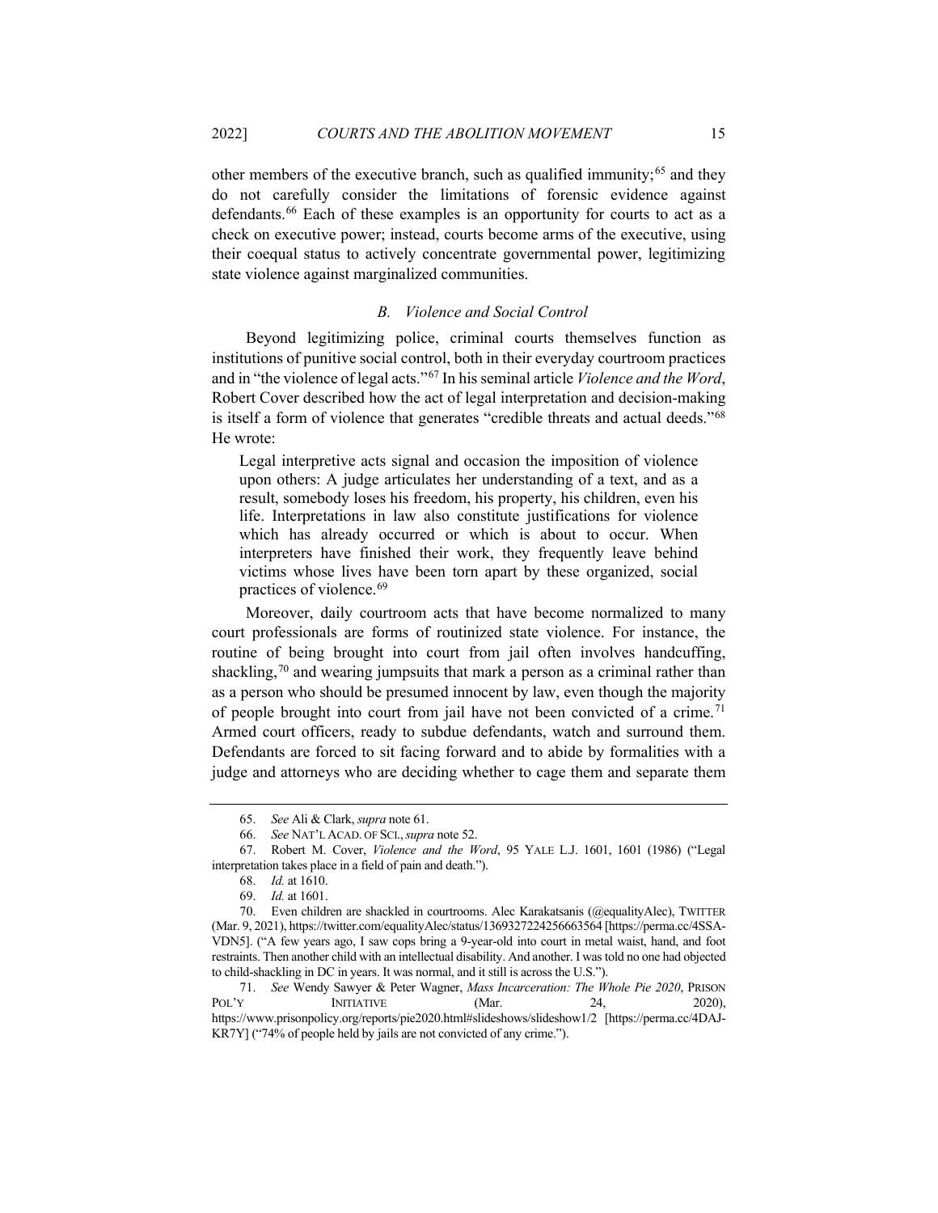other members of the executive branch, such as qualified immunity;[65] and they do not carefully consider the limitations of forensic evidence against defendants.[66] Each of these examples is an opportunity for courts to act as a check on executive power; instead, courts become arms of the executive, using their coequal status to actively concentrate governmental power, legitimizing state violence against marginalized communities.

### *B. Violence and Social Control*

Beyond legitimizing police, criminal courts themselves function as institutions of punitive social control, both in their everyday courtroom practices and in "the violence of legal acts."[67] In his seminal article *Violence and the Word*, Robert Cover described how the act of legal interpretation and decision-making is itself a form of violence that generates "credible threats and actual deeds."[68] He wrote:

> Legal interpretive acts signal and occasion the imposition of violence upon others: A judge articulates her understanding of a text, and as a result, somebody loses his freedom, his property, his children, even his life. Interpretations in law also constitute justifications for violence which has already occurred or which is about to occur. When interpreters have finished their work, they frequently leave behind victims whose lives have been torn apart by these organized, social practices of violence.[69]

Moreover, daily courtroom acts that have become normalized to many court professionals are forms of routinized state violence. For instance, the routine of being brought into court from jail often involves handcuffing, shackling,[70] and wearing jumpsuits that mark a person as a criminal rather than as a person who should be presumed innocent by law, even though the majority of people brought into court from jail have not been convicted of a crime.[71] Armed court officers, ready to subdue defendants, watch and surround them. Defendants are forced to sit facing forward and to abide by formalities with a judge and attorneys who are deciding whether to cage them and separate them

---

65. *See* Ali & Clark, *supra* note 61.

66. *See* NAT'L ACAD. OF SCI., *supra* note 52.

67. Robert M. Cover, *Violence and the Word*, 95 YALE L.J. 1601, 1601 (1986) ("Legal interpretation takes place in a field of pain and death.").

68. *Id.* at 1610.

69. *Id.* at 1601.

70. Even children are shackled in courtrooms. Alec Karakatsanis (@equalityAlec), TWITTER (Mar. 9, 2021), https://twitter.com/equalityAlec/status/1369327224256663564 [https://perma.cc/4SSA-VDN5]. ("A few years ago, I saw cops bring a 9-year-old into court in metal waist, hand, and foot restraints. Then another child with an intellectual disability. And another. I was told no one had objected to child-shackling in DC in years. It was normal, and it still is across the U.S.").

71. *See* Wendy Sawyer & Peter Wagner, *Mass Incarceration: The Whole Pie 2020*, PRISON POL'Y INITIATIVE (Mar. 24, 2020), https://www.prisonpolicy.org/reports/pie2020.html#slideshows/slideshow1/2 [https://perma.cc/4DAJ-KR7Y] ("74% of people held by jails are not convicted of any crime.").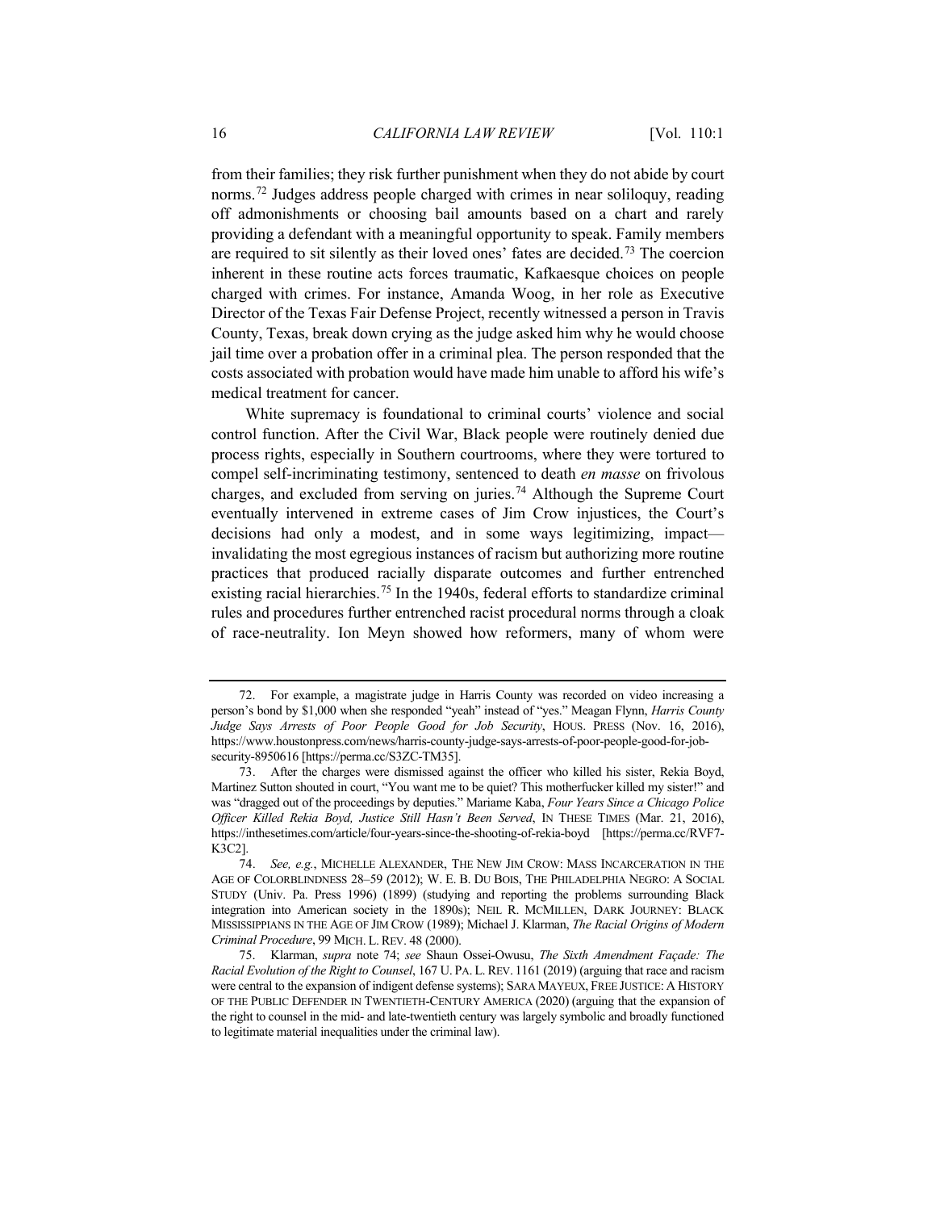from their families; they risk further punishment when they do not abide by court norms.[72] Judges address people charged with crimes in near soliloquy, reading off admonishments or choosing bail amounts based on a chart and rarely providing a defendant with a meaningful opportunity to speak. Family members are required to sit silently as their loved ones' fates are decided.[73] The coercion inherent in these routine acts forces traumatic, Kafkaesque choices on people charged with crimes. For instance, Amanda Woog, in her role as Executive Director of the Texas Fair Defense Project, recently witnessed a person in Travis County, Texas, break down crying as the judge asked him why he would choose jail time over a probation offer in a criminal plea. The person responded that the costs associated with probation would have made him unable to afford his wife's medical treatment for cancer.

White supremacy is foundational to criminal courts' violence and social control function. After the Civil War, Black people were routinely denied due process rights, especially in Southern courtrooms, where they were tortured to compel self-incriminating testimony, sentenced to death *en masse* on frivolous charges, and excluded from serving on juries.[74] Although the Supreme Court eventually intervened in extreme cases of Jim Crow injustices, the Court's decisions had only a modest, and in some ways legitimizing, impact—invalidating the most egregious instances of racism but authorizing more routine practices that produced racially disparate outcomes and further entrenched existing racial hierarchies.[75] In the 1940s, federal efforts to standardize criminal rules and procedures further entrenched racist procedural norms through a cloak of race-neutrality. Ion Meyn showed how reformers, many of whom were

---

72. For example, a magistrate judge in Harris County was recorded on video increasing a person's bond by $1,000 when she responded "yeah" instead of "yes." Meagan Flynn, *Harris County Judge Says Arrests of Poor People Good for Job Security*, HOUS. PRESS (Nov. 16, 2016), https://www.houstonpress.com/news/harris-county-judge-says-arrests-of-poor-people-good-for-job-security-8950616 [https://perma.cc/S3ZC-TM35].

73. After the charges were dismissed against the officer who killed his sister, Rekia Boyd, Martinez Sutton shouted in court, "You want me to be quiet? This motherfucker killed my sister!" and was "dragged out of the proceedings by deputies." Mariame Kaba, *Four Years Since a Chicago Police Officer Killed Rekia Boyd, Justice Still Hasn't Been Served*, IN THESE TIMES (Mar. 21, 2016), https://inthesetimes.com/article/four-years-since-the-shooting-of-rekia-boyd [https://perma.cc/RVF7-K3C2].

74. *See, e.g.*, MICHELLE ALEXANDER, THE NEW JIM CROW: MASS INCARCERATION IN THE AGE OF COLORBLINDNESS 28–59 (2012); W. E. B. DU BOIS, THE PHILADELPHIA NEGRO: A SOCIAL STUDY (Univ. Pa. Press 1996) (1899) (studying and reporting the problems surrounding Black integration into American society in the 1890s); NEIL R. MCMILLEN, DARK JOURNEY: BLACK MISSISSIPPIANS IN THE AGE OF JIM CROW (1989); Michael J. Klarman, *The Racial Origins of Modern Criminal Procedure*, 99 MICH. L. REV. 48 (2000).

75. Klarman, *supra* note 74; *see* Shaun Ossei-Owusu, *The Sixth Amendment Façade: The Racial Evolution of the Right to Counsel*, 167 U. PA. L. REV. 1161 (2019) (arguing that race and racism were central to the expansion of indigent defense systems); SARA MAYEUX, FREE JUSTICE: A HISTORY OF THE PUBLIC DEFENDER IN TWENTIETH-CENTURY AMERICA (2020) (arguing that the expansion of the right to counsel in the mid- and late-twentieth century was largely symbolic and broadly functioned to legitimate material inequalities under the criminal law).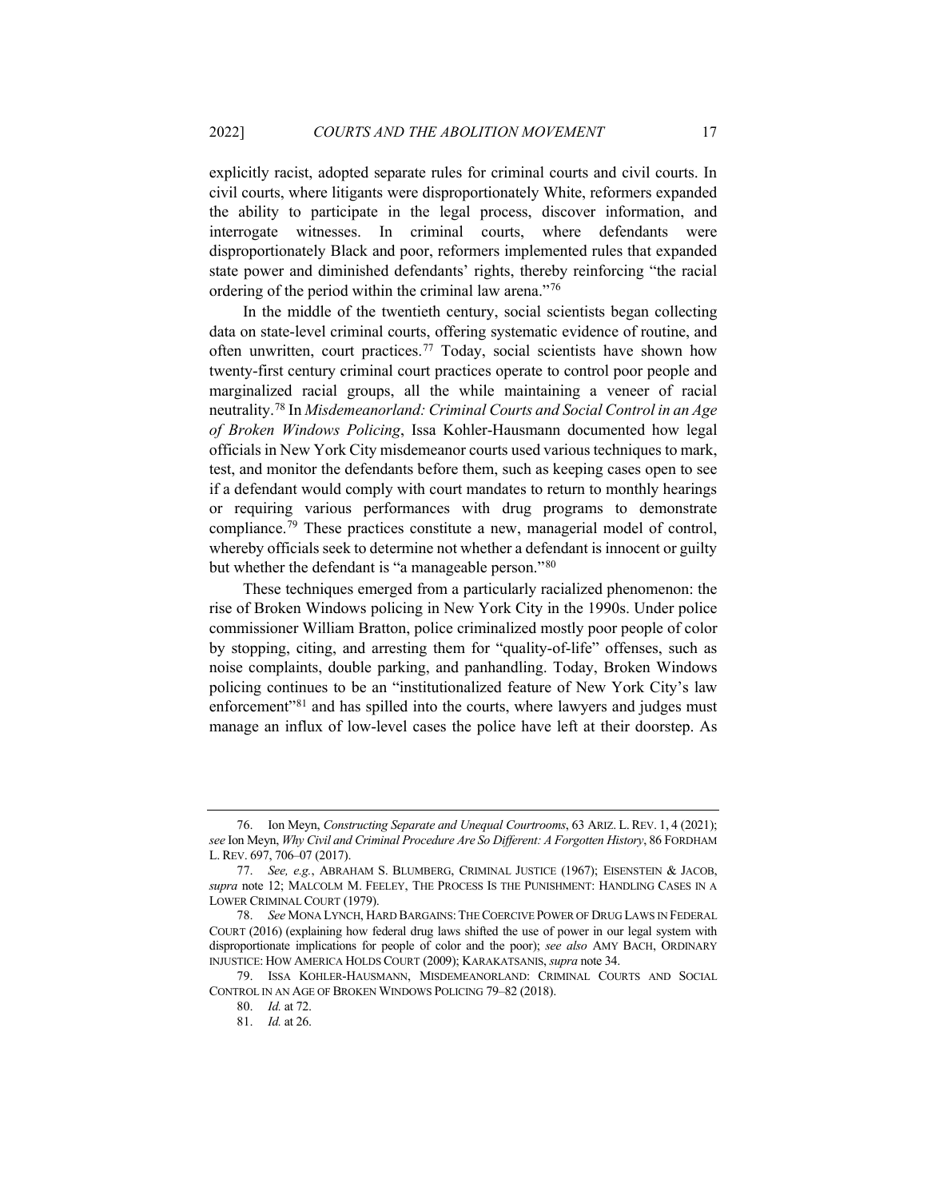explicitly racist, adopted separate rules for criminal courts and civil courts. In civil courts, where litigants were disproportionately White, reformers expanded the ability to participate in the legal process, discover information, and interrogate witnesses. In criminal courts, where defendants were disproportionately Black and poor, reformers implemented rules that expanded state power and diminished defendants' rights, thereby reinforcing "the racial ordering of the period within the criminal law arena."[76]

In the middle of the twentieth century, social scientists began collecting data on state-level criminal courts, offering systematic evidence of routine, and often unwritten, court practices.[77] Today, social scientists have shown how twenty-first century criminal court practices operate to control poor people and marginalized racial groups, all the while maintaining a veneer of racial neutrality.[78] In *Misdemeanorland: Criminal Courts and Social Control in an Age of Broken Windows Policing*, Issa Kohler-Hausmann documented how legal officials in New York City misdemeanor courts used various techniques to mark, test, and monitor the defendants before them, such as keeping cases open to see if a defendant would comply with court mandates to return to monthly hearings or requiring various performances with drug programs to demonstrate compliance.[79] These practices constitute a new, managerial model of control, whereby officials seek to determine not whether a defendant is innocent or guilty but whether the defendant is "a manageable person."[80]

These techniques emerged from a particularly racialized phenomenon: the rise of Broken Windows policing in New York City in the 1990s. Under police commissioner William Bratton, police criminalized mostly poor people of color by stopping, citing, and arresting them for "quality-of-life" offenses, such as noise complaints, double parking, and panhandling. Today, Broken Windows policing continues to be an "institutionalized feature of New York City's law enforcement"[81] and has spilled into the courts, where lawyers and judges must manage an influx of low-level cases the police have left at their doorstep. As

---

76. Ion Meyn, *Constructing Separate and Unequal Courtrooms*, 63 ARIZ. L. REV. 1, 4 (2021); *see* Ion Meyn, *Why Civil and Criminal Procedure Are So Different: A Forgotten History*, 86 FORDHAM L. REV. 697, 706–07 (2017).

77. *See, e.g.*, ABRAHAM S. BLUMBERG, CRIMINAL JUSTICE (1967); EISENSTEIN & JACOB, *supra* note 12; MALCOLM M. FEELEY, THE PROCESS IS THE PUNISHMENT: HANDLING CASES IN A LOWER CRIMINAL COURT (1979).

78. *See* MONA LYNCH, HARD BARGAINS: THE COERCIVE POWER OF DRUG LAWS IN FEDERAL COURT (2016) (explaining how federal drug laws shifted the use of power in our legal system with disproportionate implications for people of color and the poor); *see also* AMY BACH, ORDINARY INJUSTICE: HOW AMERICA HOLDS COURT (2009); KARAKATSANIS, *supra* note 34.

79. ISSA KOHLER-HAUSMANN, MISDEMEANORLAND: CRIMINAL COURTS AND SOCIAL CONTROL IN AN AGE OF BROKEN WINDOWS POLICING 79–82 (2018).

80. *Id.* at 72.

81. *Id.* at 26.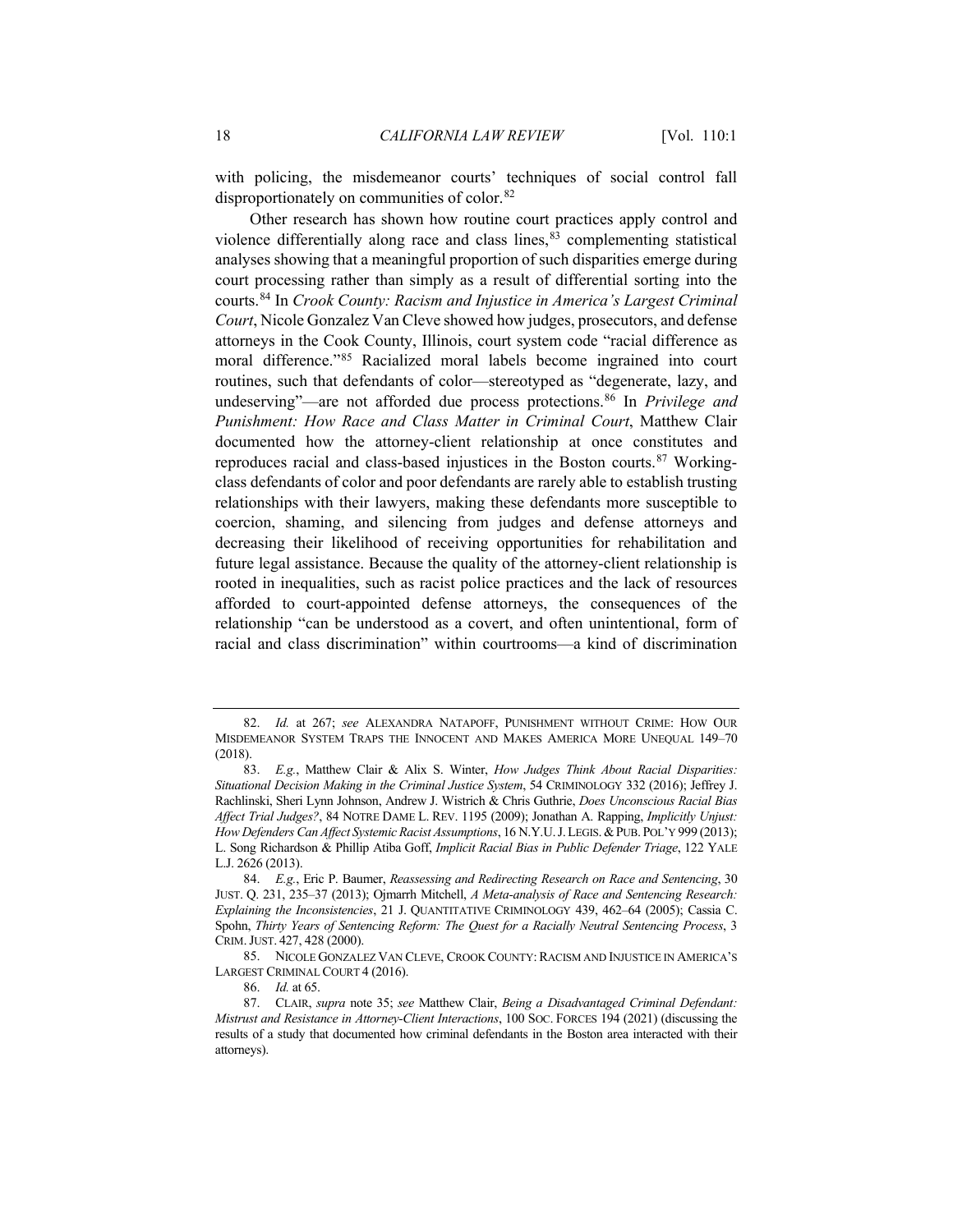with policing, the misdemeanor courts' techniques of social control fall disproportionately on communities of color.[82]

Other research has shown how routine court practices apply control and violence differentially along race and class lines,[83] complementing statistical analyses showing that a meaningful proportion of such disparities emerge during court processing rather than simply as a result of differential sorting into the courts.[84] In *Crook County: Racism and Injustice in America's Largest Criminal Court*, Nicole Gonzalez Van Cleve showed how judges, prosecutors, and defense attorneys in the Cook County, Illinois, court system code "racial difference as moral difference."[85] Racialized moral labels become ingrained into court routines, such that defendants of color—stereotyped as "degenerate, lazy, and undeserving"—are not afforded due process protections.[86] In *Privilege and Punishment: How Race and Class Matter in Criminal Court*, Matthew Clair documented how the attorney-client relationship at once constitutes and reproduces racial and class-based injustices in the Boston courts.[87] Working-class defendants of color and poor defendants are rarely able to establish trusting relationships with their lawyers, making these defendants more susceptible to coercion, shaming, and silencing from judges and defense attorneys and decreasing their likelihood of receiving opportunities for rehabilitation and future legal assistance. Because the quality of the attorney-client relationship is rooted in inequalities, such as racist police practices and the lack of resources afforded to court-appointed defense attorneys, the consequences of the relationship "can be understood as a covert, and often unintentional, form of racial and class discrimination" within courtrooms—a kind of discrimination

---

82. *Id.* at 267; *see* ALEXANDRA NATAPOFF, PUNISHMENT WITHOUT CRIME: HOW OUR MISDEMEANOR SYSTEM TRAPS THE INNOCENT AND MAKES AMERICA MORE UNEQUAL 149–70 (2018).

83. *E.g.*, Matthew Clair & Alix S. Winter, *How Judges Think About Racial Disparities: Situational Decision Making in the Criminal Justice System*, 54 CRIMINOLOGY 332 (2016); Jeffrey J. Rachlinski, Sheri Lynn Johnson, Andrew J. Wistrich & Chris Guthrie, *Does Unconscious Racial Bias Affect Trial Judges?*, 84 NOTRE DAME L. REV. 1195 (2009); Jonathan A. Rapping, *Implicitly Unjust: How Defenders Can Affect Systemic Racist Assumptions*, 16 N.Y.U. J. LEGIS. & PUB. POL'Y 999 (2013); L. Song Richardson & Phillip Atiba Goff, *Implicit Racial Bias in Public Defender Triage*, 122 YALE L.J. 2626 (2013).

84. *E.g.*, Eric P. Baumer, *Reassessing and Redirecting Research on Race and Sentencing*, 30 JUST. Q. 231, 235–37 (2013); Ojmarrh Mitchell, *A Meta-analysis of Race and Sentencing Research: Explaining the Inconsistencies*, 21 J. QUANTITATIVE CRIMINOLOGY 439, 462–64 (2005); Cassia C. Spohn, *Thirty Years of Sentencing Reform: The Quest for a Racially Neutral Sentencing Process*, 3 CRIM. JUST. 427, 428 (2000).

85. NICOLE GONZALEZ VAN CLEVE, CROOK COUNTY: RACISM AND INJUSTICE IN AMERICA'S LARGEST CRIMINAL COURT 4 (2016).

86. *Id.* at 65.

87. CLAIR, *supra* note 35; *see* Matthew Clair, *Being a Disadvantaged Criminal Defendant: Mistrust and Resistance in Attorney-Client Interactions*, 100 SOC. FORCES 194 (2021) (discussing the results of a study that documented how criminal defendants in the Boston area interacted with their attorneys).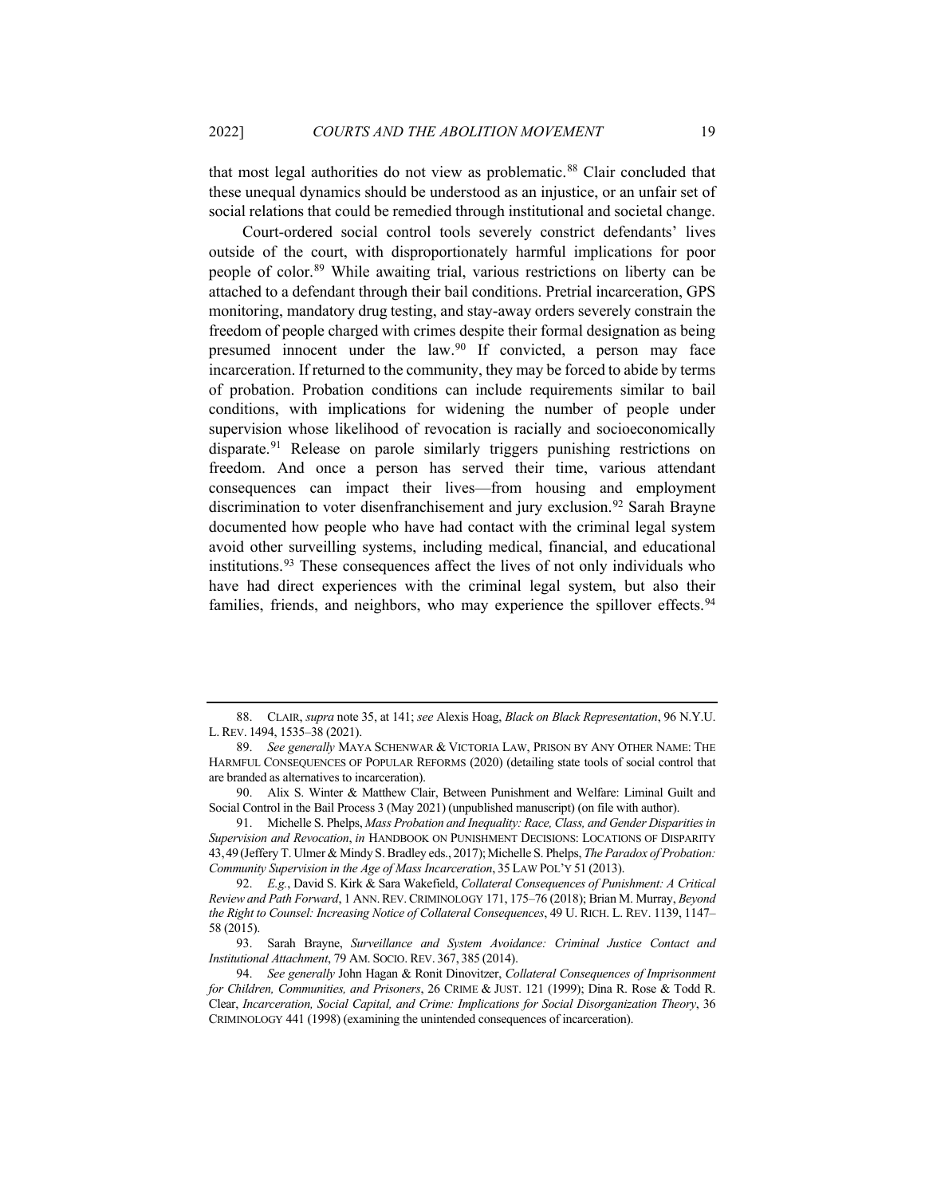that most legal authorities do not view as problematic.[88] Clair concluded that these unequal dynamics should be understood as an injustice, or an unfair set of social relations that could be remedied through institutional and societal change.

Court-ordered social control tools severely constrict defendants' lives outside of the court, with disproportionately harmful implications for poor people of color.[89] While awaiting trial, various restrictions on liberty can be attached to a defendant through their bail conditions. Pretrial incarceration, GPS monitoring, mandatory drug testing, and stay-away orders severely constrain the freedom of people charged with crimes despite their formal designation as being presumed innocent under the law.[90] If convicted, a person may face incarceration. If returned to the community, they may be forced to abide by terms of probation. Probation conditions can include requirements similar to bail conditions, with implications for widening the number of people under supervision whose likelihood of revocation is racially and socioeconomically disparate.[91] Release on parole similarly triggers punishing restrictions on freedom. And once a person has served their time, various attendant consequences can impact their lives—from housing and employment discrimination to voter disenfranchisement and jury exclusion.[92] Sarah Brayne documented how people who have had contact with the criminal legal system avoid other surveilling systems, including medical, financial, and educational institutions.[93] These consequences affect the lives of not only individuals who have had direct experiences with the criminal legal system, but also their families, friends, and neighbors, who may experience the spillover effects.[94]

---

88. CLAIR, *supra* note 35, at 141; *see* Alexis Hoag, *Black on Black Representation*, 96 N.Y.U. L. REV. 1494, 1535–38 (2021).

89. *See generally* MAYA SCHENWAR & VICTORIA LAW, PRISON BY ANY OTHER NAME: THE HARMFUL CONSEQUENCES OF POPULAR REFORMS (2020) (detailing state tools of social control that are branded as alternatives to incarceration).

90. Alix S. Winter & Matthew Clair, Between Punishment and Welfare: Liminal Guilt and Social Control in the Bail Process 3 (May 2021) (unpublished manuscript) (on file with author).

91. Michelle S. Phelps, *Mass Probation and Inequality: Race, Class, and Gender Disparities in Supervision and Revocation*, *in* HANDBOOK ON PUNISHMENT DECISIONS: LOCATIONS OF DISPARITY 43, 49 (Jeffery T. Ulmer & Mindy S. Bradley eds., 2017); Michelle S. Phelps, *The Paradox of Probation: Community Supervision in the Age of Mass Incarceration*, 35 LAW POL'Y 51 (2013).

92. *E.g.*, David S. Kirk & Sara Wakefield, *Collateral Consequences of Punishment: A Critical Review and Path Forward*, 1 ANN. REV. CRIMINOLOGY 171, 175–76 (2018); Brian M. Murray, *Beyond the Right to Counsel: Increasing Notice of Collateral Consequences*, 49 U. RICH. L. REV. 1139, 1147–58 (2015).

93. Sarah Brayne, *Surveillance and System Avoidance: Criminal Justice Contact and Institutional Attachment*, 79 AM. SOCIO. REV. 367, 385 (2014).

94. *See generally* John Hagan & Ronit Dinovitzer, *Collateral Consequences of Imprisonment for Children, Communities, and Prisoners*, 26 CRIME & JUST. 121 (1999); Dina R. Rose & Todd R. Clear, *Incarceration, Social Capital, and Crime: Implications for Social Disorganization Theory*, 36 CRIMINOLOGY 441 (1998) (examining the unintended consequences of incarceration).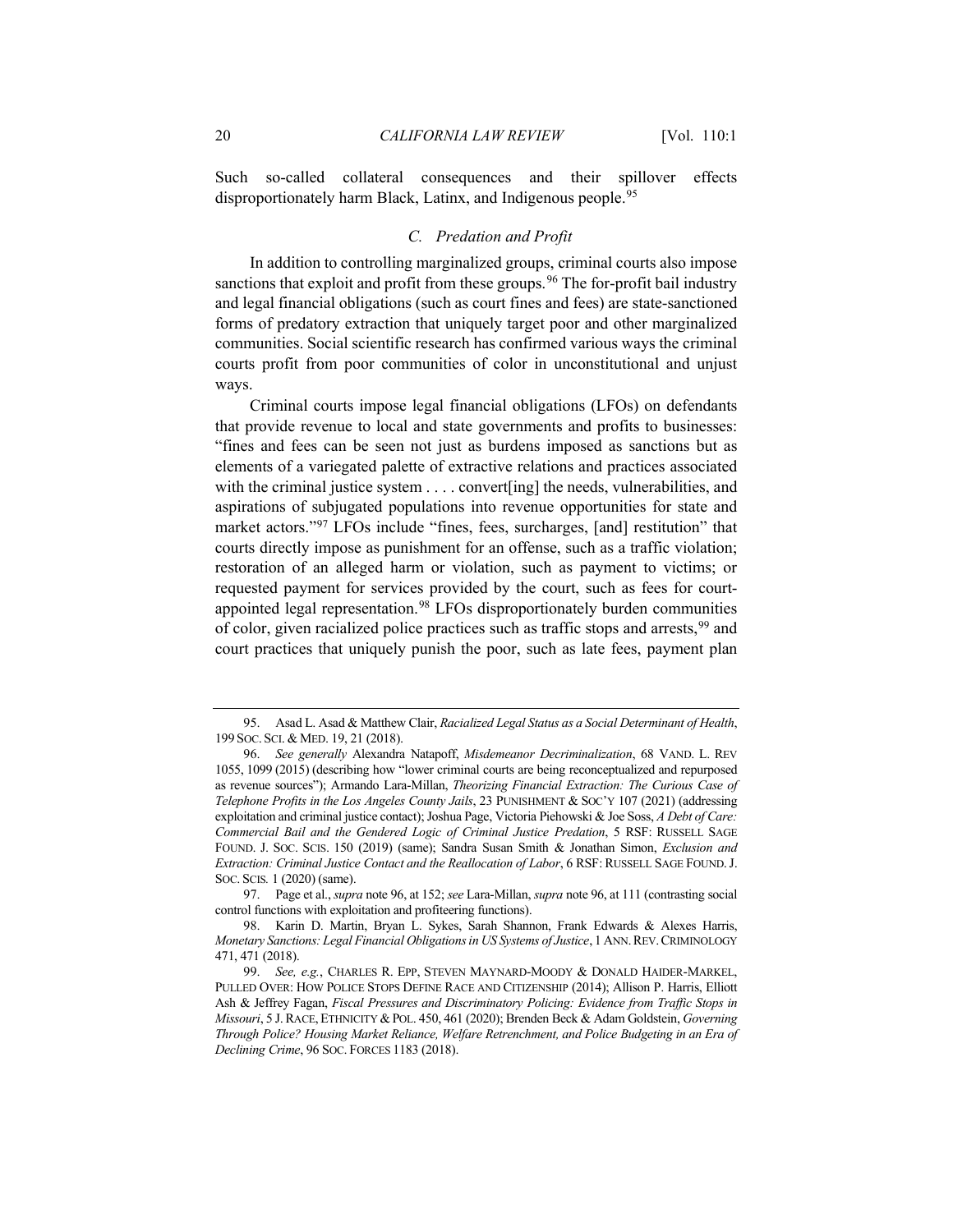Such so-called collateral consequences and their spillover effects disproportionately harm Black, Latinx, and Indigenous people.[95]

### *C. Predation and Profit*

In addition to controlling marginalized groups, criminal courts also impose sanctions that exploit and profit from these groups.[96] The for-profit bail industry and legal financial obligations (such as court fines and fees) are state-sanctioned forms of predatory extraction that uniquely target poor and other marginalized communities. Social scientific research has confirmed various ways the criminal courts profit from poor communities of color in unconstitutional and unjust ways.

Criminal courts impose legal financial obligations (LFOs) on defendants that provide revenue to local and state governments and profits to businesses: "fines and fees can be seen not just as burdens imposed as sanctions but as elements of a variegated palette of extractive relations and practices associated with the criminal justice system . . . . convert[ing] the needs, vulnerabilities, and aspirations of subjugated populations into revenue opportunities for state and market actors."[97] LFOs include "fines, fees, surcharges, [and] restitution" that courts directly impose as punishment for an offense, such as a traffic violation; restoration of an alleged harm or violation, such as payment to victims; or requested payment for services provided by the court, such as fees for court-appointed legal representation.[98] LFOs disproportionately burden communities of color, given racialized police practices such as traffic stops and arrests,[99] and court practices that uniquely punish the poor, such as late fees, payment plan

---

95. Asad L. Asad & Matthew Clair, *Racialized Legal Status as a Social Determinant of Health*, 199 SOC. SCI. & MED. 19, 21 (2018).

96. *See generally* Alexandra Natapoff, *Misdemeanor Decriminalization*, 68 VAND. L. REV 1055, 1099 (2015) (describing how "lower criminal courts are being reconceptualized and repurposed as revenue sources"); Armando Lara-Millan, *Theorizing Financial Extraction: The Curious Case of Telephone Profits in the Los Angeles County Jails*, 23 PUNISHMENT & SOC'Y 107 (2021) (addressing exploitation and criminal justice contact); Joshua Page, Victoria Piehowski & Joe Soss, *A Debt of Care: Commercial Bail and the Gendered Logic of Criminal Justice Predation*, 5 RSF: RUSSELL SAGE FOUND. J. SOC. SCIS. 150 (2019) (same); Sandra Susan Smith & Jonathan Simon, *Exclusion and Extraction: Criminal Justice Contact and the Reallocation of Labor*, 6 RSF: RUSSELL SAGE FOUND. J. SOC. SCIS. 1 (2020) (same).

97. Page et al., *supra* note 96, at 152; *see* Lara-Millan, *supra* note 96, at 111 (contrasting social control functions with exploitation and profiteering functions).

98. Karin D. Martin, Bryan L. Sykes, Sarah Shannon, Frank Edwards & Alexes Harris, *Monetary Sanctions: Legal Financial Obligations in US Systems of Justice*, 1 ANN. REV. CRIMINOLOGY 471, 471 (2018).

99. *See, e.g.*, CHARLES R. EPP, STEVEN MAYNARD-MOODY & DONALD HAIDER-MARKEL, PULLED OVER: HOW POLICE STOPS DEFINE RACE AND CITIZENSHIP (2014); Allison P. Harris, Elliott Ash & Jeffrey Fagan, *Fiscal Pressures and Discriminatory Policing: Evidence from Traffic Stops in Missouri*, 5 J. RACE, ETHNICITY & POL. 450, 461 (2020); Brenden Beck & Adam Goldstein, *Governing Through Police? Housing Market Reliance, Welfare Retrenchment, and Police Budgeting in an Era of Declining Crime*, 96 SOC. FORCES 1183 (2018).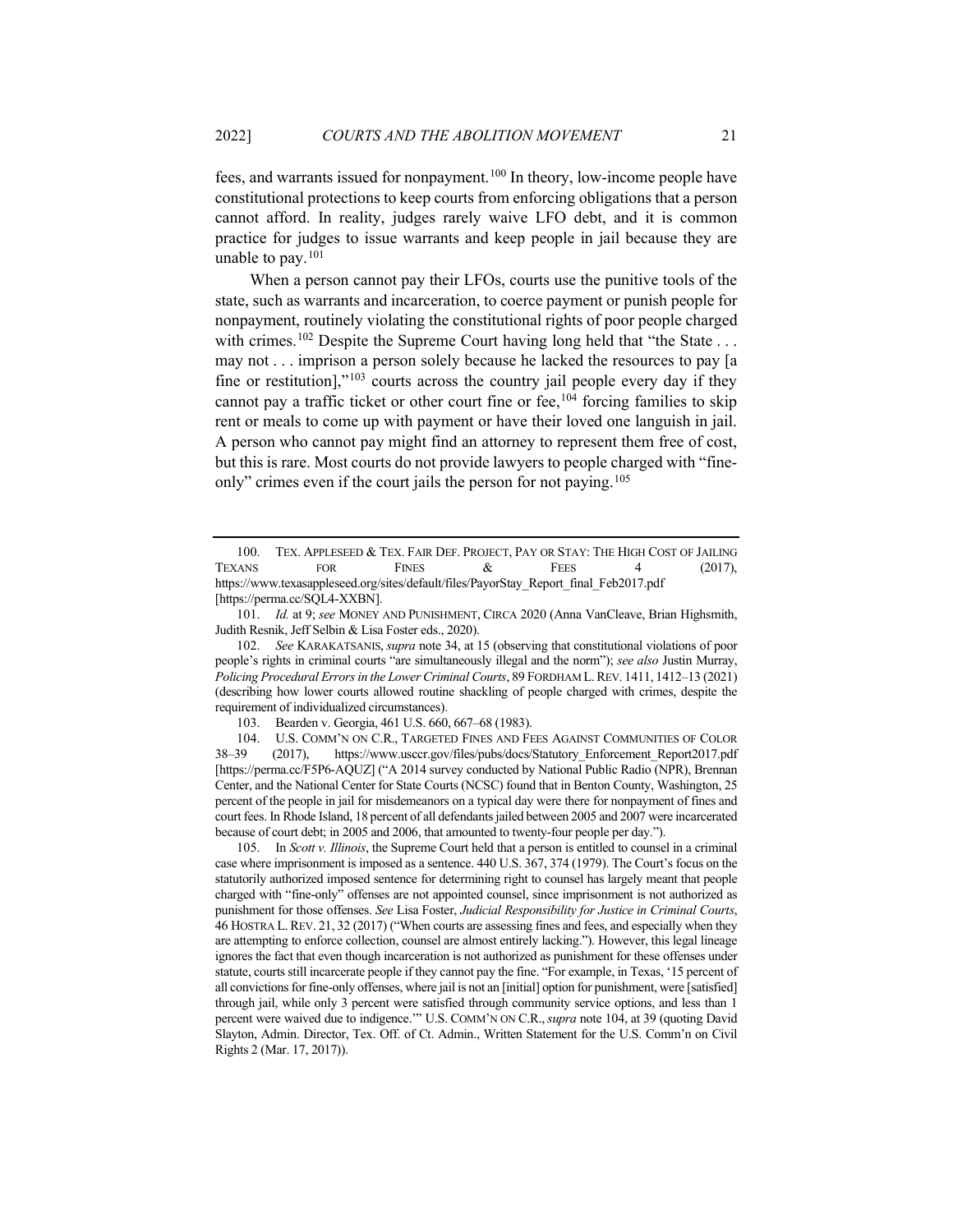fees, and warrants issued for nonpayment.[100] In theory, low-income people have constitutional protections to keep courts from enforcing obligations that a person cannot afford. In reality, judges rarely waive LFO debt, and it is common practice for judges to issue warrants and keep people in jail because they are unable to pay.[101]

When a person cannot pay their LFOs, courts use the punitive tools of the state, such as warrants and incarceration, to coerce payment or punish people for nonpayment, routinely violating the constitutional rights of poor people charged with crimes.[102] Despite the Supreme Court having long held that "the State . . . may not . . . imprison a person solely because he lacked the resources to pay [a fine or restitution],"[103] courts across the country jail people every day if they cannot pay a traffic ticket or other court fine or fee,[104] forcing families to skip rent or meals to come up with payment or have their loved one languish in jail. A person who cannot pay might find an attorney to represent them free of cost, but this is rare. Most courts do not provide lawyers to people charged with "fine-only" crimes even if the court jails the person for not paying.[105]

---

100. TEX. APPLESEED & TEX. FAIR DEF. PROJECT, PAY OR STAY: THE HIGH COST OF JAILING TEXANS FOR FINES & FEES 4 (2017), https://www.texasappleseed.org/sites/default/files/PayorStay_Report_final_Feb2017.pdf [https://perma.cc/SQL4-XXBN].

101. *Id.* at 9; *see* MONEY AND PUNISHMENT, CIRCA 2020 (Anna VanCleave, Brian Highsmith, Judith Resnik, Jeff Selbin & Lisa Foster eds., 2020).

102. *See* KARAKATSANIS, *supra* note 34, at 15 (observing that constitutional violations of poor people's rights in criminal courts "are simultaneously illegal and the norm"); *see also* Justin Murray, *Policing Procedural Errors in the Lower Criminal Courts*, 89 FORDHAM L. REV. 1411, 1412–13 (2021) (describing how lower courts allowed routine shackling of people charged with crimes, despite the requirement of individualized circumstances).

103. Bearden v. Georgia, 461 U.S. 660, 667–68 (1983).

104. U.S. COMM'N ON C.R., TARGETED FINES AND FEES AGAINST COMMUNITIES OF COLOR 38–39 (2017), https://www.usccr.gov/files/pubs/docs/Statutory_Enforcement_Report2017.pdf [https://perma.cc/F5P6-AQUZ] ("A 2014 survey conducted by National Public Radio (NPR), Brennan Center, and the National Center for State Courts (NCSC) found that in Benton County, Washington, 25 percent of the people in jail for misdemeanors on a typical day were there for nonpayment of fines and court fees. In Rhode Island, 18 percent of all defendants jailed between 2005 and 2007 were incarcerated because of court debt; in 2005 and 2006, that amounted to twenty-four people per day.").

105. In *Scott v. Illinois*, the Supreme Court held that a person is entitled to counsel in a criminal case where imprisonment is imposed as a sentence. 440 U.S. 367, 374 (1979). The Court's focus on the statutorily authorized imposed sentence for determining right to counsel has largely meant that people charged with "fine-only" offenses are not appointed counsel, since imprisonment is not authorized as punishment for those offenses. *See* Lisa Foster, *Judicial Responsibility for Justice in Criminal Courts*, 46 HOSTRA L. REV. 21, 32 (2017) ("When courts are assessing fines and fees, and especially when they are attempting to enforce collection, counsel are almost entirely lacking."). However, this legal lineage ignores the fact that even though incarceration is not authorized as punishment for these offenses under statute, courts still incarcerate people if they cannot pay the fine. "For example, in Texas, '15 percent of all convictions for fine-only offenses, where jail is not an [initial] option for punishment, were [satisfied] through jail, while only 3 percent were satisfied through community service options, and less than 1 percent were waived due to indigence.'" U.S. COMM'N ON C.R., *supra* note 104, at 39 (quoting David Slayton, Admin. Director, Tex. Off. of Ct. Admin., Written Statement for the U.S. Comm'n on Civil Rights 2 (Mar. 17, 2017)).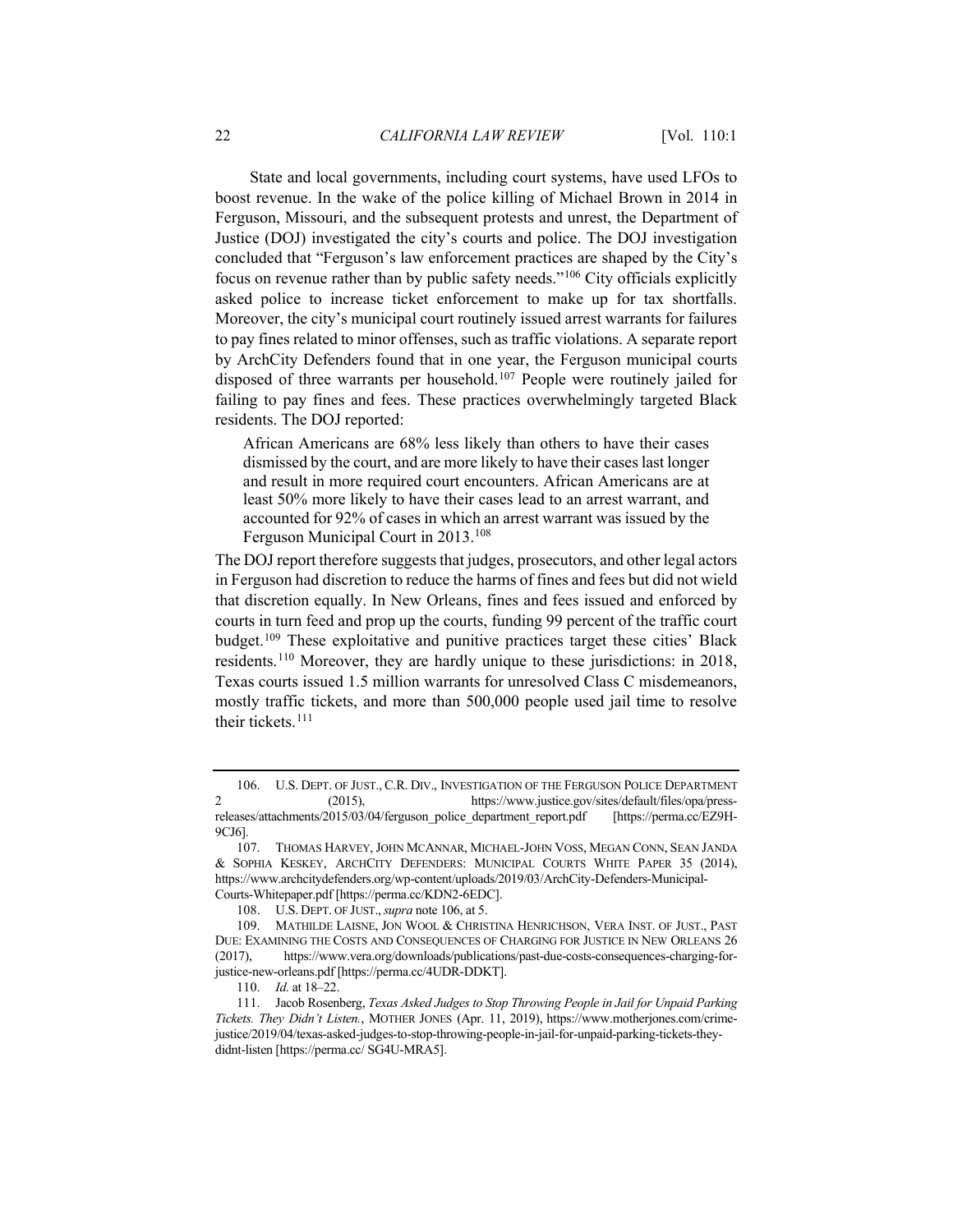State and local governments, including court systems, have used LFOs to boost revenue. In the wake of the police killing of Michael Brown in 2014 in Ferguson, Missouri, and the subsequent protests and unrest, the Department of Justice (DOJ) investigated the city's courts and police. The DOJ investigation concluded that "Ferguson's law enforcement practices are shaped by the City's focus on revenue rather than by public safety needs."[106] City officials explicitly asked police to increase ticket enforcement to make up for tax shortfalls. Moreover, the city's municipal court routinely issued arrest warrants for failures to pay fines related to minor offenses, such as traffic violations. A separate report by ArchCity Defenders found that in one year, the Ferguson municipal courts disposed of three warrants per household.[107] People were routinely jailed for failing to pay fines and fees. These practices overwhelmingly targeted Black residents. The DOJ reported:

> African Americans are 68% less likely than others to have their cases dismissed by the court, and are more likely to have their cases last longer and result in more required court encounters. African Americans are at least 50% more likely to have their cases lead to an arrest warrant, and accounted for 92% of cases in which an arrest warrant was issued by the Ferguson Municipal Court in 2013.[108]

The DOJ report therefore suggests that judges, prosecutors, and other legal actors in Ferguson had discretion to reduce the harms of fines and fees but did not wield that discretion equally. In New Orleans, fines and fees issued and enforced by courts in turn feed and prop up the courts, funding 99 percent of the traffic court budget.[109] These exploitative and punitive practices target these cities' Black residents.[110] Moreover, they are hardly unique to these jurisdictions: in 2018, Texas courts issued 1.5 million warrants for unresolved Class C misdemeanors, mostly traffic tickets, and more than 500,000 people used jail time to resolve their tickets.[111]

---

106. U.S. DEPT. OF JUST., C.R. DIV., INVESTIGATION OF THE FERGUSON POLICE DEPARTMENT 2 (2015), https://www.justice.gov/sites/default/files/opa/press-releases/attachments/2015/03/04/ferguson_police_department_report.pdf [https://perma.cc/EZ9H-9CJ6].

107. THOMAS HARVEY, JOHN MCANNAR, MICHAEL-JOHN VOSS, MEGAN CONN, SEAN JANDA & SOPHIA KESKEY, ARCHCITY DEFENDERS: MUNICIPAL COURTS WHITE PAPER 35 (2014), https://www.archcitydefenders.org/wp-content/uploads/2019/03/ArchCity-Defenders-Municipal-Courts-Whitepaper.pdf [https://perma.cc/KDN2-6EDC].

108. U.S. DEPT. OF JUST., *supra* note 106, at 5.

109. MATHILDE LAISNE, JON WOOL & CHRISTINA HENRICHSON, VERA INST. OF JUST., PAST DUE: EXAMINING THE COSTS AND CONSEQUENCES OF CHARGING FOR JUSTICE IN NEW ORLEANS 26 (2017), https://www.vera.org/downloads/publications/past-due-costs-consequences-charging-for-justice-new-orleans.pdf [https://perma.cc/4UDR-DDKT].

110. *Id.* at 18–22.

111. Jacob Rosenberg, *Texas Asked Judges to Stop Throwing People in Jail for Unpaid Parking Tickets. They Didn't Listen.*, MOTHER JONES (Apr. 11, 2019), https://www.motherjones.com/crime-justice/2019/04/texas-asked-judges-to-stop-throwing-people-in-jail-for-unpaid-parking-tickets-they-didnt-listen [https://perma.cc/ SG4U-MRA5].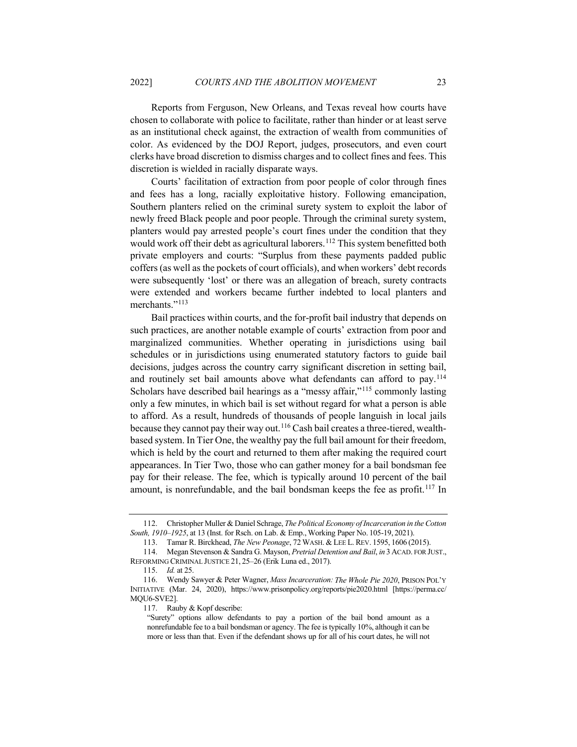Reports from Ferguson, New Orleans, and Texas reveal how courts have chosen to collaborate with police to facilitate, rather than hinder or at least serve as an institutional check against, the extraction of wealth from communities of color. As evidenced by the DOJ Report, judges, prosecutors, and even court clerks have broad discretion to dismiss charges and to collect fines and fees. This discretion is wielded in racially disparate ways.

Courts' facilitation of extraction from poor people of color through fines and fees has a long, racially exploitative history. Following emancipation, Southern planters relied on the criminal surety system to exploit the labor of newly freed Black people and poor people. Through the criminal surety system, planters would pay arrested people's court fines under the condition that they would work off their debt as agricultural laborers.[112] This system benefitted both private employers and courts: "Surplus from these payments padded public coffers (as well as the pockets of court officials), and when workers' debt records were subsequently 'lost' or there was an allegation of breach, surety contracts were extended and workers became further indebted to local planters and merchants."[113]

Bail practices within courts, and the for-profit bail industry that depends on such practices, are another notable example of courts' extraction from poor and marginalized communities. Whether operating in jurisdictions using bail schedules or in jurisdictions using enumerated statutory factors to guide bail decisions, judges across the country carry significant discretion in setting bail, and routinely set bail amounts above what defendants can afford to pay.[114] Scholars have described bail hearings as a "messy affair,"[115] commonly lasting only a few minutes, in which bail is set without regard for what a person is able to afford. As a result, hundreds of thousands of people languish in local jails because they cannot pay their way out.[116] Cash bail creates a three-tiered, wealth-based system. In Tier One, the wealthy pay the full bail amount for their freedom, which is held by the court and returned to them after making the required court appearances. In Tier Two, those who can gather money for a bail bondsman fee pay for their release. The fee, which is typically around 10 percent of the bail amount, is nonrefundable, and the bail bondsman keeps the fee as profit.[117] In

---

112. Christopher Muller & Daniel Schrage, *The Political Economy of Incarceration in the Cotton South, 1910–1925*, at 13 (Inst. for Rsch. on Lab. & Emp., Working Paper No. 105-19, 2021).

113. Tamar R. Birckhead, *The New Peonage*, 72 WASH. & LEE L. REV. 1595, 1606 (2015).

114. Megan Stevenson & Sandra G. Mayson, *Pretrial Detention and Bail*, *in* 3 ACAD. FOR JUST., REFORMING CRIMINAL JUSTICE 21, 25–26 (Erik Luna ed., 2017).

115. *Id.* at 25.

116. Wendy Sawyer & Peter Wagner, *Mass Incarceration: The Whole Pie 2020*, PRISON POL'Y INITIATIVE (Mar. 24, 2020), https://www.prisonpolicy.org/reports/pie2020.html [https://perma.cc/MQU6-SVE2].

117. Rauby & Kopf describe:

> "Surety" options allow defendants to pay a portion of the bail bond amount as a nonrefundable fee to a bail bondsman or agency. The fee is typically 10%, although it can be more or less than that. Even if the defendant shows up for all of his court dates, he will not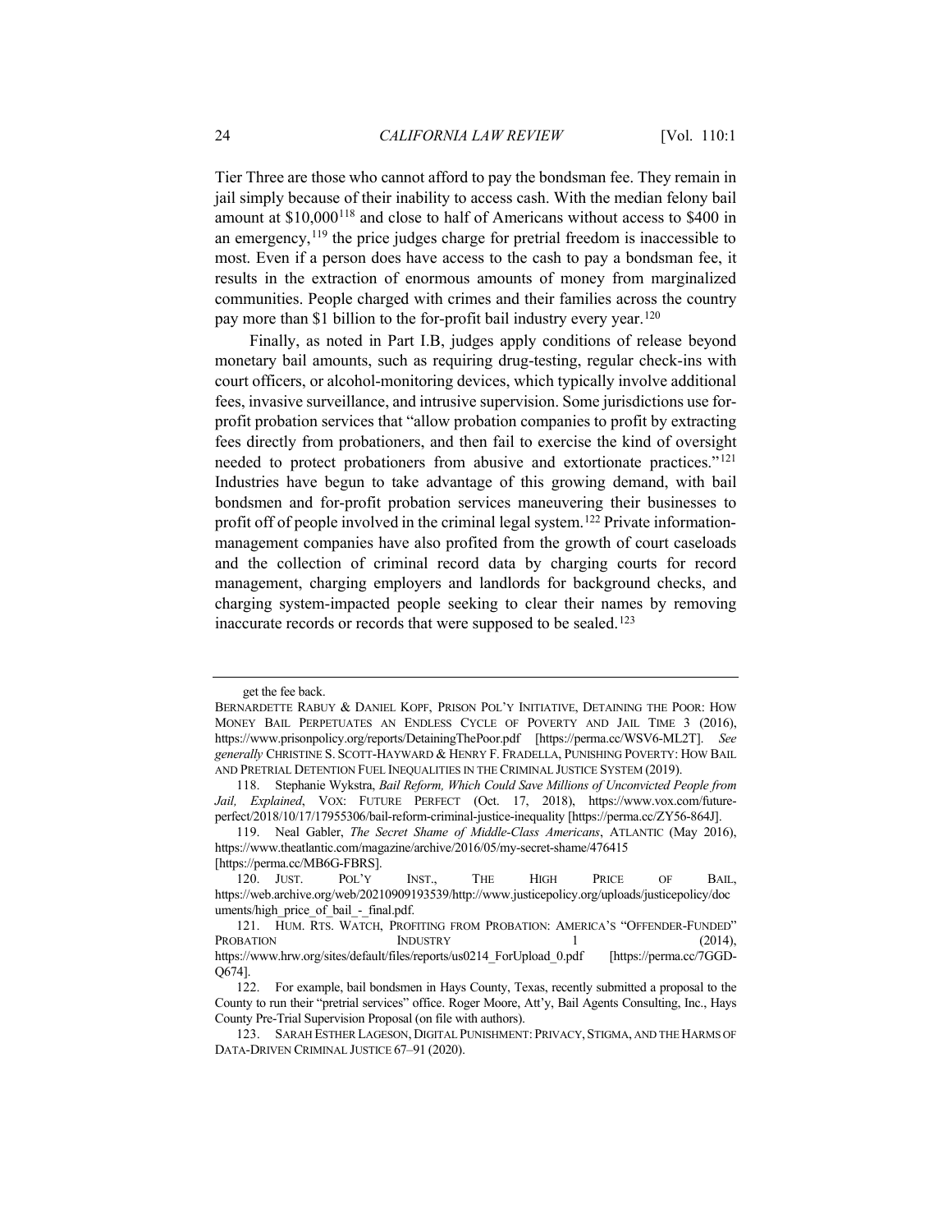Tier Three are those who cannot afford to pay the bondsman fee. They remain in jail simply because of their inability to access cash. With the median felony bail amount at $10,000[118] and close to half of Americans without access to $400 in an emergency,[119] the price judges charge for pretrial freedom is inaccessible to most. Even if a person does have access to the cash to pay a bondsman fee, it results in the extraction of enormous amounts of money from marginalized communities. People charged with crimes and their families across the country pay more than $1 billion to the for-profit bail industry every year.[120]

Finally, as noted in Part I.B, judges apply conditions of release beyond monetary bail amounts, such as requiring drug-testing, regular check-ins with court officers, or alcohol-monitoring devices, which typically involve additional fees, invasive surveillance, and intrusive supervision. Some jurisdictions use for-profit probation services that "allow probation companies to profit by extracting fees directly from probationers, and then fail to exercise the kind of oversight needed to protect probationers from abusive and extortionate practices."[121] Industries have begun to take advantage of this growing demand, with bail bondsmen and for-profit probation services maneuvering their businesses to profit off of people involved in the criminal legal system.[122] Private information-management companies have also profited from the growth of court caseloads and the collection of criminal record data by charging courts for record management, charging employers and landlords for background checks, and charging system-impacted people seeking to clear their names by removing inaccurate records or records that were supposed to be sealed.[123]

---

get the fee back.

BERNARDETTE RABUY & DANIEL KOPF, PRISON POL'Y INITIATIVE, DETAINING THE POOR: HOW MONEY BAIL PERPETUATES AN ENDLESS CYCLE OF POVERTY AND JAIL TIME 3 (2016), https://www.prisonpolicy.org/reports/DetainingThePoor.pdf [https://perma.cc/WSV6-ML2T]. *See generally* CHRISTINE S. SCOTT-HAYWARD & HENRY F. FRADELLA, PUNISHING POVERTY: HOW BAIL AND PRETRIAL DETENTION FUEL INEQUALITIES IN THE CRIMINAL JUSTICE SYSTEM (2019).

118. Stephanie Wykstra, *Bail Reform, Which Could Save Millions of Unconvicted People from Jail, Explained*, VOX: FUTURE PERFECT (Oct. 17, 2018), https://www.vox.com/future-perfect/2018/10/17/17955306/bail-reform-criminal-justice-inequality [https://perma.cc/ZY56-864J].

119. Neal Gabler, *The Secret Shame of Middle-Class Americans*, ATLANTIC (May 2016), https://www.theatlantic.com/magazine/archive/2016/05/my-secret-shame/476415 [https://perma.cc/MB6G-FBRS].

120. JUST. POL'Y INST., THE HIGH PRICE OF BAIL, https://web.archive.org/web/20210909193539/http://www.justicepolicy.org/uploads/justicepolicy/documents/high_price_of_bail_-_final.pdf.

121. HUM. RTS. WATCH, PROFITING FROM PROBATION: AMERICA'S "OFFENDER-FUNDED" PROBATION INDUSTRY 1 (2014), https://www.hrw.org/sites/default/files/reports/us0214_ForUpload_0.pdf [https://perma.cc/7GGD-Q674].

122. For example, bail bondsmen in Hays County, Texas, recently submitted a proposal to the County to run their "pretrial services" office. Roger Moore, Att'y, Bail Agents Consulting, Inc., Hays County Pre-Trial Supervision Proposal (on file with authors).

123. SARAH ESTHER LAGESON, DIGITAL PUNISHMENT: PRIVACY, STIGMA, AND THE HARMS OF DATA-DRIVEN CRIMINAL JUSTICE 67–91 (2020).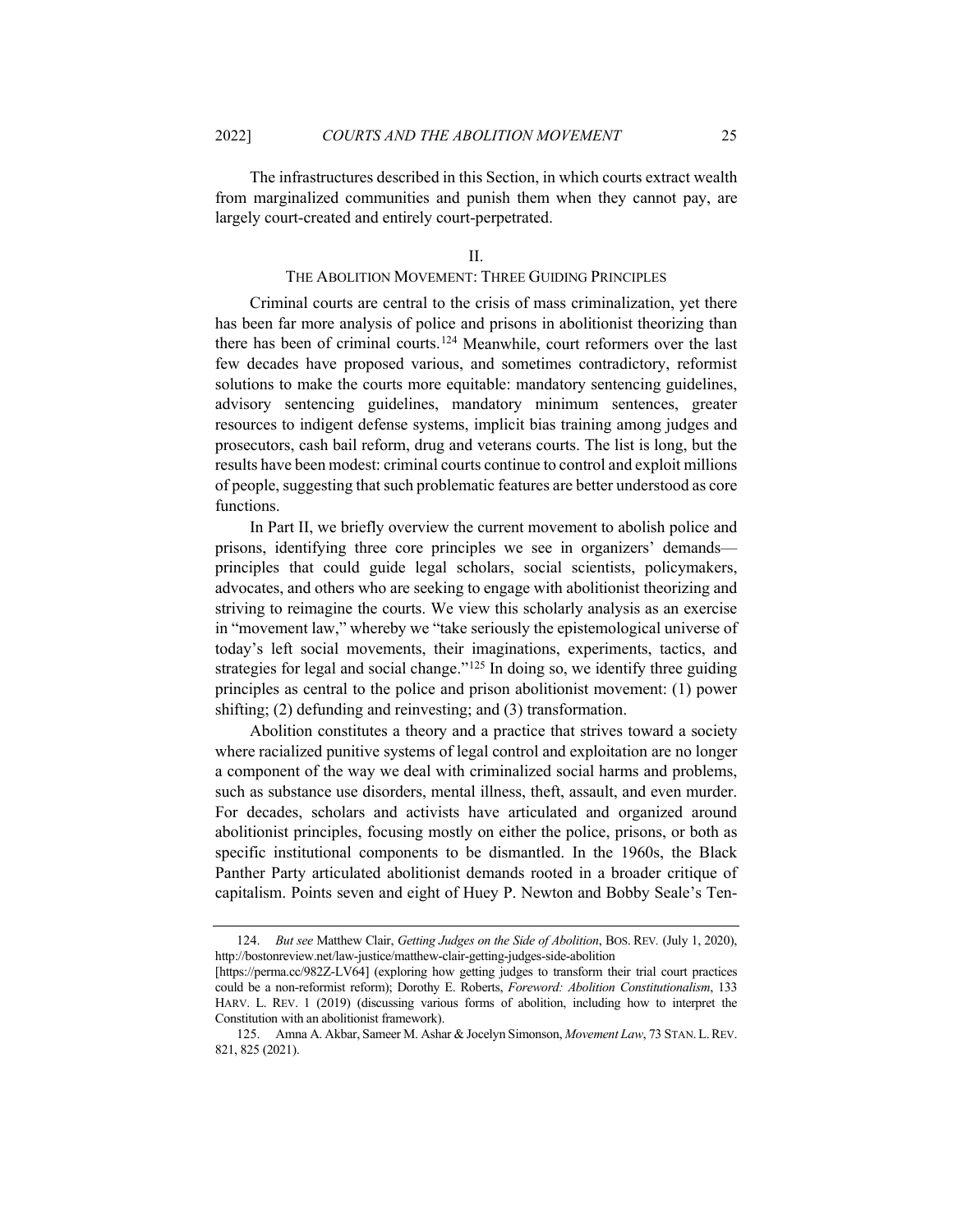The infrastructures described in this Section, in which courts extract wealth from marginalized communities and punish them when they cannot pay, are largely court-created and entirely court-perpetrated.

## II.
## THE ABOLITION MOVEMENT: THREE GUIDING PRINCIPLES

Criminal courts are central to the crisis of mass criminalization, yet there has been far more analysis of police and prisons in abolitionist theorizing than there has been of criminal courts.[124] Meanwhile, court reformers over the last few decades have proposed various, and sometimes contradictory, reformist solutions to make the courts more equitable: mandatory sentencing guidelines, advisory sentencing guidelines, mandatory minimum sentences, greater resources to indigent defense systems, implicit bias training among judges and prosecutors, cash bail reform, drug and veterans courts. The list is long, but the results have been modest: criminal courts continue to control and exploit millions of people, suggesting that such problematic features are better understood as core functions.

In Part II, we briefly overview the current movement to abolish police and prisons, identifying three core principles we see in organizers' demands—principles that could guide legal scholars, social scientists, policymakers, advocates, and others who are seeking to engage with abolitionist theorizing and striving to reimagine the courts. We view this scholarly analysis as an exercise in "movement law," whereby we "take seriously the epistemological universe of today's left social movements, their imaginations, experiments, tactics, and strategies for legal and social change."[125] In doing so, we identify three guiding principles as central to the police and prison abolitionist movement: (1) power shifting; (2) defunding and reinvesting; and (3) transformation.

Abolition constitutes a theory and a practice that strives toward a society where racialized punitive systems of legal control and exploitation are no longer a component of the way we deal with criminalized social harms and problems, such as substance use disorders, mental illness, theft, assault, and even murder. For decades, scholars and activists have articulated and organized around abolitionist principles, focusing mostly on either the police, prisons, or both as specific institutional components to be dismantled. In the 1960s, the Black Panther Party articulated abolitionist demands rooted in a broader critique of capitalism. Points seven and eight of Huey P. Newton and Bobby Seale's Ten-

---

124. *But see* Matthew Clair, *Getting Judges on the Side of Abolition*, BOS. REV. (July 1, 2020), http://bostonreview.net/law-justice/matthew-clair-getting-judges-side-abolition [https://perma.cc/982Z-LV64] (exploring how getting judges to transform their trial court practices could be a non-reformist reform); Dorothy E. Roberts, *Foreword: Abolition Constitutionalism*, 133 HARV. L. REV. 1 (2019) (discussing various forms of abolition, including how to interpret the Constitution with an abolitionist framework).

125. Amna A. Akbar, Sameer M. Ashar & Jocelyn Simonson, *Movement Law*, 73 STAN. L. REV. 821, 825 (2021).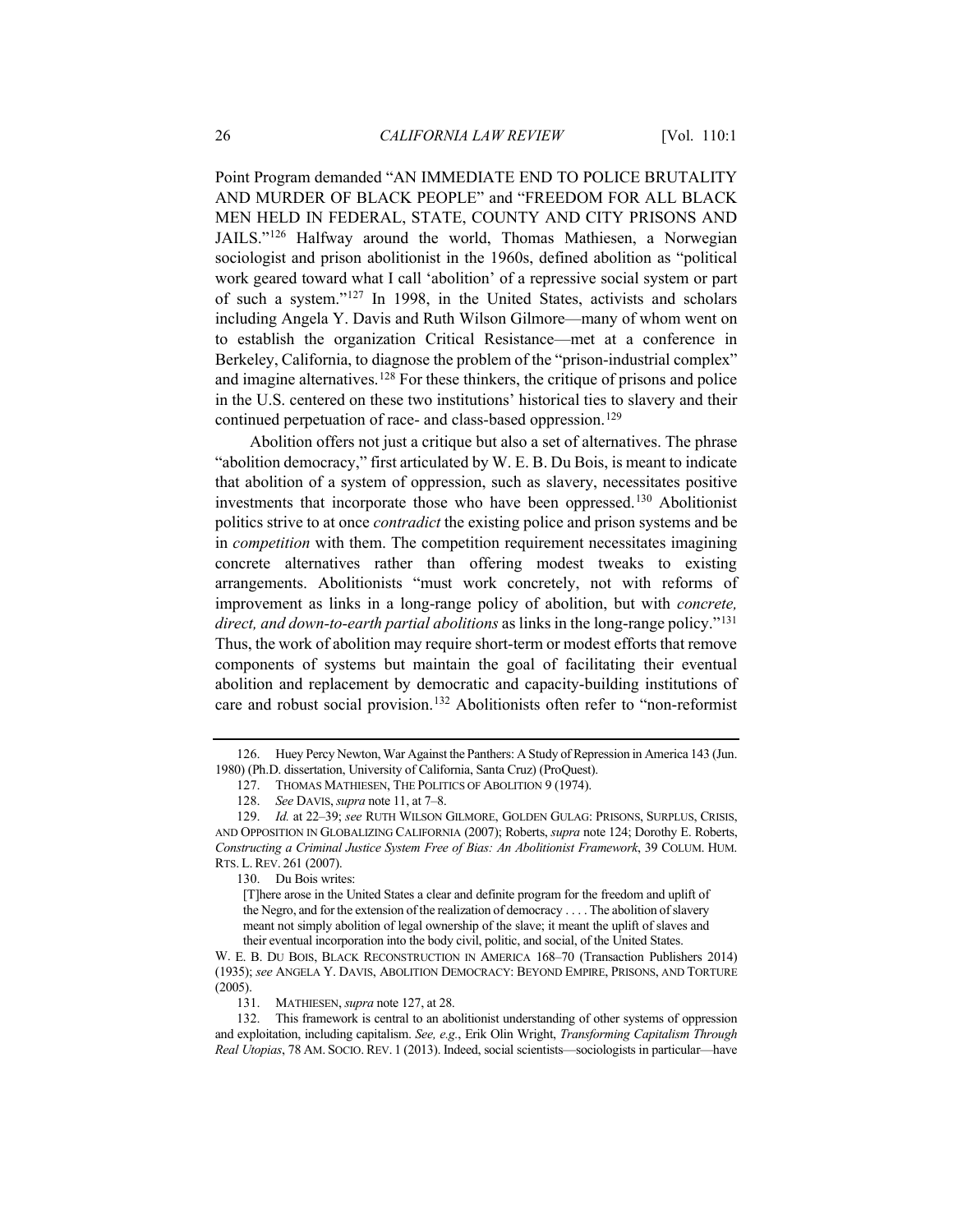Point Program demanded "AN IMMEDIATE END TO POLICE BRUTALITY AND MURDER OF BLACK PEOPLE" and "FREEDOM FOR ALL BLACK MEN HELD IN FEDERAL, STATE, COUNTY AND CITY PRISONS AND JAILS."[126] Halfway around the world, Thomas Mathiesen, a Norwegian sociologist and prison abolitionist in the 1960s, defined abolition as "political work geared toward what I call 'abolition' of a repressive social system or part of such a system."[127] In 1998, in the United States, activists and scholars including Angela Y. Davis and Ruth Wilson Gilmore—many of whom went on to establish the organization Critical Resistance—met at a conference in Berkeley, California, to diagnose the problem of the "prison-industrial complex" and imagine alternatives.[128] For these thinkers, the critique of prisons and police in the U.S. centered on these two institutions' historical ties to slavery and their continued perpetuation of race- and class-based oppression.[129]

Abolition offers not just a critique but also a set of alternatives. The phrase "abolition democracy," first articulated by W. E. B. Du Bois, is meant to indicate that abolition of a system of oppression, such as slavery, necessitates positive investments that incorporate those who have been oppressed.[130] Abolitionist politics strive to at once *contradict* the existing police and prison systems and be in *competition* with them. The competition requirement necessitates imagining concrete alternatives rather than offering modest tweaks to existing arrangements. Abolitionists "must work concretely, not with reforms of improvement as links in a long-range policy of abolition, but with *concrete, direct, and down-to-earth partial abolitions* as links in the long-range policy."[131] Thus, the work of abolition may require short-term or modest efforts that remove components of systems but maintain the goal of facilitating their eventual abolition and replacement by democratic and capacity-building institutions of care and robust social provision.[132] Abolitionists often refer to "non-reformist

---

126. Huey Percy Newton, War Against the Panthers: A Study of Repression in America 143 (Jun. 1980) (Ph.D. dissertation, University of California, Santa Cruz) (ProQuest).

127. THOMAS MATHIESEN, THE POLITICS OF ABOLITION 9 (1974).

128. *See* DAVIS, *supra* note 11, at 7–8.

129. *Id.* at 22–39; *see* RUTH WILSON GILMORE, GOLDEN GULAG: PRISONS, SURPLUS, CRISIS, AND OPPOSITION IN GLOBALIZING CALIFORNIA (2007); Roberts, *supra* note 124; Dorothy E. Roberts, *Constructing a Criminal Justice System Free of Bias: An Abolitionist Framework*, 39 COLUM. HUM. RTS. L. REV. 261 (2007).

130. Du Bois writes:

> [T]here arose in the United States a clear and definite program for the freedom and uplift of the Negro, and for the extension of the realization of democracy . . . . The abolition of slavery meant not simply abolition of legal ownership of the slave; it meant the uplift of slaves and their eventual incorporation into the body civil, politic, and social, of the United States.

W. E. B. DU BOIS, BLACK RECONSTRUCTION IN AMERICA 168–70 (Transaction Publishers 2014) (1935); *see* ANGELA Y. DAVIS, ABOLITION DEMOCRACY: BEYOND EMPIRE, PRISONS, AND TORTURE (2005).

131. MATHIESEN, *supra* note 127, at 28.

132. This framework is central to an abolitionist understanding of other systems of oppression and exploitation, including capitalism. *See, e.g.*, Erik Olin Wright, *Transforming Capitalism Through Real Utopias*, 78 AM. SOCIO. REV. 1 (2013). Indeed, social scientists—sociologists in particular—have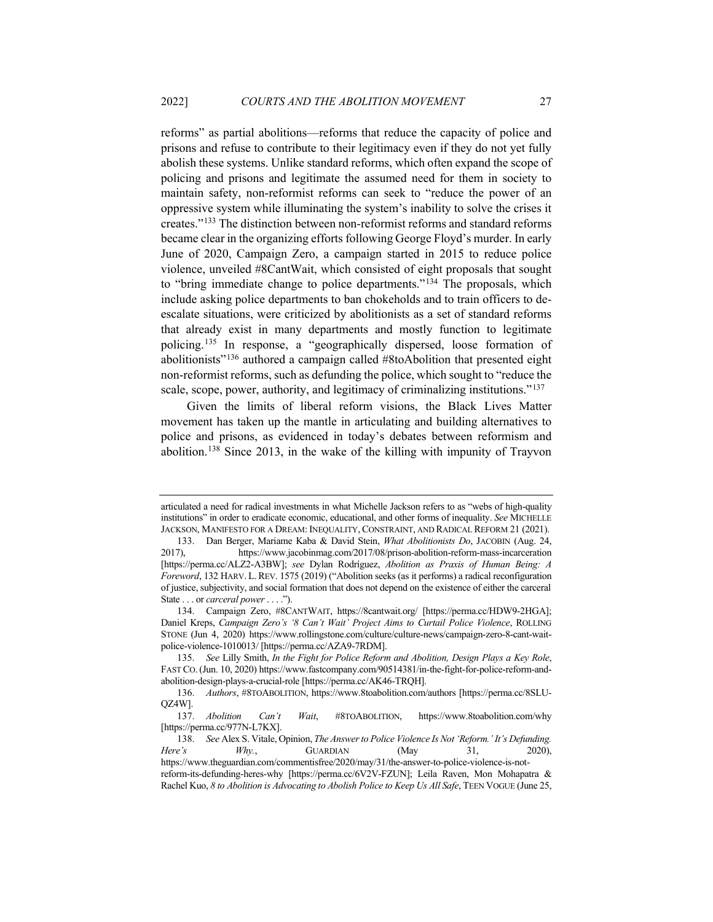reforms" as partial abolitions—reforms that reduce the capacity of police and prisons and refuse to contribute to their legitimacy even if they do not yet fully abolish these systems. Unlike standard reforms, which often expand the scope of policing and prisons and legitimate the assumed need for them in society to maintain safety, non-reformist reforms can seek to "reduce the power of an oppressive system while illuminating the system's inability to solve the crises it creates."[133] The distinction between non-reformist reforms and standard reforms became clear in the organizing efforts following George Floyd's murder. In early June of 2020, Campaign Zero, a campaign started in 2015 to reduce police violence, unveiled #8CantWait, which consisted of eight proposals that sought to "bring immediate change to police departments."[134] The proposals, which include asking police departments to ban chokeholds and to train officers to de-escalate situations, were criticized by abolitionists as a set of standard reforms that already exist in many departments and mostly function to legitimate policing.[135] In response, a "geographically dispersed, loose formation of abolitionists"[136] authored a campaign called #8toAbolition that presented eight non-reformist reforms, such as defunding the police, which sought to "reduce the scale, scope, power, authority, and legitimacy of criminalizing institutions."[137]

Given the limits of liberal reform visions, the Black Lives Matter movement has taken up the mantle in articulating and building alternatives to police and prisons, as evidenced in today's debates between reformism and abolition.[138] Since 2013, in the wake of the killing with impunity of Trayvon

---

articulated a need for radical investments in what Michelle Jackson refers to as "webs of high-quality institutions" in order to eradicate economic, educational, and other forms of inequality. *See* MICHELLE JACKSON, MANIFESTO FOR A DREAM: INEQUALITY, CONSTRAINT, AND RADICAL REFORM 21 (2021).

133. Dan Berger, Mariame Kaba & David Stein, *What Abolitionists Do*, JACOBIN (Aug. 24, 2017), https://www.jacobinmag.com/2017/08/prison-abolition-reform-mass-incarceration [https://perma.cc/ALZ2-A3BW]; *see* Dylan Rodríguez, *Abolition as Praxis of Human Being: A Foreword*, 132 HARV. L. REV. 1575 (2019) ("Abolition seeks (as it performs) a radical reconfiguration of justice, subjectivity, and social formation that does not depend on the existence of either the carceral State . . . or *carceral power* . . . .").

134. Campaign Zero, #8CANTWAIT, https://8cantwait.org/ [https://perma.cc/HDW9-2HGA]; Daniel Kreps, *Campaign Zero's '8 Can't Wait' Project Aims to Curtail Police Violence*, ROLLING STONE (Jun 4, 2020) https://www.rollingstone.com/culture/culture-news/campaign-zero-8-cant-wait-police-violence-1010013/ [https://perma.cc/AZA9-7RDM].

135. *See* Lilly Smith, *In the Fight for Police Reform and Abolition, Design Plays a Key Role*, FAST CO. (Jun. 10, 2020) https://www.fastcompany.com/90514381/in-the-fight-for-police-reform-and-abolition-design-plays-a-crucial-role [https://perma.cc/AK46-TRQH].

136. *Authors*, #8TOABOLITION, https://www.8toabolition.com/authors [https://perma.cc/8SLU-QZ4W].

137. *Abolition Can't Wait*, #8TOABOLITION, https://www.8toabolition.com/why [https://perma.cc/977N-L7KX].

138. *See* Alex S. Vitale, Opinion, *The Answer to Police Violence Is Not 'Reform.' It's Defunding. Here's Why.*, GUARDIAN (May 31, 2020), https://www.theguardian.com/commentisfree/2020/may/31/the-answer-to-police-violence-is-not-reform-its-defunding-heres-why [https://perma.cc/6V2V-FZUN]; Leila Raven, Mon Mohapatra & Rachel Kuo, *8 to Abolition is Advocating to Abolish Police to Keep Us All Safe*, TEEN VOGUE (June 25,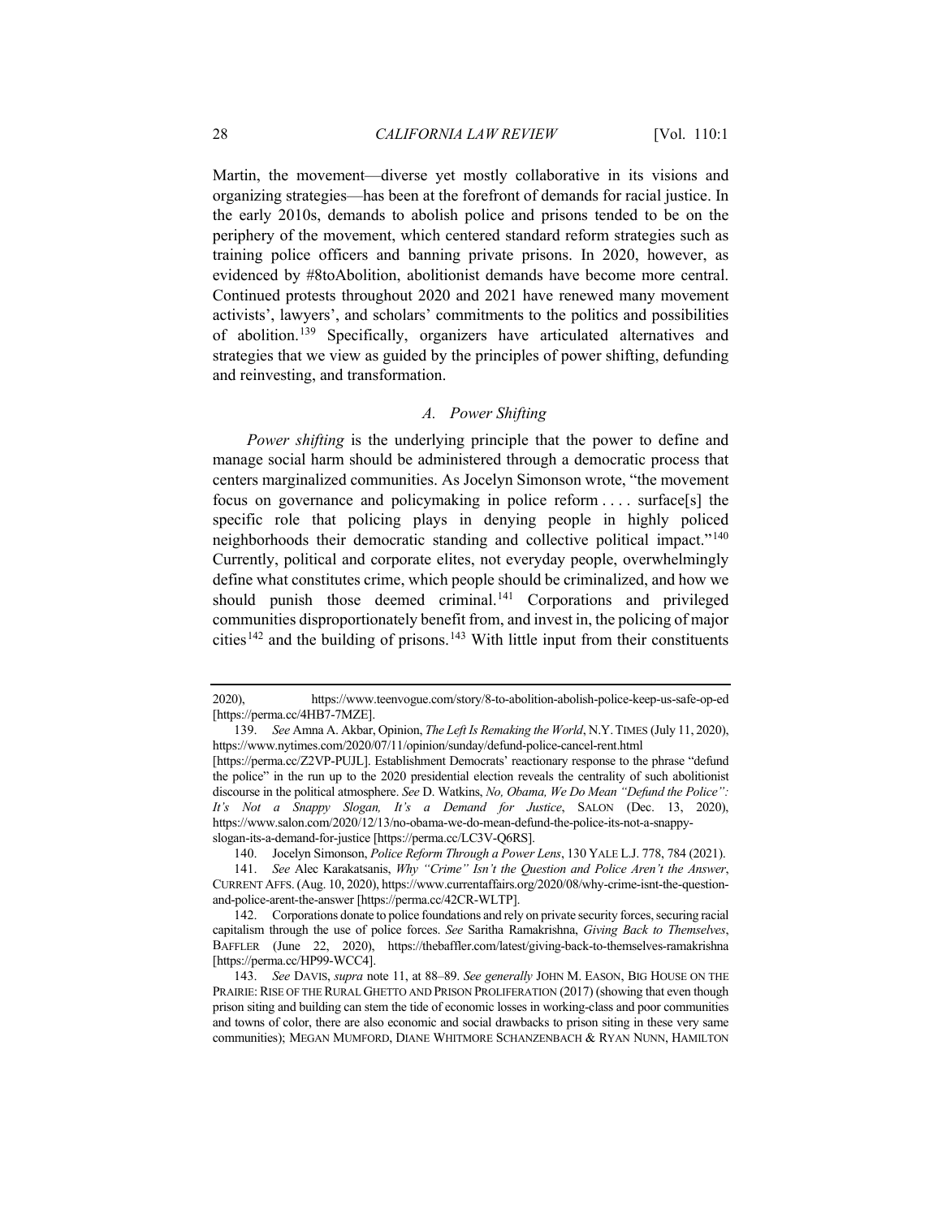Martin, the movement—diverse yet mostly collaborative in its visions and organizing strategies—has been at the forefront of demands for racial justice. In the early 2010s, demands to abolish police and prisons tended to be on the periphery of the movement, which centered standard reform strategies such as training police officers and banning private prisons. In 2020, however, as evidenced by #8toAbolition, abolitionist demands have become more central. Continued protests throughout 2020 and 2021 have renewed many movement activists', lawyers', and scholars' commitments to the politics and possibilities of abolition.[139] Specifically, organizers have articulated alternatives and strategies that we view as guided by the principles of power shifting, defunding and reinvesting, and transformation.

### *A. Power Shifting*

*Power shifting* is the underlying principle that the power to define and manage social harm should be administered through a democratic process that centers marginalized communities. As Jocelyn Simonson wrote, "the movement focus on governance and policymaking in police reform . . . . surface[s] the specific role that policing plays in denying people in highly policed neighborhoods their democratic standing and collective political impact."[140] Currently, political and corporate elites, not everyday people, overwhelmingly define what constitutes crime, which people should be criminalized, and how we should punish those deemed criminal.[141] Corporations and privileged communities disproportionately benefit from, and invest in, the policing of major cities[142] and the building of prisons.[143] With little input from their constituents

---

2020), https://www.teenvogue.com/story/8-to-abolition-abolish-police-keep-us-safe-op-ed [https://perma.cc/4HB7-7MZE].

139. *See* Amna A. Akbar, Opinion, *The Left Is Remaking the World*, N.Y. TIMES (July 11, 2020), https://www.nytimes.com/2020/07/11/opinion/sunday/defund-police-cancel-rent.html [https://perma.cc/Z2VP-PUJL]. Establishment Democrats' reactionary response to the phrase "defund the police" in the run up to the 2020 presidential election reveals the centrality of such abolitionist discourse in the political atmosphere. *See* D. Watkins, *No, Obama, We Do Mean "Defund the Police": It's Not a Snappy Slogan, It's a Demand for Justice*, SALON (Dec. 13, 2020), https://www.salon.com/2020/12/13/no-obama-we-do-mean-defund-the-police-its-not-a-snappy-slogan-its-a-demand-for-justice [https://perma.cc/LC3V-Q6RS].

140. Jocelyn Simonson, *Police Reform Through a Power Lens*, 130 YALE L.J. 778, 784 (2021).

141. *See* Alec Karakatsanis, *Why "Crime" Isn't the Question and Police Aren't the Answer*, CURRENT AFFS. (Aug. 10, 2020), https://www.currentaffairs.org/2020/08/why-crime-isnt-the-question-and-police-arent-the-answer [https://perma.cc/42CR-WLTP].

142. Corporations donate to police foundations and rely on private security forces, securing racial capitalism through the use of police forces. *See* Saritha Ramakrishna, *Giving Back to Themselves*, BAFFLER (June 22, 2020), https://thebaffler.com/latest/giving-back-to-themselves-ramakrishna [https://perma.cc/HP99-WCC4].

143. *See* DAVIS, *supra* note 11, at 88–89. *See generally* JOHN M. EASON, BIG HOUSE ON THE PRAIRIE: RISE OF THE RURAL GHETTO AND PRISON PROLIFERATION (2017) (showing that even though prison siting and building can stem the tide of economic losses in working-class and poor communities and towns of color, there are also economic and social drawbacks to prison siting in these very same communities); MEGAN MUMFORD, DIANE WHITMORE SCHANZENBACH & RYAN NUNN, HAMILTON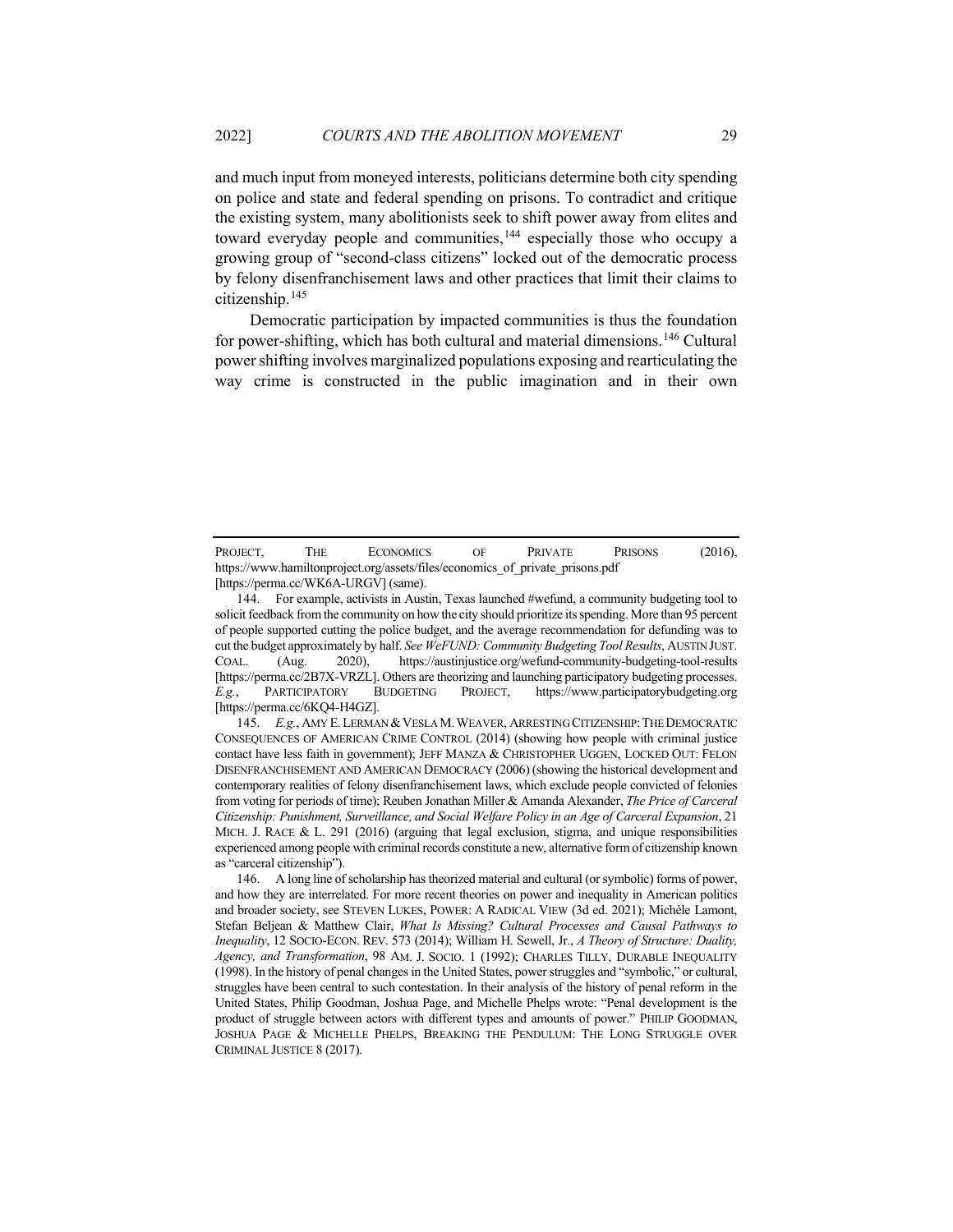and much input from moneyed interests, politicians determine both city spending on police and state and federal spending on prisons. To contradict and critique the existing system, many abolitionists seek to shift power away from elites and toward everyday people and communities,[144] especially those who occupy a growing group of "second-class citizens" locked out of the democratic process by felony disenfranchisement laws and other practices that limit their claims to citizenship.[145]

Democratic participation by impacted communities is thus the foundation for power-shifting, which has both cultural and material dimensions.[146] Cultural power shifting involves marginalized populations exposing and rearticulating the way crime is constructed in the public imagination and in their own

---

PROJECT, THE ECONOMICS OF PRIVATE PRISONS (2016), https://www.hamiltonproject.org/assets/files/economics_of_private_prisons.pdf [https://perma.cc/WK6A-URGV] (same).

144. For example, activists in Austin, Texas launched #wefund, a community budgeting tool to solicit feedback from the community on how the city should prioritize its spending. More than 95 percent of people supported cutting the police budget, and the average recommendation for defunding was to cut the budget approximately by half. *See WeFUND: Community Budgeting Tool Results*, AUSTIN JUST. COAL. (Aug. 2020), https://austinjustice.org/wefund-community-budgeting-tool-results [https://perma.cc/2B7X-VRZL]. Others are theorizing and launching participatory budgeting processes. *E.g.*, PARTICIPATORY BUDGETING PROJECT, https://www.participatorybudgeting.org [https://perma.cc/6KQ4-H4GZ].

145. *E.g.*, AMY E. LERMAN & VESLA M. WEAVER, ARRESTING CITIZENSHIP: THE DEMOCRATIC CONSEQUENCES OF AMERICAN CRIME CONTROL (2014) (showing how people with criminal justice contact have less faith in government); JEFF MANZA & CHRISTOPHER UGGEN, LOCKED OUT: FELON DISENFRANCHISEMENT AND AMERICAN DEMOCRACY (2006) (showing the historical development and contemporary realities of felony disenfranchisement laws, which exclude people convicted of felonies from voting for periods of time); Reuben Jonathan Miller & Amanda Alexander, *The Price of Carceral Citizenship: Punishment, Surveillance, and Social Welfare Policy in an Age of Carceral Expansion*, 21 MICH. J. RACE & L. 291 (2016) (arguing that legal exclusion, stigma, and unique responsibilities experienced among people with criminal records constitute a new, alternative form of citizenship known as "carceral citizenship").

146. A long line of scholarship has theorized material and cultural (or symbolic) forms of power, and how they are interrelated. For more recent theories on power and inequality in American politics and broader society, see STEVEN LUKES, POWER: A RADICAL VIEW (3d ed. 2021); Michèle Lamont, Stefan Beljean & Matthew Clair, *What Is Missing? Cultural Processes and Causal Pathways to Inequality*, 12 SOCIO-ECON. REV. 573 (2014); William H. Sewell, Jr., *A Theory of Structure: Duality, Agency, and Transformation*, 98 AM. J. SOCIO. 1 (1992); CHARLES TILLY, DURABLE INEQUALITY (1998). In the history of penal changes in the United States, power struggles and "symbolic," or cultural, struggles have been central to such contestation. In their analysis of the history of penal reform in the United States, Philip Goodman, Joshua Page, and Michelle Phelps wrote: "Penal development is the product of struggle between actors with different types and amounts of power." PHILIP GOODMAN, JOSHUA PAGE & MICHELLE PHELPS, BREAKING THE PENDULUM: THE LONG STRUGGLE OVER CRIMINAL JUSTICE 8 (2017).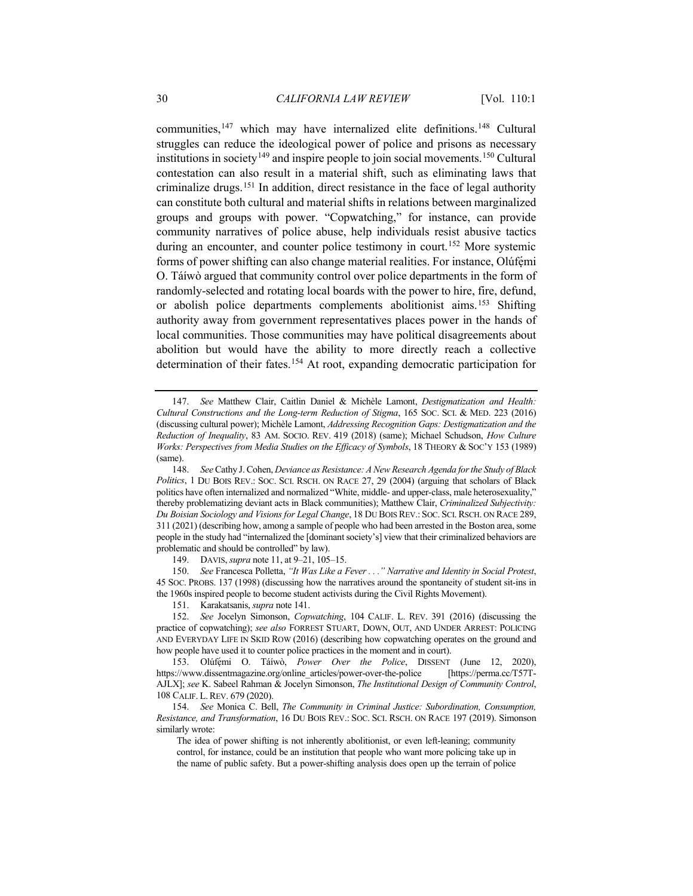communities,[147] which may have internalized elite definitions.[148] Cultural struggles can reduce the ideological power of police and prisons as necessary institutions in society[149] and inspire people to join social movements.[150] Cultural contestation can also result in a material shift, such as eliminating laws that criminalize drugs.[151] In addition, direct resistance in the face of legal authority can constitute both cultural and material shifts in relations between marginalized groups and groups with power. "Copwatching," for instance, can provide community narratives of police abuse, help individuals resist abusive tactics during an encounter, and counter police testimony in court.[152] More systemic forms of power shifting can also change material realities. For instance, Olúfẹ́mi O. Táíwò argued that community control over police departments in the form of randomly-selected and rotating local boards with the power to hire, fire, defund, or abolish police departments complements abolitionist aims.[153] Shifting authority away from government representatives places power in the hands of local communities. Those communities may have political disagreements about abolition but would have the ability to more directly reach a collective determination of their fates.[154] At root, expanding democratic participation for

---

147. *See* Matthew Clair, Caitlin Daniel & Michèle Lamont, *Destigmatization and Health: Cultural Constructions and the Long-term Reduction of Stigma*, 165 SOC. SCI. & MED. 223 (2016) (discussing cultural power); Michèle Lamont, *Addressing Recognition Gaps: Destigmatization and the Reduction of Inequality*, 83 AM. SOCIO. REV. 419 (2018) (same); Michael Schudson, *How Culture Works: Perspectives from Media Studies on the Efficacy of Symbols*, 18 THEORY & SOC'Y 153 (1989) (same).

148. *See* Cathy J. Cohen, *Deviance as Resistance: A New Research Agenda for the Study of Black Politics*, 1 DU BOIS REV.: SOC. SCI. RSCH. ON RACE 27, 29 (2004) (arguing that scholars of Black politics have often internalized and normalized "White, middle- and upper-class, male heterosexuality," thereby problematizing deviant acts in Black communities); Matthew Clair, *Criminalized Subjectivity: Du Boisian Sociology and Visions for Legal Change*, 18 DU BOIS REV.: SOC. SCI. RSCH. ON RACE 289, 311 (2021) (describing how, among a sample of people who had been arrested in the Boston area, some people in the study had "internalized the [dominant society's] view that their criminalized behaviors are problematic and should be controlled" by law).

149. DAVIS, *supra* note 11, at 9–21, 105–15.

150. *See* Francesca Polletta, *"It Was Like a Fever . . ." Narrative and Identity in Social Protest*, 45 SOC. PROBS. 137 (1998) (discussing how the narratives around the spontaneity of student sit-ins in the 1960s inspired people to become student activists during the Civil Rights Movement).

151. Karakatsanis, *supra* note 141.

152. *See* Jocelyn Simonson, *Copwatching*, 104 CALIF. L. REV. 391 (2016) (discussing the practice of copwatching); *see also* FORREST STUART, DOWN, OUT, AND UNDER ARREST: POLICING AND EVERYDAY LIFE IN SKID ROW (2016) (describing how copwatching operates on the ground and how people have used it to counter police practices in the moment and in court).

153. Olúfẹ́mi O. Táíwò, *Power Over the Police*, DISSENT (June 12, 2020), https://www.dissentmagazine.org/online_articles/power-over-the-police [https://perma.cc/T57T-AJLX]; *see* K. Sabeel Rahman & Jocelyn Simonson, *The Institutional Design of Community Control*, 108 CALIF. L. REV. 679 (2020).

154. *See* Monica C. Bell, *The Community in Criminal Justice: Subordination, Consumption, Resistance, and Transformation*, 16 DU BOIS REV.: SOC. SCI. RSCH. ON RACE 197 (2019). Simonson similarly wrote:

> The idea of power shifting is not inherently abolitionist, or even left-leaning; community control, for instance, could be an institution that people who want more policing take up in the name of public safety. But a power-shifting analysis does open up the terrain of police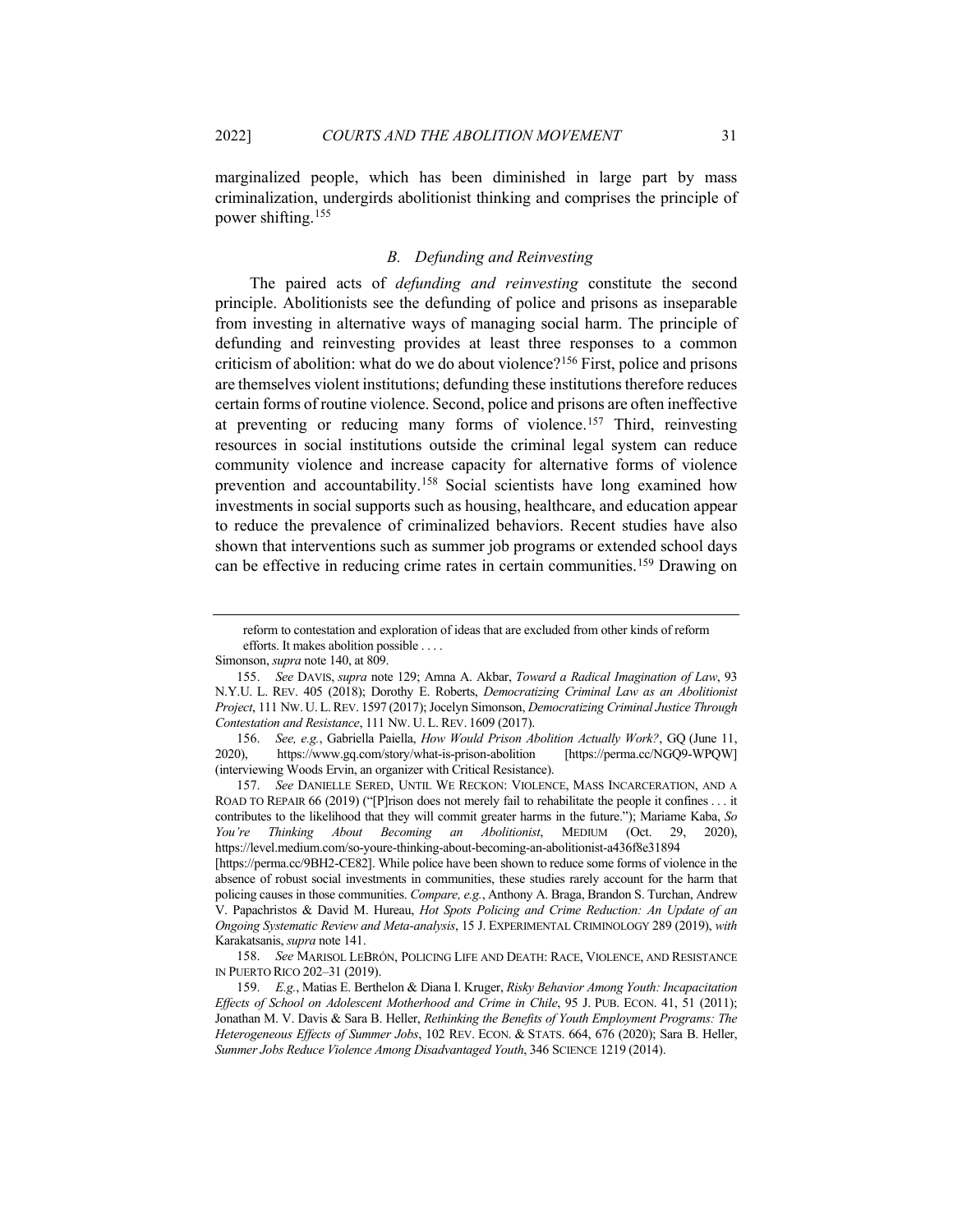marginalized people, which has been diminished in large part by mass criminalization, undergirds abolitionist thinking and comprises the principle of power shifting.[155]

### *B. Defunding and Reinvesting*

The paired acts of *defunding and reinvesting* constitute the second principle. Abolitionists see the defunding of police and prisons as inseparable from investing in alternative ways of managing social harm. The principle of defunding and reinvesting provides at least three responses to a common criticism of abolition: what do we do about violence?[156] First, police and prisons are themselves violent institutions; defunding these institutions therefore reduces certain forms of routine violence. Second, police and prisons are often ineffective at preventing or reducing many forms of violence.[157] Third, reinvesting resources in social institutions outside the criminal legal system can reduce community violence and increase capacity for alternative forms of violence prevention and accountability.[158] Social scientists have long examined how investments in social supports such as housing, healthcare, and education appear to reduce the prevalence of criminalized behaviors. Recent studies have also shown that interventions such as summer job programs or extended school days can be effective in reducing crime rates in certain communities.[159] Drawing on

---

> reform to contestation and exploration of ideas that are excluded from other kinds of reform efforts. It makes abolition possible . . . .

Simonson, *supra* note 140, at 809.

155. *See* DAVIS, *supra* note 129; Amna A. Akbar, *Toward a Radical Imagination of Law*, 93 N.Y.U. L. REV. 405 (2018); Dorothy E. Roberts, *Democratizing Criminal Law as an Abolitionist Project*, 111 NW. U. L. REV. 1597 (2017); Jocelyn Simonson, *Democratizing Criminal Justice Through Contestation and Resistance*, 111 NW. U. L. REV. 1609 (2017).

156. *See, e.g.*, Gabriella Paiella, *How Would Prison Abolition Actually Work?*, GQ (June 11, 2020), https://www.gq.com/story/what-is-prison-abolition [https://perma.cc/NGQ9-WPQW] (interviewing Woods Ervin, an organizer with Critical Resistance).

157. *See* DANIELLE SERED, UNTIL WE RECKON: VIOLENCE, MASS INCARCERATION, AND A ROAD TO REPAIR 66 (2019) ("[P]rison does not merely fail to rehabilitate the people it confines . . . it contributes to the likelihood that they will commit greater harms in the future."); Mariame Kaba, *So You're Thinking About Becoming an Abolitionist*, MEDIUM (Oct. 29, 2020), https://level.medium.com/so-youre-thinking-about-becoming-an-abolitionist-a436f8e31894 [https://perma.cc/9BH2-CE82]. While police have been shown to reduce some forms of violence in the absence of robust social investments in communities, these studies rarely account for the harm that policing causes in those communities. *Compare, e.g.*, Anthony A. Braga, Brandon S. Turchan, Andrew V. Papachristos & David M. Hureau, *Hot Spots Policing and Crime Reduction: An Update of an Ongoing Systematic Review and Meta-analysis*, 15 J. EXPERIMENTAL CRIMINOLOGY 289 (2019), *with* Karakatsanis, *supra* note 141.

158. *See* MARISOL LEBRÓN, POLICING LIFE AND DEATH: RACE, VIOLENCE, AND RESISTANCE IN PUERTO RICO 202–31 (2019).

159. *E.g.*, Matias E. Berthelon & Diana I. Kruger, *Risky Behavior Among Youth: Incapacitation Effects of School on Adolescent Motherhood and Crime in Chile*, 95 J. PUB. ECON. 41, 51 (2011); Jonathan M. V. Davis & Sara B. Heller, *Rethinking the Benefits of Youth Employment Programs: The Heterogeneous Effects of Summer Jobs*, 102 REV. ECON. & STATS. 664, 676 (2020); Sara B. Heller, *Summer Jobs Reduce Violence Among Disadvantaged Youth*, 346 SCIENCE 1219 (2014).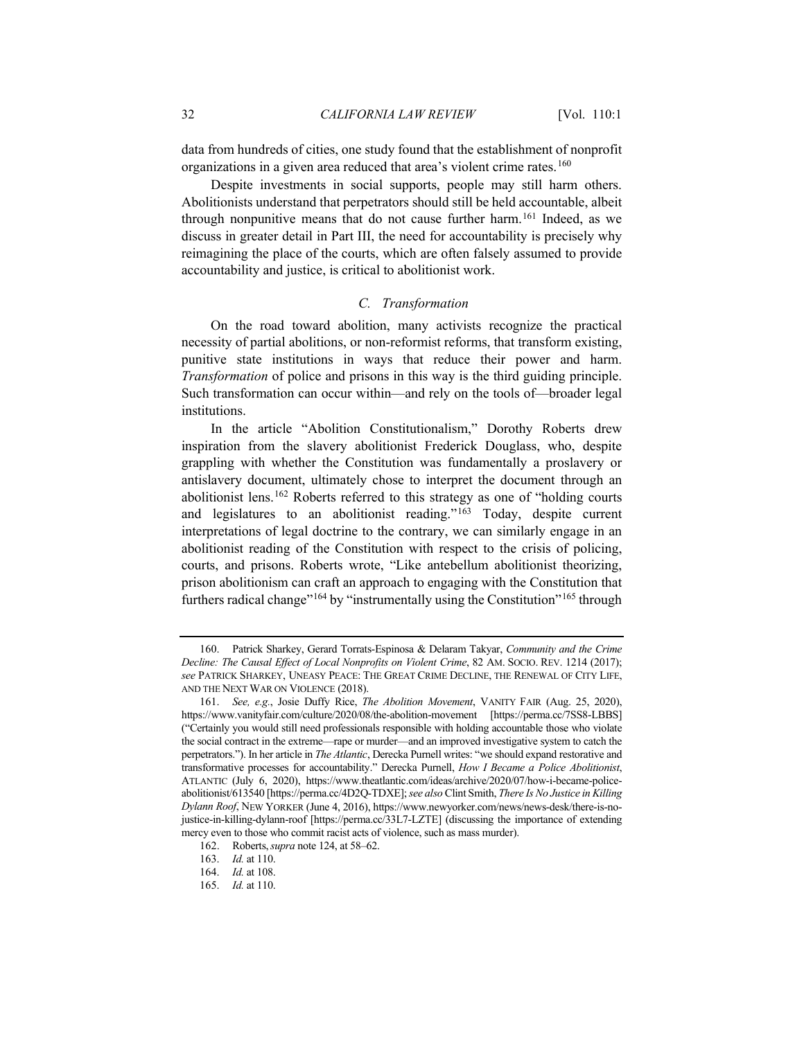data from hundreds of cities, one study found that the establishment of nonprofit organizations in a given area reduced that area's violent crime rates.[160]

Despite investments in social supports, people may still harm others. Abolitionists understand that perpetrators should still be held accountable, albeit through nonpunitive means that do not cause further harm.[161] Indeed, as we discuss in greater detail in Part III, the need for accountability is precisely why reimagining the place of the courts, which are often falsely assumed to provide accountability and justice, is critical to abolitionist work.

### *C. Transformation*

On the road toward abolition, many activists recognize the practical necessity of partial abolitions, or non-reformist reforms, that transform existing, punitive state institutions in ways that reduce their power and harm. *Transformation* of police and prisons in this way is the third guiding principle. Such transformation can occur within—and rely on the tools of—broader legal institutions.

In the article "Abolition Constitutionalism," Dorothy Roberts drew inspiration from the slavery abolitionist Frederick Douglass, who, despite grappling with whether the Constitution was fundamentally a proslavery or antislavery document, ultimately chose to interpret the document through an abolitionist lens.[162] Roberts referred to this strategy as one of "holding courts and legislatures to an abolitionist reading."[163] Today, despite current interpretations of legal doctrine to the contrary, we can similarly engage in an abolitionist reading of the Constitution with respect to the crisis of policing, courts, and prisons. Roberts wrote, "Like antebellum abolitionist theorizing, prison abolitionism can craft an approach to engaging with the Constitution that furthers radical change"[164] by "instrumentally using the Constitution"[165] through

---

160. Patrick Sharkey, Gerard Torrats-Espinosa & Delaram Takyar, *Community and the Crime Decline: The Causal Effect of Local Nonprofits on Violent Crime*, 82 AM. SOCIO. REV. 1214 (2017); *see* PATRICK SHARKEY, UNEASY PEACE: THE GREAT CRIME DECLINE, THE RENEWAL OF CITY LIFE, AND THE NEXT WAR ON VIOLENCE (2018).

161. *See, e.g.*, Josie Duffy Rice, *The Abolition Movement*, VANITY FAIR (Aug. 25, 2020), https://www.vanityfair.com/culture/2020/08/the-abolition-movement [https://perma.cc/7SS8-LBBS] ("Certainly you would still need professionals responsible with holding accountable those who violate the social contract in the extreme—rape or murder—and an improved investigative system to catch the perpetrators."). In her article in *The Atlantic*, Derecka Purnell writes: "we should expand restorative and transformative processes for accountability." Derecka Purnell, *How I Became a Police Abolitionist*, ATLANTIC (July 6, 2020), https://www.theatlantic.com/ideas/archive/2020/07/how-i-became-police-abolitionist/613540 [https://perma.cc/4D2Q-TDXE]; *see also* Clint Smith, *There Is No Justice in Killing Dylann Roof*, NEW YORKER (June 4, 2016), https://www.newyorker.com/news/news-desk/there-is-no-justice-in-killing-dylann-roof [https://perma.cc/33L7-LZTE] (discussing the importance of extending mercy even to those who commit racist acts of violence, such as mass murder).

162. Roberts, *supra* note 124, at 58–62.

163. *Id.* at 110.

164. *Id.* at 108.

165. *Id.* at 110.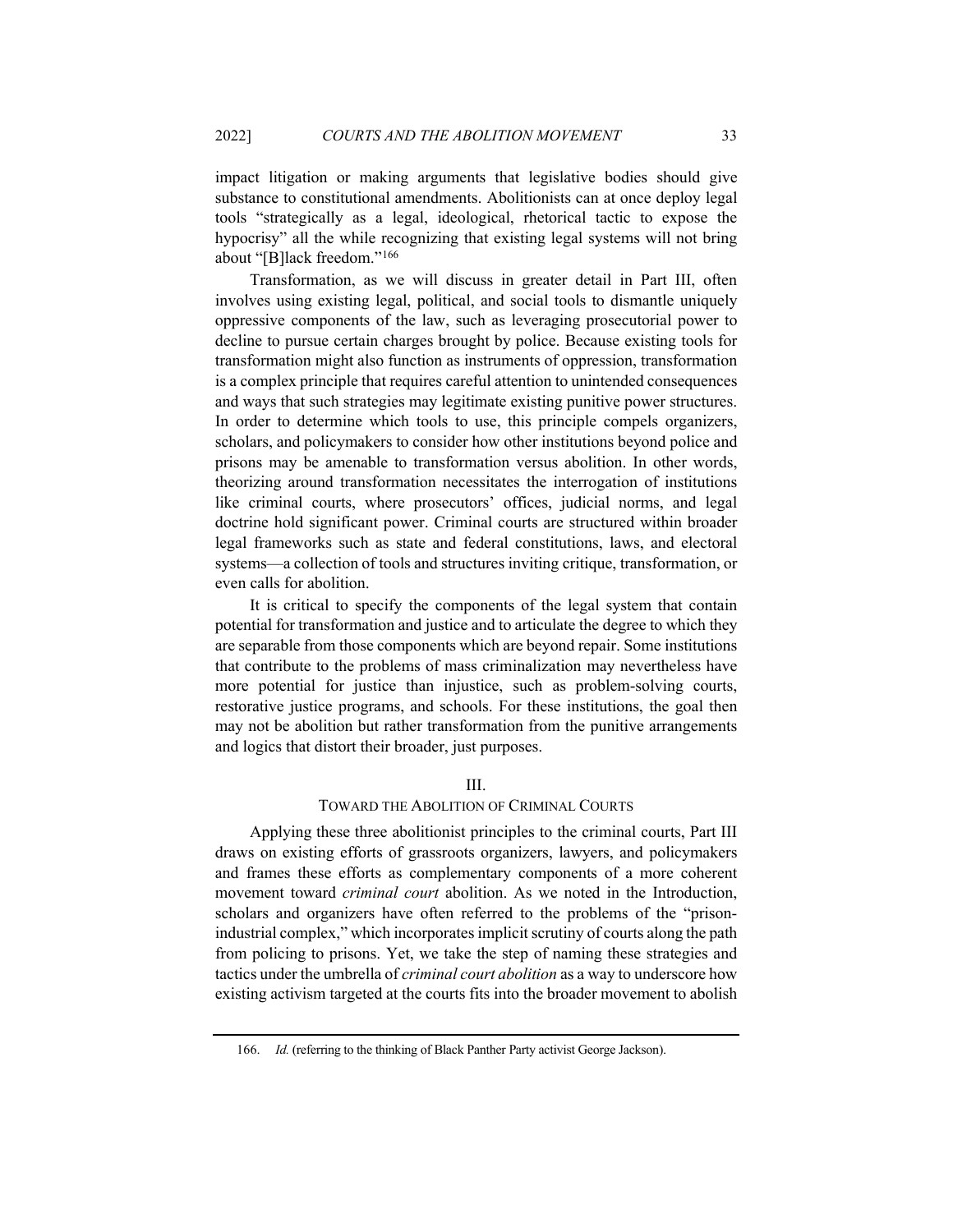impact litigation or making arguments that legislative bodies should give substance to constitutional amendments. Abolitionists can at once deploy legal tools "strategically as a legal, ideological, rhetorical tactic to expose the hypocrisy" all the while recognizing that existing legal systems will not bring about "[B]lack freedom."[166]

Transformation, as we will discuss in greater detail in Part III, often involves using existing legal, political, and social tools to dismantle uniquely oppressive components of the law, such as leveraging prosecutorial power to decline to pursue certain charges brought by police. Because existing tools for transformation might also function as instruments of oppression, transformation is a complex principle that requires careful attention to unintended consequences and ways that such strategies may legitimate existing punitive power structures. In order to determine which tools to use, this principle compels organizers, scholars, and policymakers to consider how other institutions beyond police and prisons may be amenable to transformation versus abolition. In other words, theorizing around transformation necessitates the interrogation of institutions like criminal courts, where prosecutors' offices, judicial norms, and legal doctrine hold significant power. Criminal courts are structured within broader legal frameworks such as state and federal constitutions, laws, and electoral systems—a collection of tools and structures inviting critique, transformation, or even calls for abolition.

It is critical to specify the components of the legal system that contain potential for transformation and justice and to articulate the degree to which they are separable from those components which are beyond repair. Some institutions that contribute to the problems of mass criminalization may nevertheless have more potential for justice than injustice, such as problem-solving courts, restorative justice programs, and schools. For these institutions, the goal then may not be abolition but rather transformation from the punitive arrangements and logics that distort their broader, just purposes.

## III.
## TOWARD THE ABOLITION OF CRIMINAL COURTS

Applying these three abolitionist principles to the criminal courts, Part III draws on existing efforts of grassroots organizers, lawyers, and policymakers and frames these efforts as complementary components of a more coherent movement toward *criminal court* abolition. As we noted in the Introduction, scholars and organizers have often referred to the problems of the "prison-industrial complex," which incorporates implicit scrutiny of courts along the path from policing to prisons. Yet, we take the step of naming these strategies and tactics under the umbrella of *criminal court abolition* as a way to underscore how existing activism targeted at the courts fits into the broader movement to abolish

---

166. *Id.* (referring to the thinking of Black Panther Party activist George Jackson).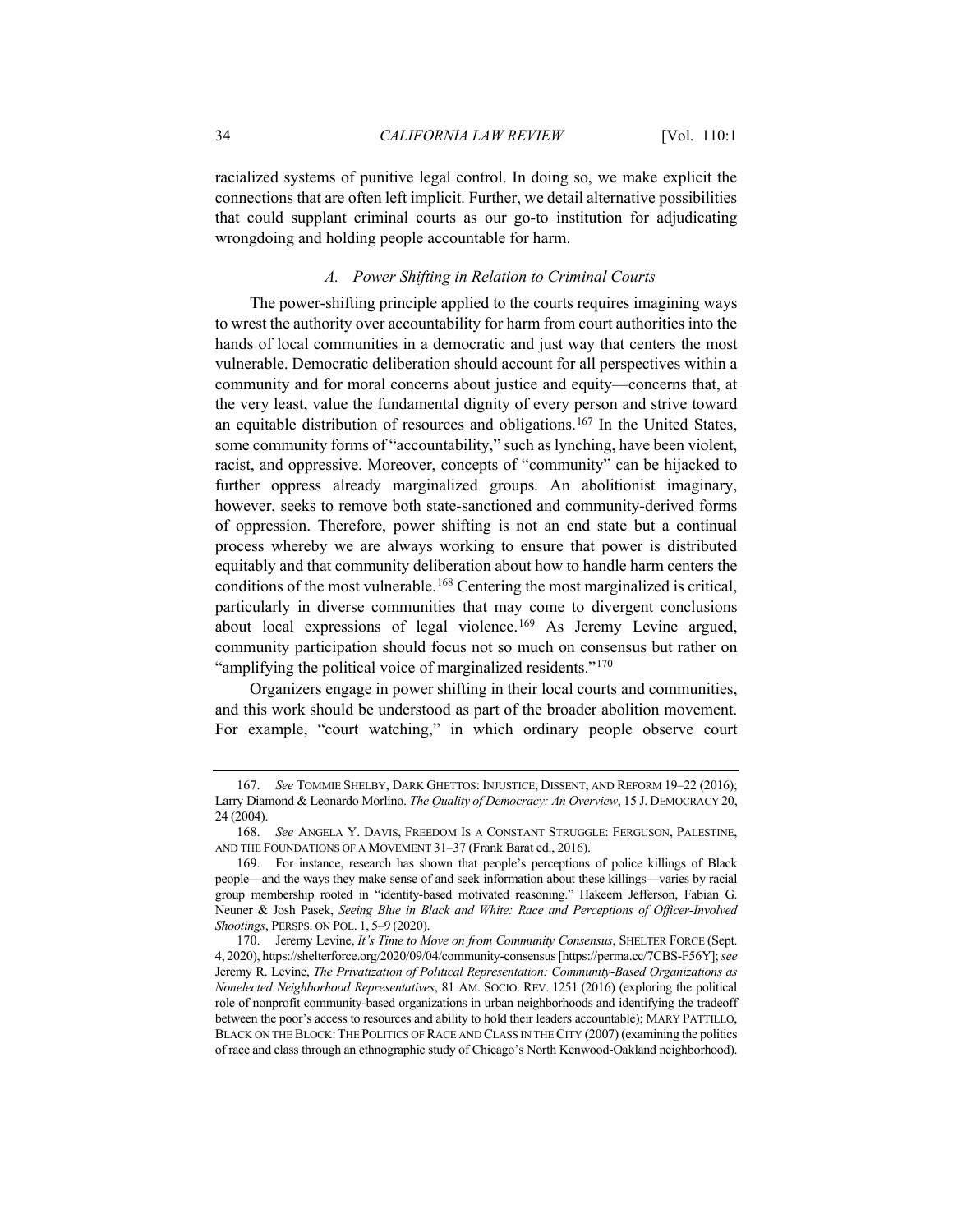racialized systems of punitive legal control. In doing so, we make explicit the connections that are often left implicit. Further, we detail alternative possibilities that could supplant criminal courts as our go-to institution for adjudicating wrongdoing and holding people accountable for harm.

### *A. Power Shifting in Relation to Criminal Courts*

The power-shifting principle applied to the courts requires imagining ways to wrest the authority over accountability for harm from court authorities into the hands of local communities in a democratic and just way that centers the most vulnerable. Democratic deliberation should account for all perspectives within a community and for moral concerns about justice and equity—concerns that, at the very least, value the fundamental dignity of every person and strive toward an equitable distribution of resources and obligations.[167] In the United States, some community forms of "accountability," such as lynching, have been violent, racist, and oppressive. Moreover, concepts of "community" can be hijacked to further oppress already marginalized groups. An abolitionist imaginary, however, seeks to remove both state-sanctioned and community-derived forms of oppression. Therefore, power shifting is not an end state but a continual process whereby we are always working to ensure that power is distributed equitably and that community deliberation about how to handle harm centers the conditions of the most vulnerable.[168] Centering the most marginalized is critical, particularly in diverse communities that may come to divergent conclusions about local expressions of legal violence.[169] As Jeremy Levine argued, community participation should focus not so much on consensus but rather on "amplifying the political voice of marginalized residents."[170]

Organizers engage in power shifting in their local courts and communities, and this work should be understood as part of the broader abolition movement. For example, "court watching," in which ordinary people observe court

---

167. *See* TOMMIE SHELBY, DARK GHETTOS: INJUSTICE, DISSENT, AND REFORM 19–22 (2016); Larry Diamond & Leonardo Morlino. *The Quality of Democracy: An Overview*, 15 J. DEMOCRACY 20, 24 (2004).

168. *See* ANGELA Y. DAVIS, FREEDOM IS A CONSTANT STRUGGLE: FERGUSON, PALESTINE, AND THE FOUNDATIONS OF A MOVEMENT 31–37 (Frank Barat ed., 2016).

169. For instance, research has shown that people's perceptions of police killings of Black people—and the ways they make sense of and seek information about these killings—varies by racial group membership rooted in "identity-based motivated reasoning." Hakeem Jefferson, Fabian G. Neuner & Josh Pasek, *Seeing Blue in Black and White: Race and Perceptions of Officer-Involved Shootings*, PERSPS. ON POL. 1, 5–9 (2020).

170. Jeremy Levine, *It's Time to Move on from Community Consensus*, SHELTER FORCE (Sept. 4, 2020), https://shelterforce.org/2020/09/04/community-consensus [https://perma.cc/7CBS-F56Y]; *see* Jeremy R. Levine, *The Privatization of Political Representation: Community-Based Organizations as Nonelected Neighborhood Representatives*, 81 AM. SOCIO. REV. 1251 (2016) (exploring the political role of nonprofit community-based organizations in urban neighborhoods and identifying the tradeoff between the poor's access to resources and ability to hold their leaders accountable); MARY PATTILLO, BLACK ON THE BLOCK: THE POLITICS OF RACE AND CLASS IN THE CITY (2007) (examining the politics of race and class through an ethnographic study of Chicago's North Kenwood-Oakland neighborhood).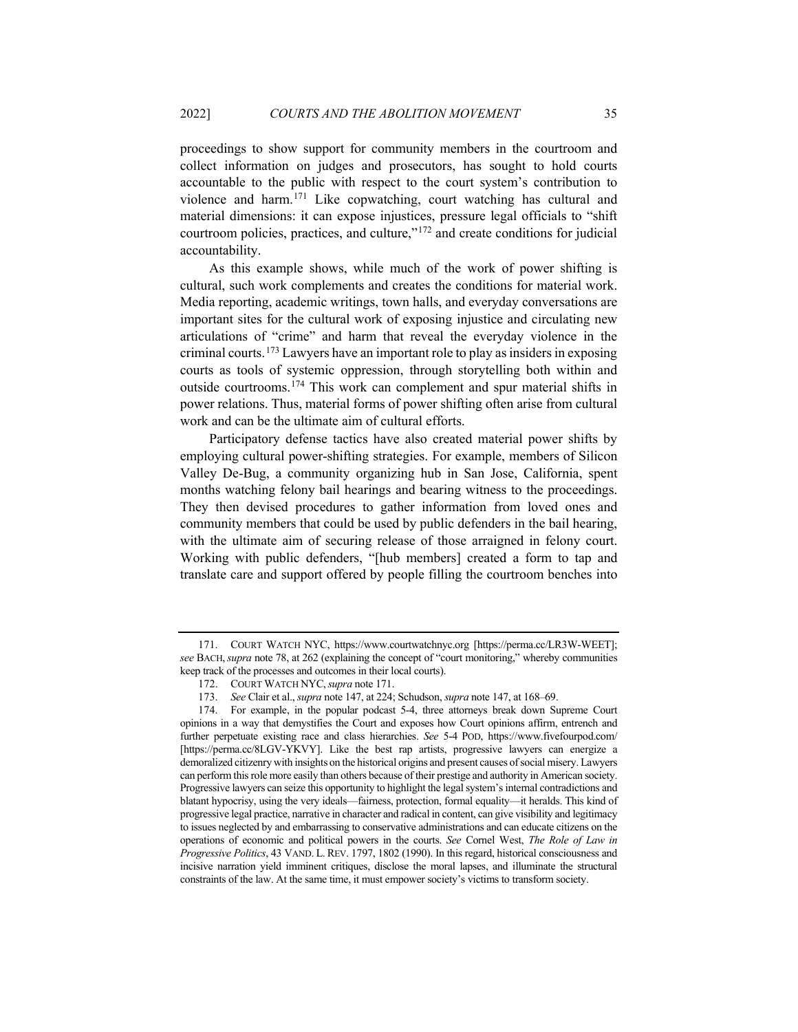proceedings to show support for community members in the courtroom and collect information on judges and prosecutors, has sought to hold courts accountable to the public with respect to the court system's contribution to violence and harm.[171] Like copwatching, court watching has cultural and material dimensions: it can expose injustices, pressure legal officials to "shift courtroom policies, practices, and culture,"[172] and create conditions for judicial accountability.

As this example shows, while much of the work of power shifting is cultural, such work complements and creates the conditions for material work. Media reporting, academic writings, town halls, and everyday conversations are important sites for the cultural work of exposing injustice and circulating new articulations of "crime" and harm that reveal the everyday violence in the criminal courts.[173] Lawyers have an important role to play as insiders in exposing courts as tools of systemic oppression, through storytelling both within and outside courtrooms.[174] This work can complement and spur material shifts in power relations. Thus, material forms of power shifting often arise from cultural work and can be the ultimate aim of cultural efforts.

Participatory defense tactics have also created material power shifts by employing cultural power-shifting strategies. For example, members of Silicon Valley De-Bug, a community organizing hub in San Jose, California, spent months watching felony bail hearings and bearing witness to the proceedings. They then devised procedures to gather information from loved ones and community members that could be used by public defenders in the bail hearing, with the ultimate aim of securing release of those arraigned in felony court. Working with public defenders, "[hub members] created a form to tap and translate care and support offered by people filling the courtroom benches into

---

171. COURT WATCH NYC, https://www.courtwatchnyc.org [https://perma.cc/LR3W-WEET]; *see* BACH, *supra* note 78, at 262 (explaining the concept of "court monitoring," whereby communities keep track of the processes and outcomes in their local courts).

172. COURT WATCH NYC, *supra* note 171.

173. *See* Clair et al., *supra* note 147, at 224; Schudson, *supra* note 147, at 168–69.

174. For example, in the popular podcast 5-4, three attorneys break down Supreme Court opinions in a way that demystifies the Court and exposes how Court opinions affirm, entrench and further perpetuate existing race and class hierarchies. *See* 5-4 POD, https://www.fivefourpod.com/ [https://perma.cc/8LGV-YKVY]. Like the best rap artists, progressive lawyers can energize a demoralized citizenry with insights on the historical origins and present causes of social misery. Lawyers can perform this role more easily than others because of their prestige and authority in American society. Progressive lawyers can seize this opportunity to highlight the legal system's internal contradictions and blatant hypocrisy, using the very ideals—fairness, protection, formal equality—it heralds. This kind of progressive legal practice, narrative in character and radical in content, can give visibility and legitimacy to issues neglected by and embarrassing to conservative administrations and can educate citizens on the operations of economic and political powers in the courts. *See* Cornel West, *The Role of Law in Progressive Politics*, 43 VAND. L. REV. 1797, 1802 (1990). In this regard, historical consciousness and incisive narration yield imminent critiques, disclose the moral lapses, and illuminate the structural constraints of the law. At the same time, it must empower society's victims to transform society.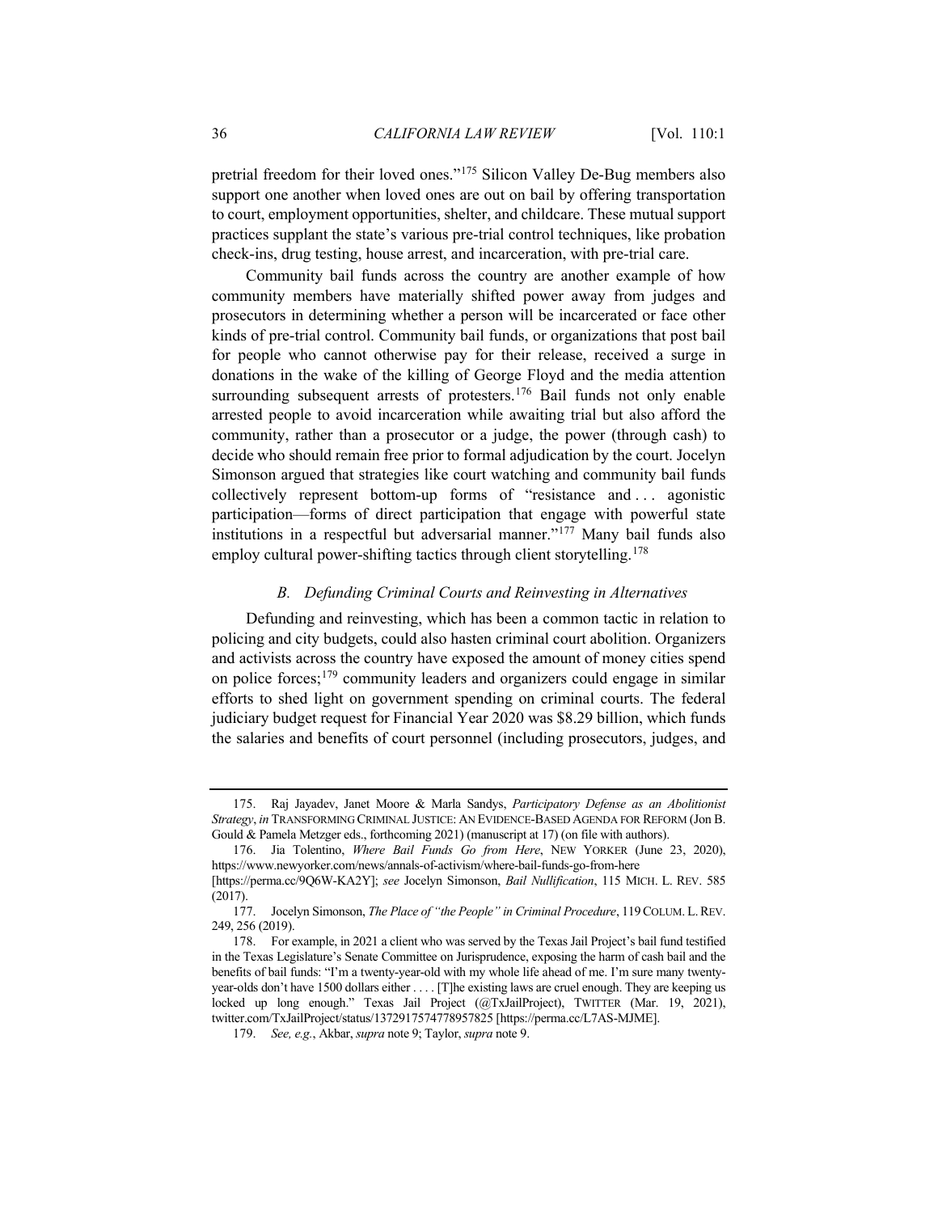pretrial freedom for their loved ones."[175] Silicon Valley De-Bug members also support one another when loved ones are out on bail by offering transportation to court, employment opportunities, shelter, and childcare. These mutual support practices supplant the state's various pre-trial control techniques, like probation check-ins, drug testing, house arrest, and incarceration, with pre-trial care.

Community bail funds across the country are another example of how community members have materially shifted power away from judges and prosecutors in determining whether a person will be incarcerated or face other kinds of pre-trial control. Community bail funds, or organizations that post bail for people who cannot otherwise pay for their release, received a surge in donations in the wake of the killing of George Floyd and the media attention surrounding subsequent arrests of protesters.[176] Bail funds not only enable arrested people to avoid incarceration while awaiting trial but also afford the community, rather than a prosecutor or a judge, the power (through cash) to decide who should remain free prior to formal adjudication by the court. Jocelyn Simonson argued that strategies like court watching and community bail funds collectively represent bottom-up forms of "resistance and . . . agonistic participation—forms of direct participation that engage with powerful state institutions in a respectful but adversarial manner."[177] Many bail funds also employ cultural power-shifting tactics through client storytelling.[178]

### *B. Defunding Criminal Courts and Reinvesting in Alternatives*

Defunding and reinvesting, which has been a common tactic in relation to policing and city budgets, could also hasten criminal court abolition. Organizers and activists across the country have exposed the amount of money cities spend on police forces;[179] community leaders and organizers could engage in similar efforts to shed light on government spending on criminal courts. The federal judiciary budget request for Financial Year 2020 was $8.29 billion, which funds the salaries and benefits of court personnel (including prosecutors, judges, and

---

175. Raj Jayadev, Janet Moore & Marla Sandys, *Participatory Defense as an Abolitionist Strategy*, *in* TRANSFORMING CRIMINAL JUSTICE: AN EVIDENCE-BASED AGENDA FOR REFORM (Jon B. Gould & Pamela Metzger eds., forthcoming 2021) (manuscript at 17) (on file with authors).

176. Jia Tolentino, *Where Bail Funds Go from Here*, NEW YORKER (June 23, 2020), https://www.newyorker.com/news/annals-of-activism/where-bail-funds-go-from-here [https://perma.cc/9Q6W-KA2Y]; *see* Jocelyn Simonson, *Bail Nullification*, 115 MICH. L. REV. 585 (2017).

177. Jocelyn Simonson, *The Place of "the People" in Criminal Procedure*, 119 COLUM. L. REV. 249, 256 (2019).

178. For example, in 2021 a client who was served by the Texas Jail Project's bail fund testified in the Texas Legislature's Senate Committee on Jurisprudence, exposing the harm of cash bail and the benefits of bail funds: "I'm a twenty-year-old with my whole life ahead of me. I'm sure many twenty-year-olds don't have 1500 dollars either . . . . [T]he existing laws are cruel enough. They are keeping us locked up long enough." Texas Jail Project (@TxJailProject), TWITTER (Mar. 19, 2021), twitter.com/TxJailProject/status/1372917574778957825 [https://perma.cc/L7AS-MJME].

179. *See, e.g.*, Akbar, *supra* note 9; Taylor, *supra* note 9.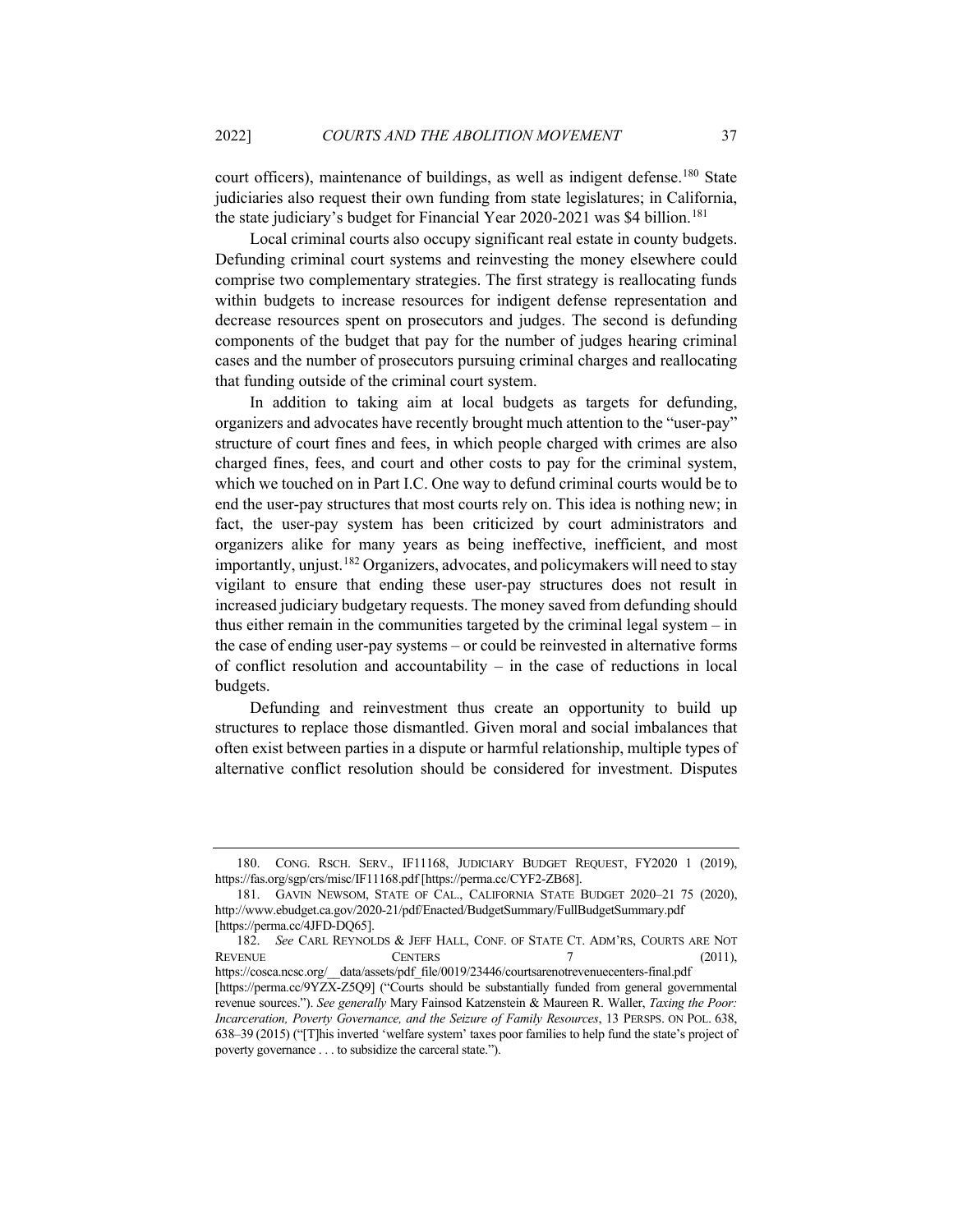court officers), maintenance of buildings, as well as indigent defense.[180] State judiciaries also request their own funding from state legislatures; in California, the state judiciary's budget for Financial Year 2020-2021 was $4 billion.[181]

Local criminal courts also occupy significant real estate in county budgets. Defunding criminal court systems and reinvesting the money elsewhere could comprise two complementary strategies. The first strategy is reallocating funds within budgets to increase resources for indigent defense representation and decrease resources spent on prosecutors and judges. The second is defunding components of the budget that pay for the number of judges hearing criminal cases and the number of prosecutors pursuing criminal charges and reallocating that funding outside of the criminal court system.

In addition to taking aim at local budgets as targets for defunding, organizers and advocates have recently brought much attention to the "user-pay" structure of court fines and fees, in which people charged with crimes are also charged fines, fees, and court and other costs to pay for the criminal system, which we touched on in Part I.C. One way to defund criminal courts would be to end the user-pay structures that most courts rely on. This idea is nothing new; in fact, the user-pay system has been criticized by court administrators and organizers alike for many years as being ineffective, inefficient, and most importantly, unjust.[182] Organizers, advocates, and policymakers will need to stay vigilant to ensure that ending these user-pay structures does not result in increased judiciary budgetary requests. The money saved from defunding should thus either remain in the communities targeted by the criminal legal system – in the case of ending user-pay systems – or could be reinvested in alternative forms of conflict resolution and accountability – in the case of reductions in local budgets.

Defunding and reinvestment thus create an opportunity to build up structures to replace those dismantled. Given moral and social imbalances that often exist between parties in a dispute or harmful relationship, multiple types of alternative conflict resolution should be considered for investment. Disputes

---

180. CONG. RSCH. SERV., IF11168, JUDICIARY BUDGET REQUEST, FY2020 1 (2019), https://fas.org/sgp/crs/misc/IF11168.pdf [https://perma.cc/CYF2-ZB68].

181. GAVIN NEWSOM, STATE OF CAL., CALIFORNIA STATE BUDGET 2020–21 75 (2020), http://www.ebudget.ca.gov/2020-21/pdf/Enacted/BudgetSummary/FullBudgetSummary.pdf [https://perma.cc/4JFD-DQ65].

182. *See* CARL REYNOLDS & JEFF HALL, CONF. OF STATE CT. ADM'RS, COURTS ARE NOT REVENUE CENTERS 7 (2011), https://cosca.ncsc.org/__data/assets/pdf_file/0019/23446/courtsarenotrevenuecenters-final.pdf [https://perma.cc/9YZX-Z5Q9] ("Courts should be substantially funded from general governmental revenue sources."). *See generally* Mary Fainsod Katzenstein & Maureen R. Waller, *Taxing the Poor: Incarceration, Poverty Governance, and the Seizure of Family Resources*, 13 PERSPS. ON POL. 638, 638–39 (2015) ("[T]his inverted 'welfare system' taxes poor families to help fund the state's project of poverty governance . . . to subsidize the carceral state.").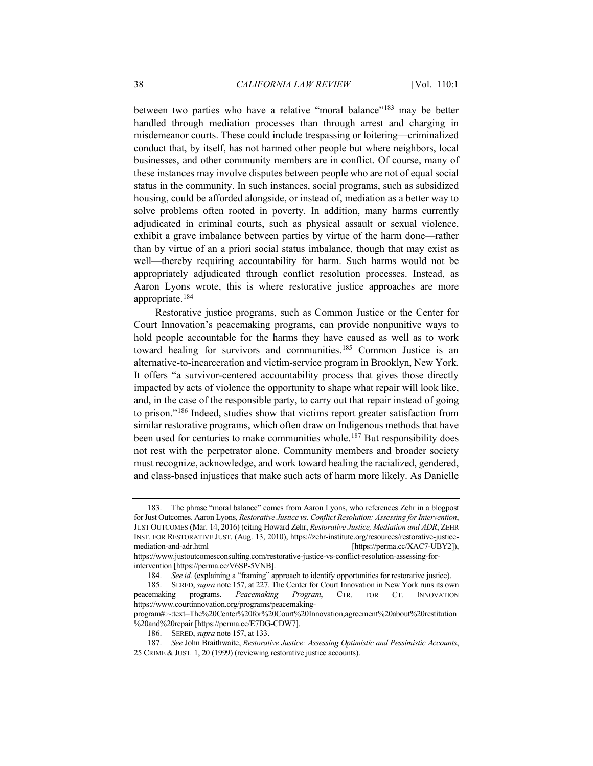between two parties who have a relative "moral balance"[183] may be better handled through mediation processes than through arrest and charging in misdemeanor courts. These could include trespassing or loitering—criminalized conduct that, by itself, has not harmed other people but where neighbors, local businesses, and other community members are in conflict. Of course, many of these instances may involve disputes between people who are not of equal social status in the community. In such instances, social programs, such as subsidized housing, could be afforded alongside, or instead of, mediation as a better way to solve problems often rooted in poverty. In addition, many harms currently adjudicated in criminal courts, such as physical assault or sexual violence, exhibit a grave imbalance between parties by virtue of the harm done—rather than by virtue of an a priori social status imbalance, though that may exist as well—thereby requiring accountability for harm. Such harms would not be appropriately adjudicated through conflict resolution processes. Instead, as Aaron Lyons wrote, this is where restorative justice approaches are more appropriate.[184]

Restorative justice programs, such as Common Justice or the Center for Court Innovation's peacemaking programs, can provide nonpunitive ways to hold people accountable for the harms they have caused as well as to work toward healing for survivors and communities.[185] Common Justice is an alternative-to-incarceration and victim-service program in Brooklyn, New York. It offers "a survivor-centered accountability process that gives those directly impacted by acts of violence the opportunity to shape what repair will look like, and, in the case of the responsible party, to carry out that repair instead of going to prison."[186] Indeed, studies show that victims report greater satisfaction from similar restorative programs, which often draw on Indigenous methods that have been used for centuries to make communities whole.[187] But responsibility does not rest with the perpetrator alone. Community members and broader society must recognize, acknowledge, and work toward healing the racialized, gendered, and class-based injustices that make such acts of harm more likely. As Danielle

---

183. The phrase "moral balance" comes from Aaron Lyons, who references Zehr in a blogpost for Just Outcomes. Aaron Lyons, *Restorative Justice vs. Conflict Resolution: Assessing for Intervention*, JUST OUTCOMES (Mar. 14, 2016) (citing Howard Zehr, *Restorative Justice, Mediation and ADR*, ZEHR INST. FOR RESTORATIVE JUST. (Aug. 13, 2010), https://zehr-institute.org/resources/restorative-justice-mediation-and-adr.html [https://perma.cc/XAC7-UBY2]), https://www.justoutcomesconsulting.com/restorative-justice-vs-conflict-resolution-assessing-for-intervention [https://perma.cc/V6SP-5VNB].

184. *See id.* (explaining a "framing" approach to identify opportunities for restorative justice).

185. SERED, *supra* note 157, at 227. The Center for Court Innovation in New York runs its own peacemaking programs. *Peacemaking Program*, CTR. FOR CT. INNOVATION https://www.courtinnovation.org/programs/peacemaking-program#:~:text=The%20Center%20for%20Court%20Innovation,agreement%20about%20restitution%20and%20repair [https://perma.cc/E7DG-CDW7].

186. SERED, *supra* note 157, at 133.

187. *See* John Braithwaite, *Restorative Justice: Assessing Optimistic and Pessimistic Accounts*, 25 CRIME & JUST. 1, 20 (1999) (reviewing restorative justice accounts).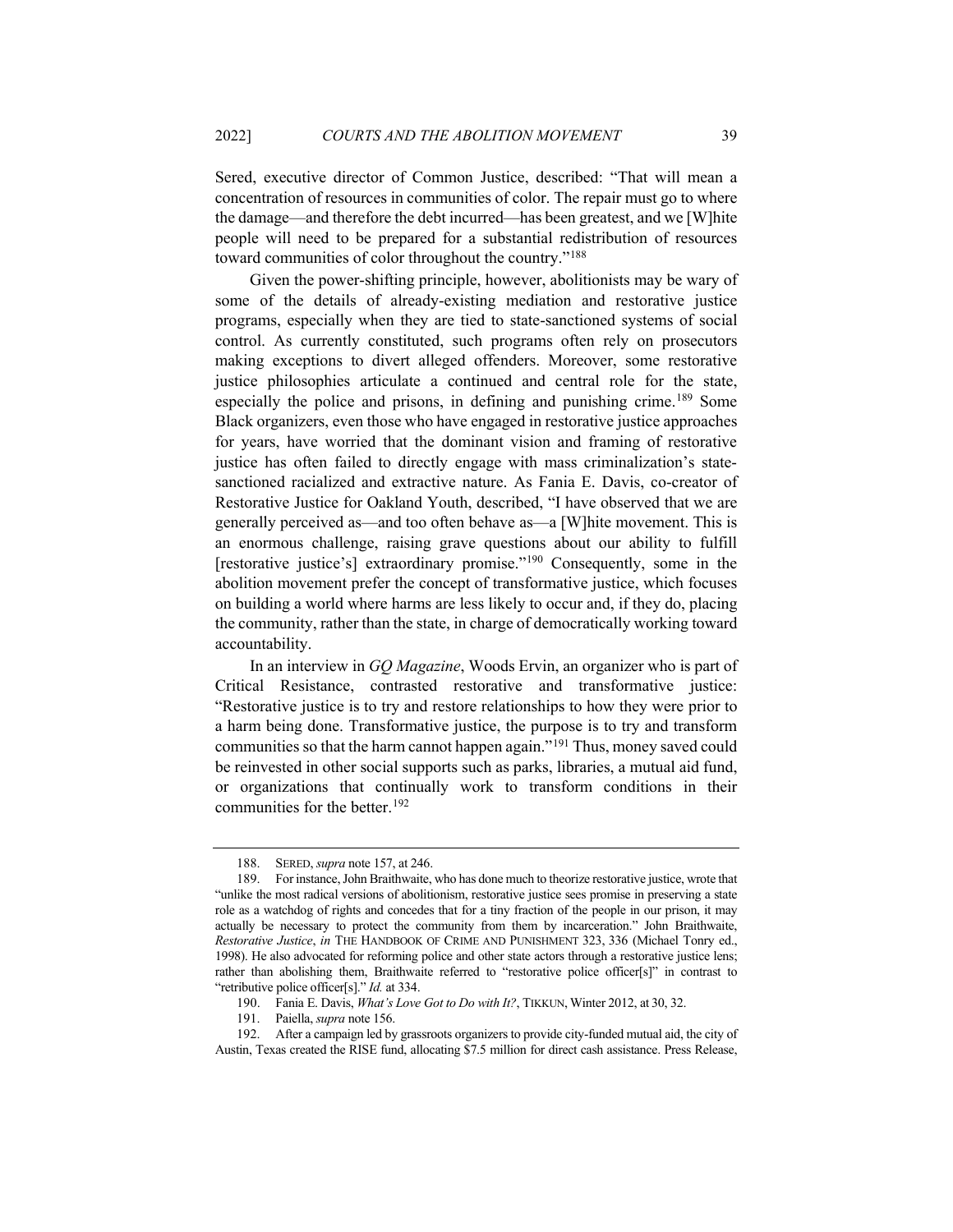Sered, executive director of Common Justice, described: "That will mean a concentration of resources in communities of color. The repair must go to where the damage—and therefore the debt incurred—has been greatest, and we [W]hite people will need to be prepared for a substantial redistribution of resources toward communities of color throughout the country."[188]

Given the power-shifting principle, however, abolitionists may be wary of some of the details of already-existing mediation and restorative justice programs, especially when they are tied to state-sanctioned systems of social control. As currently constituted, such programs often rely on prosecutors making exceptions to divert alleged offenders. Moreover, some restorative justice philosophies articulate a continued and central role for the state, especially the police and prisons, in defining and punishing crime.[189] Some Black organizers, even those who have engaged in restorative justice approaches for years, have worried that the dominant vision and framing of restorative justice has often failed to directly engage with mass criminalization's state-sanctioned racialized and extractive nature. As Fania E. Davis, co-creator of Restorative Justice for Oakland Youth, described, "I have observed that we are generally perceived as—and too often behave as—a [W]hite movement. This is an enormous challenge, raising grave questions about our ability to fulfill [restorative justice's] extraordinary promise."[190] Consequently, some in the abolition movement prefer the concept of transformative justice, which focuses on building a world where harms are less likely to occur and, if they do, placing the community, rather than the state, in charge of democratically working toward accountability.

In an interview in *GQ Magazine*, Woods Ervin, an organizer who is part of Critical Resistance, contrasted restorative and transformative justice: "Restorative justice is to try and restore relationships to how they were prior to a harm being done. Transformative justice, the purpose is to try and transform communities so that the harm cannot happen again."[191] Thus, money saved could be reinvested in other social supports such as parks, libraries, a mutual aid fund, or organizations that continually work to transform conditions in their communities for the better.[192]

---

188. SERED, *supra* note 157, at 246.

189. For instance, John Braithwaite, who has done much to theorize restorative justice, wrote that "unlike the most radical versions of abolitionism, restorative justice sees promise in preserving a state role as a watchdog of rights and concedes that for a tiny fraction of the people in our prison, it may actually be necessary to protect the community from them by incarceration." John Braithwaite, *Restorative Justice*, *in* THE HANDBOOK OF CRIME AND PUNISHMENT 323, 336 (Michael Tonry ed., 1998). He also advocated for reforming police and other state actors through a restorative justice lens; rather than abolishing them, Braithwaite referred to "restorative police officer[s]" in contrast to "retributive police officer[s]." *Id.* at 334.

190. Fania E. Davis, *What's Love Got to Do with It?*, TIKKUN, Winter 2012, at 30, 32.

191. Paiella, *supra* note 156.

192. After a campaign led by grassroots organizers to provide city-funded mutual aid, the city of Austin, Texas created the RISE fund, allocating $7.5 million for direct cash assistance. Press Release,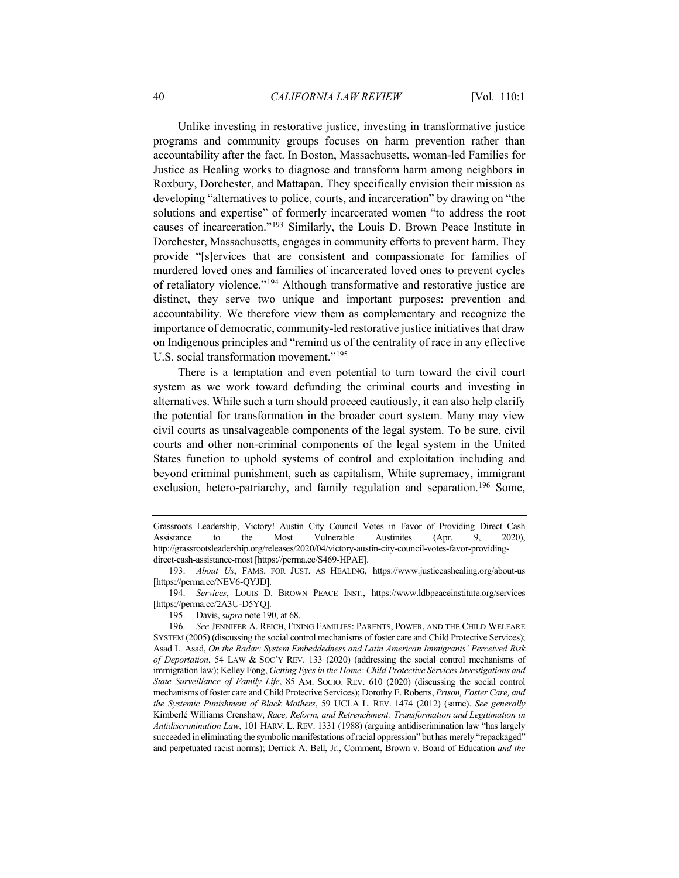Unlike investing in restorative justice, investing in transformative justice programs and community groups focuses on harm prevention rather than accountability after the fact. In Boston, Massachusetts, woman-led Families for Justice as Healing works to diagnose and transform harm among neighbors in Roxbury, Dorchester, and Mattapan. They specifically envision their mission as developing "alternatives to police, courts, and incarceration" by drawing on "the solutions and expertise" of formerly incarcerated women "to address the root causes of incarceration."[193] Similarly, the Louis D. Brown Peace Institute in Dorchester, Massachusetts, engages in community efforts to prevent harm. They provide "[s]ervices that are consistent and compassionate for families of murdered loved ones and families of incarcerated loved ones to prevent cycles of retaliatory violence."[194] Although transformative and restorative justice are distinct, they serve two unique and important purposes: prevention and accountability. We therefore view them as complementary and recognize the importance of democratic, community-led restorative justice initiatives that draw on Indigenous principles and "remind us of the centrality of race in any effective U.S. social transformation movement."[195]

There is a temptation and even potential to turn toward the civil court system as we work toward defunding the criminal courts and investing in alternatives. While such a turn should proceed cautiously, it can also help clarify the potential for transformation in the broader court system. Many may view civil courts as unsalvageable components of the legal system. To be sure, civil courts and other non-criminal components of the legal system in the United States function to uphold systems of control and exploitation including and beyond criminal punishment, such as capitalism, White supremacy, immigrant exclusion, hetero-patriarchy, and family regulation and separation.[196] Some,

---

Grassroots Leadership, Victory! Austin City Council Votes in Favor of Providing Direct Cash Assistance to the Most Vulnerable Austinites (Apr. 9, 2020), http://grassrootsleadership.org/releases/2020/04/victory-austin-city-council-votes-favor-providing-direct-cash-assistance-most [https://perma.cc/S469-HPAE].

193. *About Us*, FAMS. FOR JUST. AS HEALING, https://www.justiceashealing.org/about-us [https://perma.cc/NEV6-QYJD].

194. *Services*, LOUIS D. BROWN PEACE INST., https://www.ldbpeaceinstitute.org/services [https://perma.cc/2A3U-D5YQ].

195. Davis, *supra* note 190, at 68.

196. *See* JENNIFER A. REICH, FIXING FAMILIES: PARENTS, POWER, AND THE CHILD WELFARE SYSTEM (2005) (discussing the social control mechanisms of foster care and Child Protective Services); Asad L. Asad, *On the Radar: System Embeddedness and Latin American Immigrants' Perceived Risk of Deportation*, 54 LAW & SOC'Y REV. 133 (2020) (addressing the social control mechanisms of immigration law); Kelley Fong, *Getting Eyes in the Home: Child Protective Services Investigations and State Surveillance of Family Life*, 85 AM. SOCIO. REV. 610 (2020) (discussing the social control mechanisms of foster care and Child Protective Services); Dorothy E. Roberts, *Prison, Foster Care, and the Systemic Punishment of Black Mothers*, 59 UCLA L. REV. 1474 (2012) (same). *See generally* Kimberlé Williams Crenshaw, *Race, Reform, and Retrenchment: Transformation and Legitimation in Antidiscrimination Law*, 101 HARV. L. REV. 1331 (1988) (arguing antidiscrimination law "has largely succeeded in eliminating the symbolic manifestations of racial oppression" but has merely "repackaged" and perpetuated racist norms); Derrick A. Bell, Jr., Comment, Brown v. Board of Education *and the*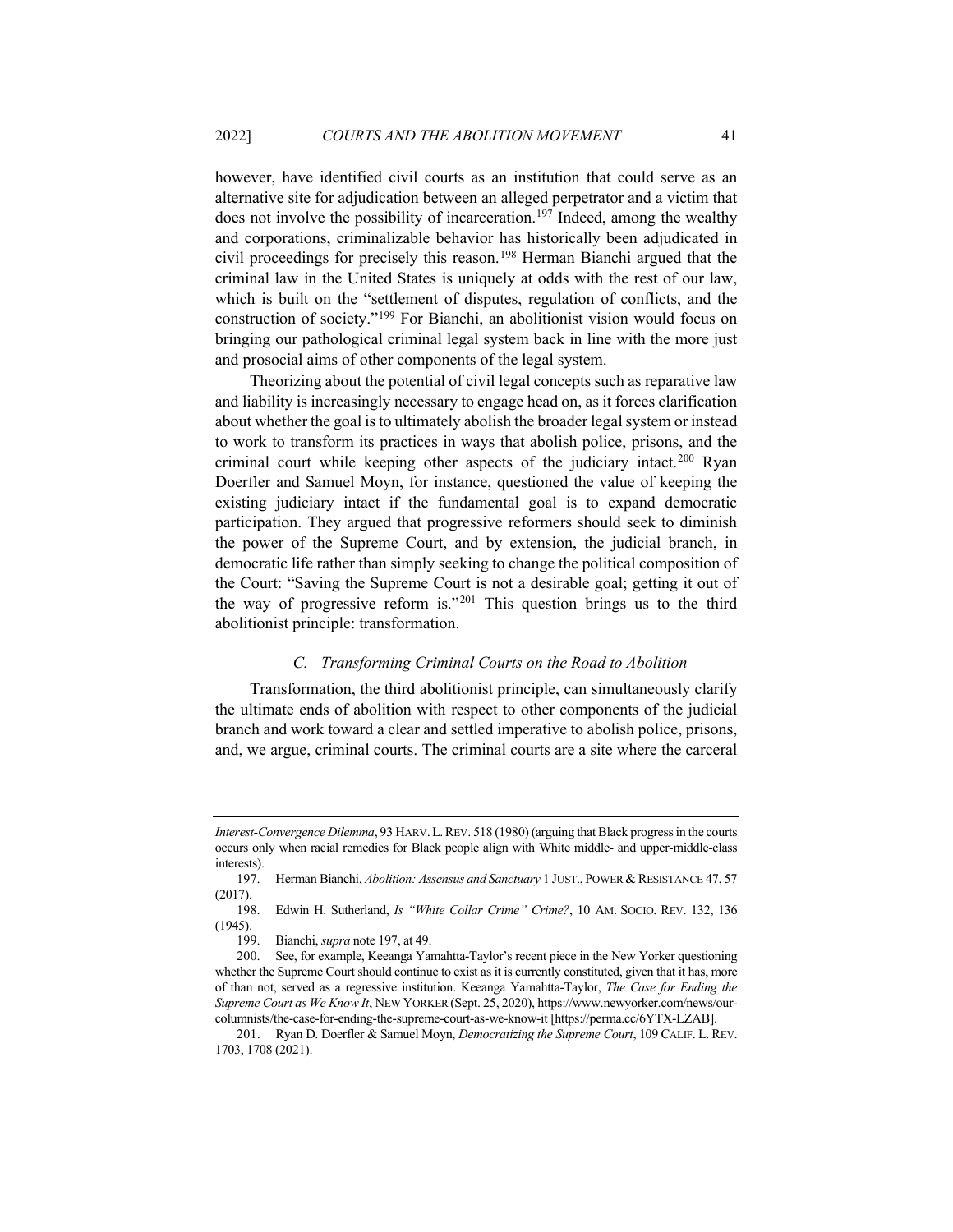however, have identified civil courts as an institution that could serve as an alternative site for adjudication between an alleged perpetrator and a victim that does not involve the possibility of incarceration.[197] Indeed, among the wealthy and corporations, criminalizable behavior has historically been adjudicated in civil proceedings for precisely this reason.[198] Herman Bianchi argued that the criminal law in the United States is uniquely at odds with the rest of our law, which is built on the "settlement of disputes, regulation of conflicts, and the construction of society."[199] For Bianchi, an abolitionist vision would focus on bringing our pathological criminal legal system back in line with the more just and prosocial aims of other components of the legal system.

Theorizing about the potential of civil legal concepts such as reparative law and liability is increasingly necessary to engage head on, as it forces clarification about whether the goal is to ultimately abolish the broader legal system or instead to work to transform its practices in ways that abolish police, prisons, and the criminal court while keeping other aspects of the judiciary intact.[200] Ryan Doerfler and Samuel Moyn, for instance, questioned the value of keeping the existing judiciary intact if the fundamental goal is to expand democratic participation. They argued that progressive reformers should seek to diminish the power of the Supreme Court, and by extension, the judicial branch, in democratic life rather than simply seeking to change the political composition of the Court: "Saving the Supreme Court is not a desirable goal; getting it out of the way of progressive reform is."[201] This question brings us to the third abolitionist principle: transformation.

### *C. Transforming Criminal Courts on the Road to Abolition*

Transformation, the third abolitionist principle, can simultaneously clarify the ultimate ends of abolition with respect to other components of the judicial branch and work toward a clear and settled imperative to abolish police, prisons, and, we argue, criminal courts. The criminal courts are a site where the carceral

---

*Interest-Convergence Dilemma*, 93 HARV. L. REV. 518 (1980) (arguing that Black progress in the courts occurs only when racial remedies for Black people align with White middle- and upper-middle-class interests).

197. Herman Bianchi, *Abolition: Assensus and Sanctuary* 1 JUST., POWER & RESISTANCE 47, 57 (2017).

198. Edwin H. Sutherland, *Is "White Collar Crime" Crime?*, 10 AM. SOCIO. REV. 132, 136 (1945).

199. Bianchi, *supra* note 197, at 49.

200. See, for example, Keeanga Yamahtta-Taylor's recent piece in the New Yorker questioning whether the Supreme Court should continue to exist as it is currently constituted, given that it has, more of than not, served as a regressive institution. Keeanga Yamahtta-Taylor, *The Case for Ending the Supreme Court as We Know It*, NEW YORKER (Sept. 25, 2020), https://www.newyorker.com/news/our-columnists/the-case-for-ending-the-supreme-court-as-we-know-it [https://perma.cc/6YTX-LZAB].

201. Ryan D. Doerfler & Samuel Moyn, *Democratizing the Supreme Court*, 109 CALIF. L. REV. 1703, 1708 (2021).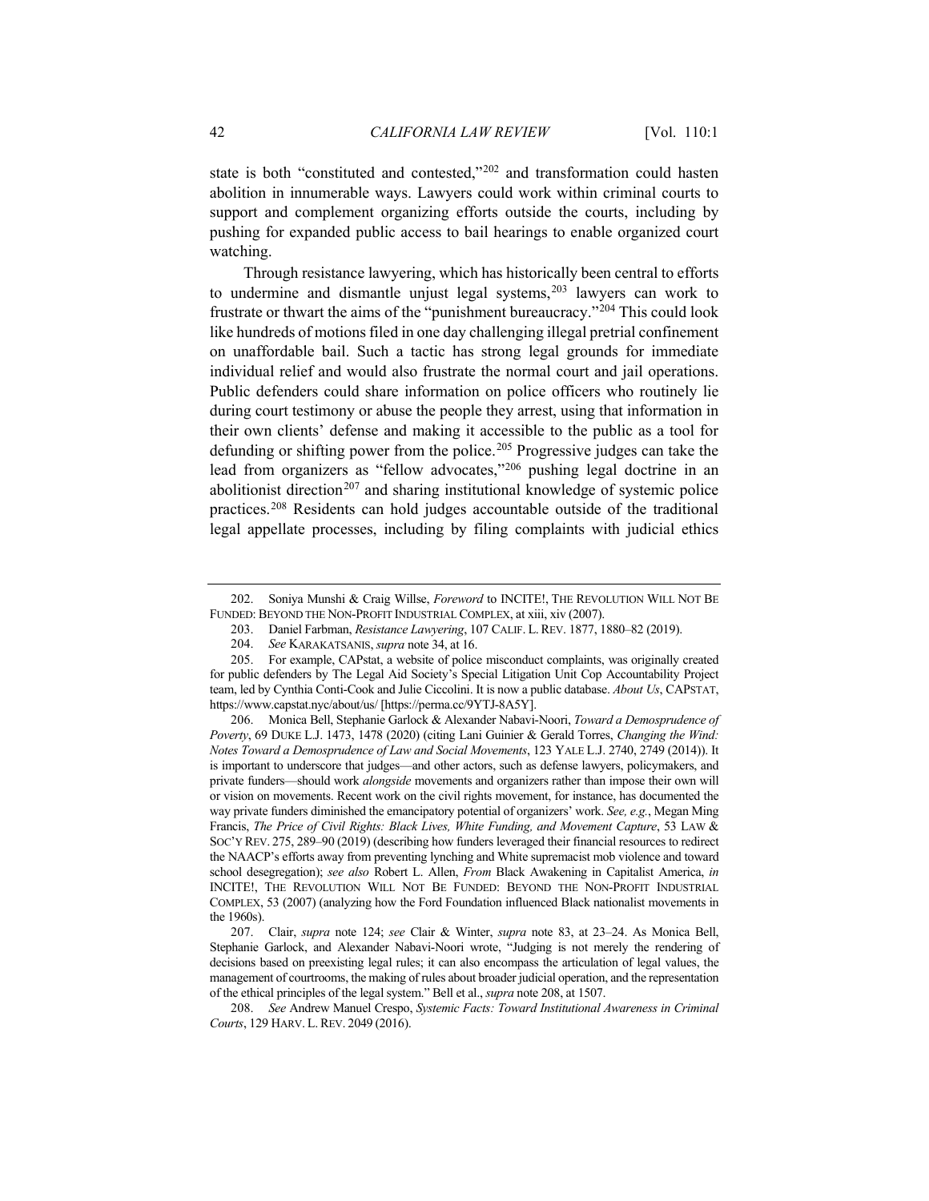state is both "constituted and contested,"[202] and transformation could hasten abolition in innumerable ways. Lawyers could work within criminal courts to support and complement organizing efforts outside the courts, including by pushing for expanded public access to bail hearings to enable organized court watching.

Through resistance lawyering, which has historically been central to efforts to undermine and dismantle unjust legal systems,[203] lawyers can work to frustrate or thwart the aims of the "punishment bureaucracy."[204] This could look like hundreds of motions filed in one day challenging illegal pretrial confinement on unaffordable bail. Such a tactic has strong legal grounds for immediate individual relief and would also frustrate the normal court and jail operations. Public defenders could share information on police officers who routinely lie during court testimony or abuse the people they arrest, using that information in their own clients' defense and making it accessible to the public as a tool for defunding or shifting power from the police.[205] Progressive judges can take the lead from organizers as "fellow advocates,"[206] pushing legal doctrine in an abolitionist direction[207] and sharing institutional knowledge of systemic police practices.[208] Residents can hold judges accountable outside of the traditional legal appellate processes, including by filing complaints with judicial ethics

---

202. Soniya Munshi & Craig Willse, *Foreword* to INCITE!, THE REVOLUTION WILL NOT BE FUNDED: BEYOND THE NON-PROFIT INDUSTRIAL COMPLEX, at xiii, xiv (2007).

203. Daniel Farbman, *Resistance Lawyering*, 107 CALIF. L. REV. 1877, 1880–82 (2019).

204. *See* KARAKATSANIS, *supra* note 34, at 16.

205. For example, CAPstat, a website of police misconduct complaints, was originally created for public defenders by The Legal Aid Society's Special Litigation Unit Cop Accountability Project team, led by Cynthia Conti-Cook and Julie Ciccolini. It is now a public database. *About Us*, CAPSTAT, https://www.capstat.nyc/about/us/ [https://perma.cc/9YTJ-8A5Y].

206. Monica Bell, Stephanie Garlock & Alexander Nabavi-Noori, *Toward a Demosprudence of Poverty*, 69 DUKE L.J. 1473, 1478 (2020) (citing Lani Guinier & Gerald Torres, *Changing the Wind: Notes Toward a Demosprudence of Law and Social Movements*, 123 YALE L.J. 2740, 2749 (2014)). It is important to underscore that judges—and other actors, such as defense lawyers, policymakers, and private funders—should work *alongside* movements and organizers rather than impose their own will or vision on movements. Recent work on the civil rights movement, for instance, has documented the way private funders diminished the emancipatory potential of organizers' work. *See, e.g.*, Megan Ming Francis, *The Price of Civil Rights: Black Lives, White Funding, and Movement Capture*, 53 LAW & SOC'Y REV. 275, 289–90 (2019) (describing how funders leveraged their financial resources to redirect the NAACP's efforts away from preventing lynching and White supremacist mob violence and toward school desegregation); *see also* Robert L. Allen, *From* Black Awakening in Capitalist America, *in* INCITE!, THE REVOLUTION WILL NOT BE FUNDED: BEYOND THE NON-PROFIT INDUSTRIAL COMPLEX, 53 (2007) (analyzing how the Ford Foundation influenced Black nationalist movements in the 1960s).

207. Clair, *supra* note 124; *see* Clair & Winter, *supra* note 83, at 23–24. As Monica Bell, Stephanie Garlock, and Alexander Nabavi-Noori wrote, "Judging is not merely the rendering of decisions based on preexisting legal rules; it can also encompass the articulation of legal values, the management of courtrooms, the making of rules about broader judicial operation, and the representation of the ethical principles of the legal system." Bell et al., *supra* note 208, at 1507.

208. *See* Andrew Manuel Crespo, *Systemic Facts: Toward Institutional Awareness in Criminal Courts*, 129 HARV. L. REV. 2049 (2016).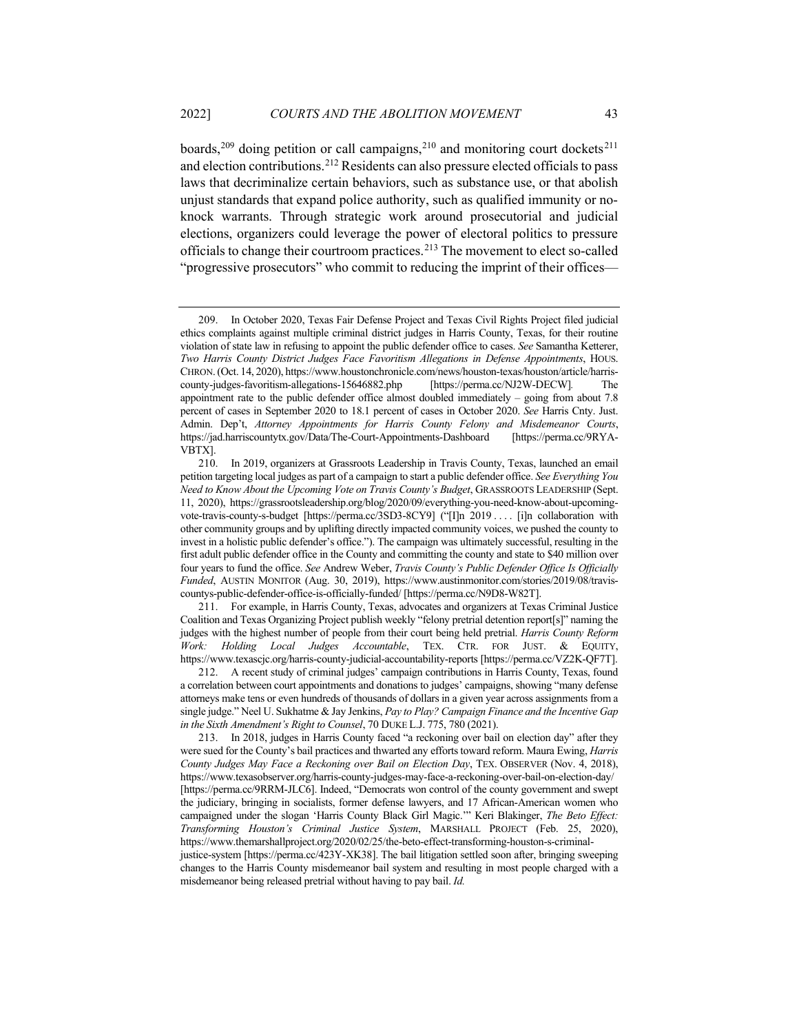boards,[209] doing petition or call campaigns,[210] and monitoring court dockets[211] and election contributions.[212] Residents can also pressure elected officials to pass laws that decriminalize certain behaviors, such as substance use, or that abolish unjust standards that expand police authority, such as qualified immunity or no-knock warrants. Through strategic work around prosecutorial and judicial elections, organizers could leverage the power of electoral politics to pressure officials to change their courtroom practices.[213] The movement to elect so-called "progressive prosecutors" who commit to reducing the imprint of their offices—

---

209. In October 2020, Texas Fair Defense Project and Texas Civil Rights Project filed judicial ethics complaints against multiple criminal district judges in Harris County, Texas, for their routine violation of state law in refusing to appoint the public defender office to cases. *See* Samantha Ketterer, *Two Harris County District Judges Face Favoritism Allegations in Defense Appointments*, HOUS. CHRON. (Oct. 14, 2020), https://www.houstonchronicle.com/news/houston-texas/houston/article/harris-county-judges-favoritism-allegations-15646882.php [https://perma.cc/NJ2W-DECW]. The appointment rate to the public defender office almost doubled immediately – going from about 7.8 percent of cases in September 2020 to 18.1 percent of cases in October 2020. *See* Harris Cnty. Just. Admin. Dep't, *Attorney Appointments for Harris County Felony and Misdemeanor Courts*, https://jad.harriscountytx.gov/Data/The-Court-Appointments-Dashboard [https://perma.cc/9RYA-VBTX].

210. In 2019, organizers at Grassroots Leadership in Travis County, Texas, launched an email petition targeting local judges as part of a campaign to start a public defender office. *See Everything You Need to Know About the Upcoming Vote on Travis County's Budget*, GRASSROOTS LEADERSHIP (Sept. 11, 2020), https://grassrootsleadership.org/blog/2020/09/everything-you-need-know-about-upcoming-vote-travis-county-s-budget [https://perma.cc/3SD3-8CY9] ("[I]n 2019 . . . . [i]n collaboration with other community groups and by uplifting directly impacted community voices, we pushed the county to invest in a holistic public defender's office."). The campaign was ultimately successful, resulting in the first adult public defender office in the County and committing the county and state to $40 million over four years to fund the office. *See* Andrew Weber, *Travis County's Public Defender Office Is Officially Funded*, AUSTIN MONITOR (Aug. 30, 2019), https://www.austinmonitor.com/stories/2019/08/travis-countys-public-defender-office-is-officially-funded/ [https://perma.cc/N9D8-W82T].

211. For example, in Harris County, Texas, advocates and organizers at Texas Criminal Justice Coalition and Texas Organizing Project publish weekly "felony pretrial detention report[s]" naming the judges with the highest number of people from their court being held pretrial. *Harris County Reform Work: Holding Local Judges Accountable*, TEX. CTR. FOR JUST. & EQUITY, https://www.texascjc.org/harris-county-judicial-accountability-reports [https://perma.cc/VZ2K-QF7T].

212. A recent study of criminal judges' campaign contributions in Harris County, Texas, found a correlation between court appointments and donations to judges' campaigns, showing "many defense attorneys make tens or even hundreds of thousands of dollars in a given year across assignments from a single judge." Neel U. Sukhatme & Jay Jenkins, *Pay to Play? Campaign Finance and the Incentive Gap in the Sixth Amendment's Right to Counsel*, 70 DUKE L.J. 775, 780 (2021).

213. In 2018, judges in Harris County faced "a reckoning over bail on election day" after they were sued for the County's bail practices and thwarted any efforts toward reform. Maura Ewing, *Harris County Judges May Face a Reckoning over Bail on Election Day*, TEX. OBSERVER (Nov. 4, 2018), https://www.texasobserver.org/harris-county-judges-may-face-a-reckoning-over-bail-on-election-day/ [https://perma.cc/9RRM-JLC6]. Indeed, "Democrats won control of the county government and swept the judiciary, bringing in socialists, former defense lawyers, and 17 African-American women who campaigned under the slogan 'Harris County Black Girl Magic.'" Keri Blakinger, *The Beto Effect: Transforming Houston's Criminal Justice System*, MARSHALL PROJECT (Feb. 25, 2020), https://www.themarshallproject.org/2020/02/25/the-beto-effect-transforming-houston-s-criminal-justice-system [https://perma.cc/423Y-XK38]. The bail litigation settled soon after, bringing sweeping changes to the Harris County misdemeanor bail system and resulting in most people charged with a misdemeanor being released pretrial without having to pay bail. *Id.*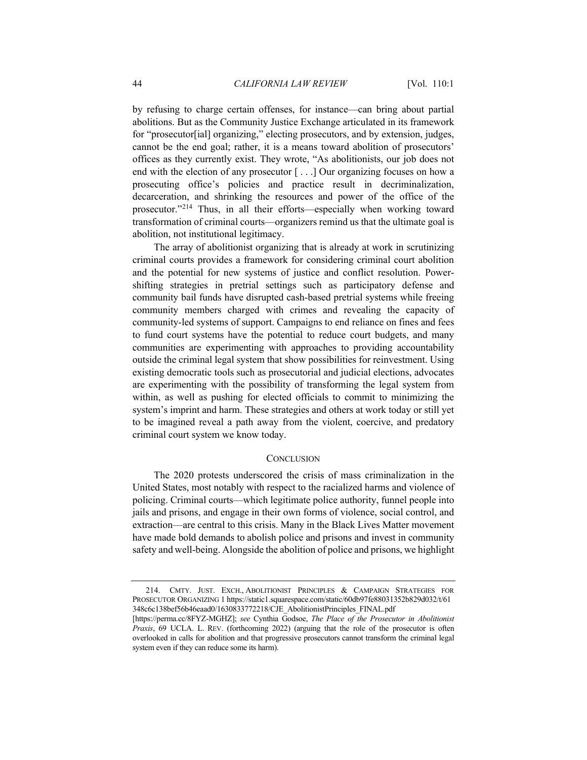by refusing to charge certain offenses, for instance—can bring about partial abolitions. But as the Community Justice Exchange articulated in its framework for "prosecutor[ial] organizing," electing prosecutors, and by extension, judges, cannot be the end goal; rather, it is a means toward abolition of prosecutors' offices as they currently exist. They wrote, "As abolitionists, our job does not end with the election of any prosecutor [ . . .] Our organizing focuses on how a prosecuting office's policies and practice result in decriminalization, decarceration, and shrinking the resources and power of the office of the prosecutor."[214] Thus, in all their efforts—especially when working toward transformation of criminal courts—organizers remind us that the ultimate goal is abolition, not institutional legitimacy.

The array of abolitionist organizing that is already at work in scrutinizing criminal courts provides a framework for considering criminal court abolition and the potential for new systems of justice and conflict resolution. Power-shifting strategies in pretrial settings such as participatory defense and community bail funds have disrupted cash-based pretrial systems while freeing community members charged with crimes and revealing the capacity of community-led systems of support. Campaigns to end reliance on fines and fees to fund court systems have the potential to reduce court budgets, and many communities are experimenting with approaches to providing accountability outside the criminal legal system that show possibilities for reinvestment. Using existing democratic tools such as prosecutorial and judicial elections, advocates are experimenting with the possibility of transforming the legal system from within, as well as pushing for elected officials to commit to minimizing the system's imprint and harm. These strategies and others at work today or still yet to be imagined reveal a path away from the violent, coercive, and predatory criminal court system we know today.

## CONCLUSION

The 2020 protests underscored the crisis of mass criminalization in the United States, most notably with respect to the racialized harms and violence of policing. Criminal courts—which legitimate police authority, funnel people into jails and prisons, and engage in their own forms of violence, social control, and extraction—are central to this crisis. Many in the Black Lives Matter movement have made bold demands to abolish police and prisons and invest in community safety and well-being. Alongside the abolition of police and prisons, we highlight

---

214. CMTY. JUST. EXCH., ABOLITIONIST PRINCIPLES & CAMPAIGN STRATEGIES FOR PROSECUTOR ORGANIZING 1 https://static1.squarespace.com/static/60db97fe88031352b829d032/t/61348c6c138bef56b46eaad0/1630833772218/CJE_AbolitionistPrinciples_FINAL.pdf [https://perma.cc/8FYZ-MGHZ]; *see* Cynthia Godsoe, *The Place of the Prosecutor in Abolitionist Praxis*, 69 UCLA. L. REV. (forthcoming 2022) (arguing that the role of the prosecutor is often overlooked in calls for abolition and that progressive prosecutors cannot transform the criminal legal system even if they can reduce some its harm).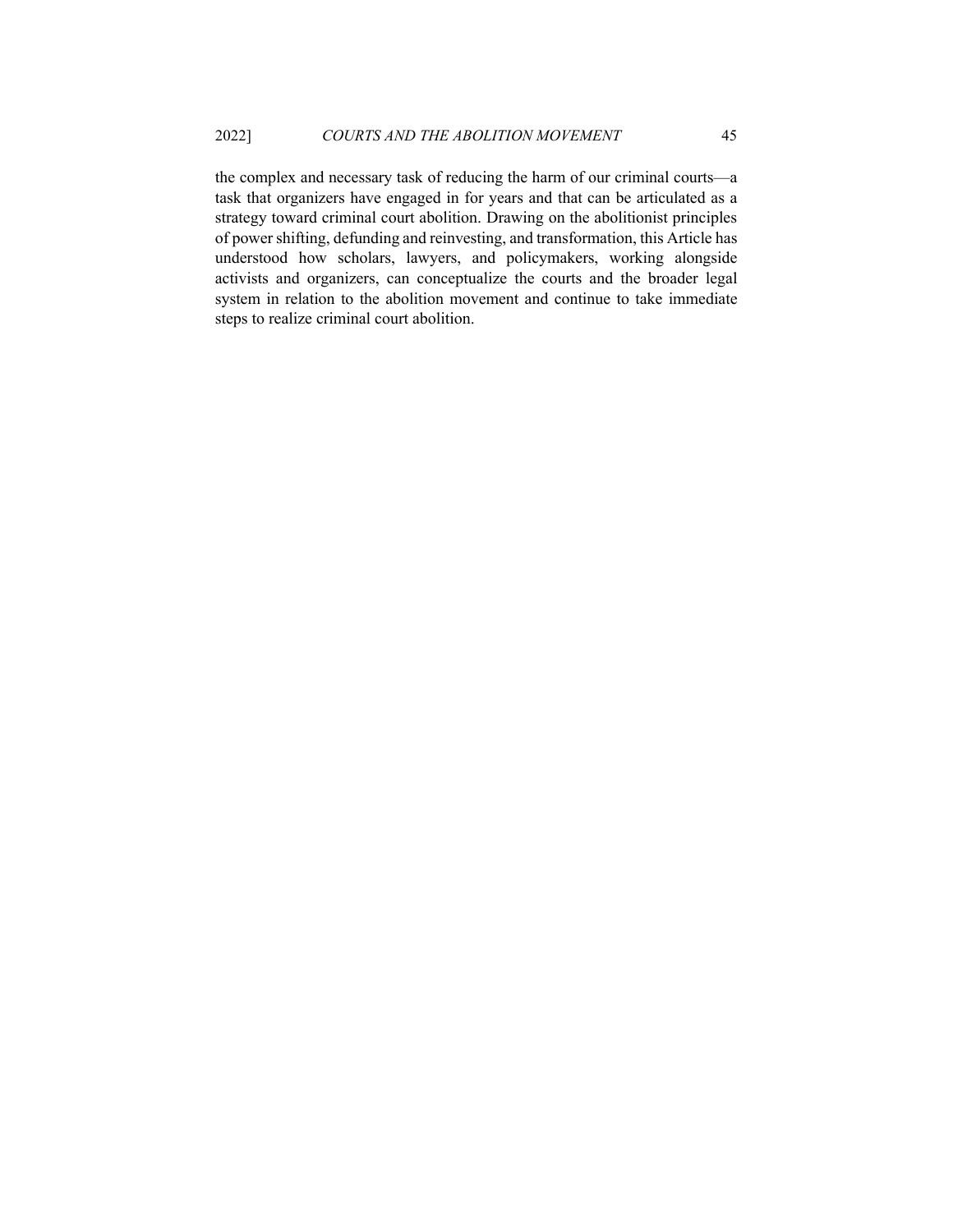the complex and necessary task of reducing the harm of our criminal courts—a task that organizers have engaged in for years and that can be articulated as a strategy toward criminal court abolition. Drawing on the abolitionist principles of power shifting, defunding and reinvesting, and transformation, this Article has understood how scholars, lawyers, and policymakers, working alongside activists and organizers, can conceptualize the courts and the broader legal system in relation to the abolition movement and continue to take immediate steps to realize criminal court abolition.